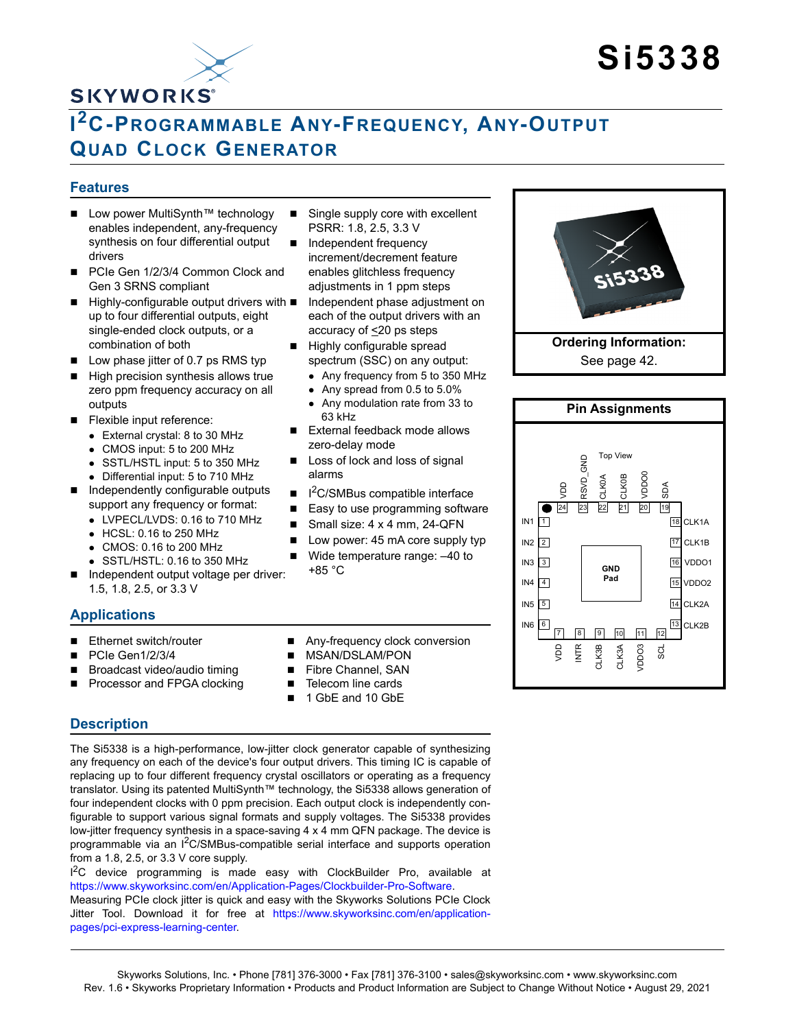# Si5338

# I²C-Programmable Any-Frequency, Any-Output Quad Clock Generator

## Features

- Low power MultiSynth™ technology enables independent, any-frequency synthesis on four differential output drivers
- PCIe Gen 1/2/3/4 Common Clock and Gen 3 SRNS compliant
- Highly-configurable output drivers with up to four differential outputs, eight single-ended clock outputs, or a combination of both
- Low phase jitter of 0.7 ps RMS typ
- High precision synthesis allows true zero ppm frequency accuracy on all outputs
- Flexible input reference:
  - External crystal: 8 to 30 MHz
  - CMOS input: 5 to 200 MHz
  - SSTL/HSTL input: 5 to 350 MHz
  - Differential input: 5 to 710 MHz
- Independently configurable outputs support any frequency or format:
  - LVPECL/LVDS: 0.16 to 710 MHz
  - HCSL: 0.16 to 250 MHz
  - CMOS: 0.16 to 200 MHz
  - SSTL/HSTL: 0.16 to 350 MHz
- Independent output voltage per driver: 1.5, 1.8, 2.5, or 3.3 V
- Single supply core with excellent PSRR: 1.8, 2.5, 3.3 V
- Independent frequency increment/decrement feature enables glitchless frequency adjustments in 1 ppm steps
- Independent phase adjustment on each of the output drivers with an accuracy of ≤20 ps steps
- Highly configurable spread spectrum (SSC) on any output:
  - Any frequency from 5 to 350 MHz
  - Any spread from 0.5 to 5.0%
  - Any modulation rate from 33 to 63 kHz
- External feedback mode allows zero-delay mode
- Loss of lock and loss of signal alarms
- I²C/SMBus compatible interface
- Easy to use programming software
- Small size: 4 x 4 mm, 24-QFN
- Low power: 45 mA core supply typ
- Wide temperature range: –40 to +85 °C

**Ordering Information:**
See page 42.

**Pin Assignments**

Top View

| Pin | Name | Pin | Name |
|---|---|---|---|
| 1 | IN1 | 13 | CLK2B |
| 2 | IN2 | 14 | CLK2A |
| 3 | IN3 | 15 | VDDO2 |
| 4 | IN4 | 16 | VDDO1 |
| 5 | IN5 | 17 | CLK1B |
| 6 | IN6 | 18 | CLK1A |
| 7 | VDD | 19 | SDA |
| 8 | INTR | 20 | VDDO0 |
| 9 | CLK3B | 21 | CLK0B |
| 10 | CLK3A | 22 | CLK0A |
| 11 | VDDO3 | 23 | RSVD_GND |
| 12 | SCL | 24 | VDD |
| | | | GND Pad |

## Applications

- Ethernet switch/router
- PCIe Gen1/2/3/4
- Broadcast video/audio timing
- Processor and FPGA clocking
- Any-frequency clock conversion
- MSAN/DSLAM/PON
- Fibre Channel, SAN
- Telecom line cards
- 1 GbE and 10 GbE

## Description

The Si5338 is a high-performance, low-jitter clock generator capable of synthesizing any frequency on each of the device's four output drivers. This timing IC is capable of replacing up to four different frequency crystal oscillators or operating as a frequency translator. Using its patented MultiSynth™ technology, the Si5338 allows generation of four independent clocks with 0 ppm precision. Each output clock is independently configurable to support various signal formats and supply voltages. The Si5338 provides low-jitter frequency synthesis in a space-saving 4 x 4 mm QFN package. The device is programmable via an I²C/SMBus-compatible serial interface and supports operation from a 1.8, 2.5, or 3.3 V core supply.

I²C device programming is made easy with ClockBuilder Pro, available at https://www.skyworksinc.com/en/Application-Pages/Clockbuilder-Pro-Software.

Measuring PCIe clock jitter is quick and easy with the Skyworks Solutions PCIe Clock Jitter Tool. Download it for free at https://www.skyworksinc.com/en/application-pages/pci-express-learning-center.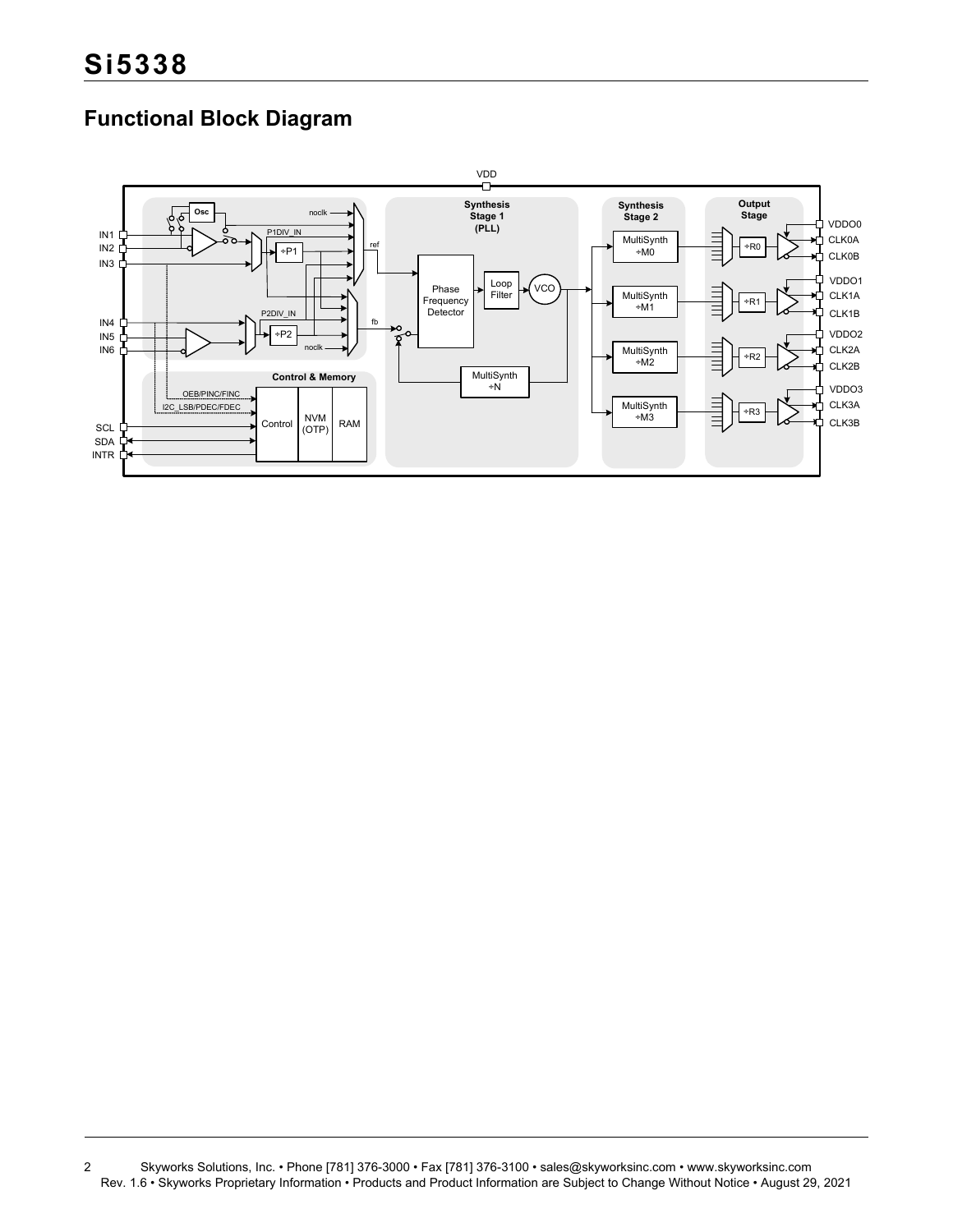## Functional Block Diagram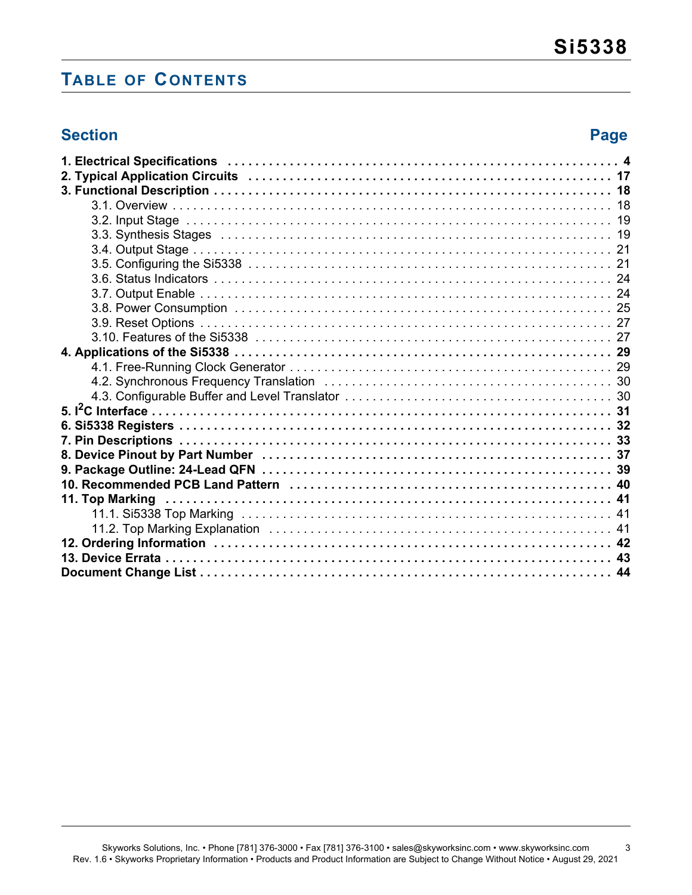## Table of Contents

| Section | Page |
|---|---|
| **1. Electrical Specifications** | **4** |
| **2. Typical Application Circuits** | **17** |
| **3. Functional Description** | **18** |
| 3.1. Overview | 18 |
| 3.2. Input Stage | 19 |
| 3.3. Synthesis Stages | 19 |
| 3.4. Output Stage | 21 |
| 3.5. Configuring the Si5338 | 21 |
| 3.6. Status Indicators | 24 |
| 3.7. Output Enable | 24 |
| 3.8. Power Consumption | 25 |
| 3.9. Reset Options | 27 |
| 3.10. Features of the Si5338 | 27 |
| **4. Applications of the Si5338** | **29** |
| 4.1. Free-Running Clock Generator | 29 |
| 4.2. Synchronous Frequency Translation | 30 |
| 4.3. Configurable Buffer and Level Translator | 30 |
| **5. I$^2$C Interface** | **31** |
| **6. Si5338 Registers** | **32** |
| **7. Pin Descriptions** | **33** |
| **8. Device Pinout by Part Number** | **37** |
| **9. Package Outline: 24-Lead QFN** | **39** |
| **10. Recommended PCB Land Pattern** | **40** |
| **11. Top Marking** | **41** |
| 11.1. Si5338 Top Marking | 41 |
| 11.2. Top Marking Explanation | 41 |
| **12. Ordering Information** | **42** |
| **13. Device Errata** | **43** |
| **Document Change List** | **44** |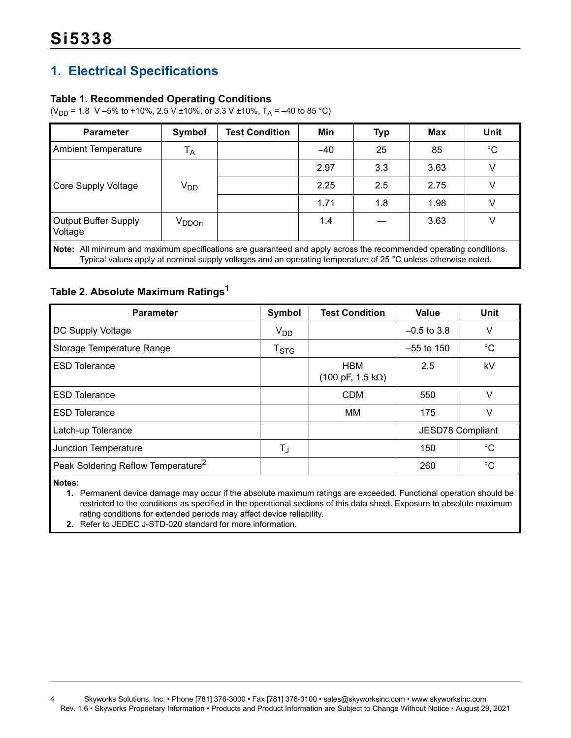# 1. Electrical Specifications

### Table 1. Recommended Operating Conditions

($V_{DD}$ = 1.8 V –5% to +10%, 2.5 V ±10%, or 3.3 V ±10%, $T_A$ = –40 to 85 °C)

| Parameter | Symbol | Test Condition | Min | Typ | Max | Unit |
|---|---|---|---|---|---|---|
| Ambient Temperature | $T_A$ | | –40 | 25 | 85 | °C |
| Core Supply Voltage | $V_{DD}$ | | 2.97 | 3.3 | 3.63 | V |
| | | | 2.25 | 2.5 | 2.75 | V |
| | | | 1.71 | 1.8 | 1.98 | V |
| Output Buffer Supply Voltage | $V_{DDOn}$ | | 1.4 | — | 3.63 | V |

**Note:** All minimum and maximum specifications are guaranteed and apply across the recommended operating conditions. Typical values apply at nominal supply voltages and an operating temperature of 25 °C unless otherwise noted.

### Table 2. Absolute Maximum Ratings[1]

| Parameter | Symbol | Test Condition | Value | Unit |
|---|---|---|---|---|
| DC Supply Voltage | $V_{DD}$ | | –0.5 to 3.8 | V |
| Storage Temperature Range | $T_{STG}$ | | –55 to 150 | °C |
| ESD Tolerance | | HBM (100 pF, 1.5 kΩ) | 2.5 | kV |
| ESD Tolerance | | CDM | 550 | V |
| ESD Tolerance | | MM | 175 | V |
| Latch-up Tolerance | | | JESD78 Compliant | |
| Junction Temperature | $T_J$ | | 150 | °C |
| Peak Soldering Reflow Temperature[2] | | | 260 | °C |

**Notes:**

1. Permanent device damage may occur if the absolute maximum ratings are exceeded. Functional operation should be restricted to the conditions as specified in the operational sections of this data sheet. Exposure to absolute maximum rating conditions for extended periods may affect device reliability.
2. Refer to JEDEC J-STD-020 standard for more information.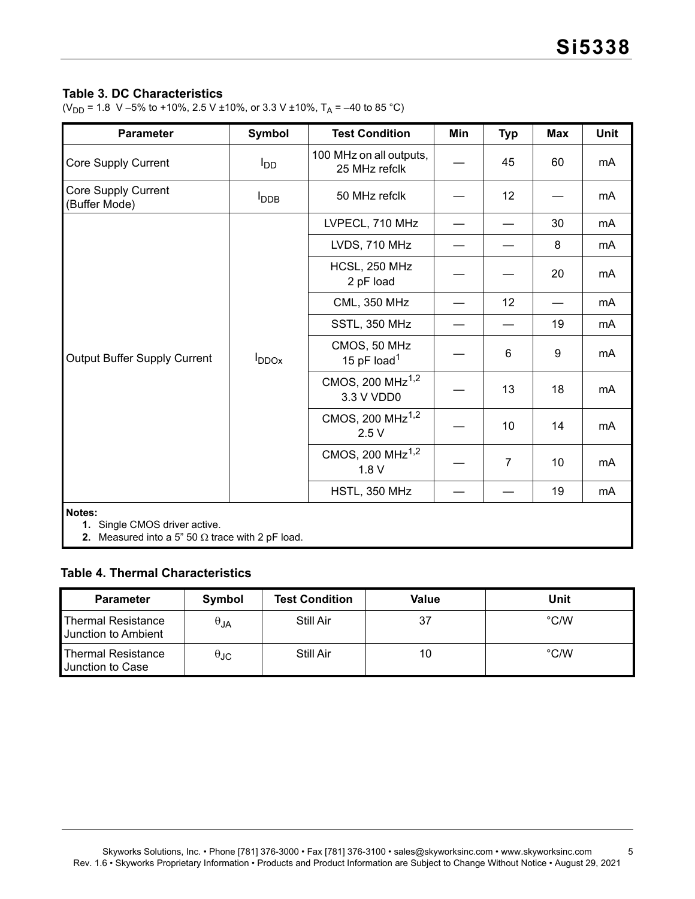### Table 3. DC Characteristics

($V_{DD}$ = 1.8 V –5% to +10%, 2.5 V ±10%, or 3.3 V ±10%, $T_A$ = –40 to 85 °C)

| Parameter | Symbol | Test Condition | Min | Typ | Max | Unit |
|---|---|---|---|---|---|---|
| Core Supply Current | $I_{DD}$ | 100 MHz on all outputs, 25 MHz refclk | — | 45 | 60 | mA |
| Core Supply Current (Buffer Mode) | $I_{DDB}$ | 50 MHz refclk | — | 12 | — | mA |
| Output Buffer Supply Current | $I_{DDOx}$ | LVPECL, 710 MHz | — | — | 30 | mA |
| | | LVDS, 710 MHz | — | — | 8 | mA |
| | | HCSL, 250 MHz 2 pF load | — | — | 20 | mA |
| | | CML, 350 MHz | — | 12 | — | mA |
| | | SSTL, 350 MHz | — | — | 19 | mA |
| | | CMOS, 50 MHz 15 pF load[1] | — | 6 | 9 | mA |
| | | CMOS, 200 MHz[1,2] 3.3 V VDD0 | — | 13 | 18 | mA |
| | | CMOS, 200 MHz[1,2] 2.5 V | — | 10 | 14 | mA |
| | | CMOS, 200 MHz[1,2] 1.8 V | — | 7 | 10 | mA |
| | | HSTL, 350 MHz | — | — | 19 | mA |

**Notes:**

1. Single CMOS driver active.
2. Measured into a 5" 50 Ω trace with 2 pF load.

### Table 4. Thermal Characteristics

| Parameter | Symbol | Test Condition | Value | Unit |
|---|---|---|---|---|
| Thermal Resistance Junction to Ambient | $\theta_{JA}$ | Still Air | 37 | °C/W |
| Thermal Resistance Junction to Case | $\theta_{JC}$ | Still Air | 10 | °C/W |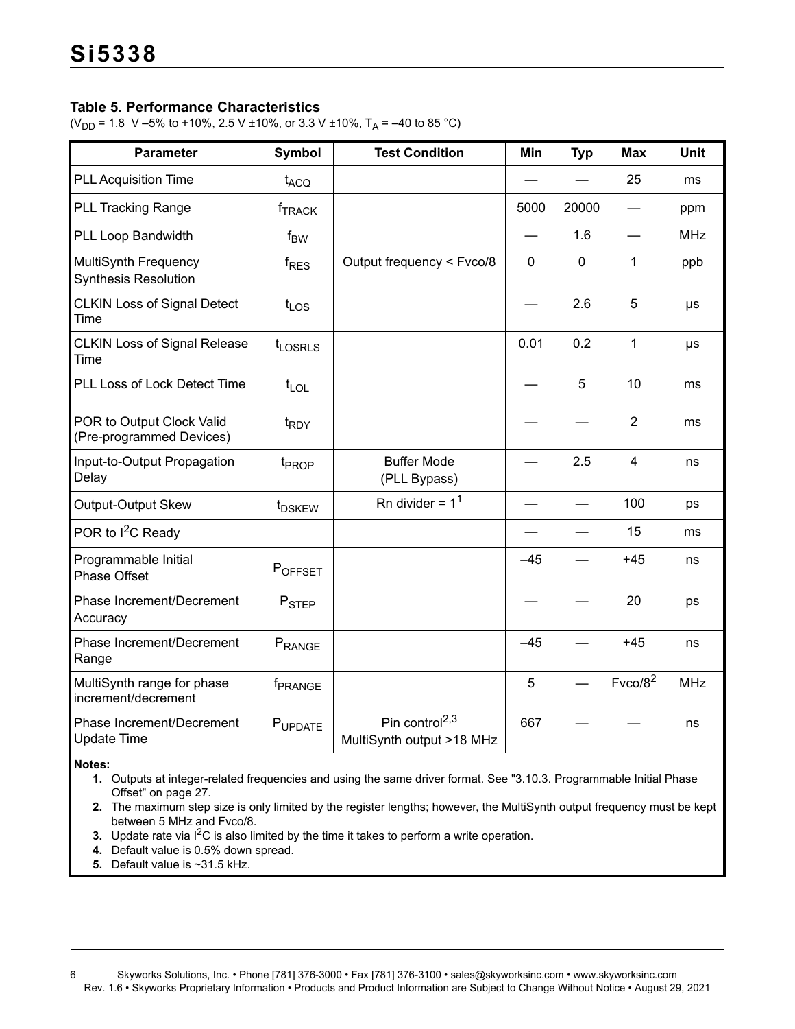### Table 5. Performance Characteristics

($V_{DD}$ = 1.8 V –5% to +10%, 2.5 V ±10%, or 3.3 V ±10%, $T_A$ = –40 to 85 °C)

| Parameter | Symbol | Test Condition | Min | Typ | Max | Unit |
|---|---|---|---|---|---|---|
| PLL Acquisition Time | $t_{ACQ}$ | | — | — | 25 | ms |
| PLL Tracking Range | $f_{TRACK}$ | | 5000 | 20000 | — | ppm |
| PLL Loop Bandwidth | $f_{BW}$ | | — | 1.6 | — | MHz |
| MultiSynth Frequency Synthesis Resolution | $f_{RES}$ | Output frequency ≤ Fvco/8 | 0 | 0 | 1 | ppb |
| CLKIN Loss of Signal Detect Time | $t_{LOS}$ | | — | 2.6 | 5 | µs |
| CLKIN Loss of Signal Release Time | $t_{LOSRLS}$ | | 0.01 | 0.2 | 1 | µs |
| PLL Loss of Lock Detect Time | $t_{LOL}$ | | — | 5 | 10 | ms |
| POR to Output Clock Valid (Pre-programmed Devices) | $t_{RDY}$ | | — | — | 2 | ms |
| Input-to-Output Propagation Delay | $t_{PROP}$ | Buffer Mode (PLL Bypass) | — | 2.5 | 4 | ns |
| Output-Output Skew | $t_{DSKEW}$ | Rn divider = 1[1] | — | — | 100 | ps |
| POR to $I^2C$ Ready | | | — | — | 15 | ms |
| Programmable Initial Phase Offset | $P_{OFFSET}$ | | –45 | — | +45 | ns |
| Phase Increment/Decrement Accuracy | $P_{STEP}$ | | — | — | 20 | ps |
| Phase Increment/Decrement Range | $P_{RANGE}$ | | –45 | — | +45 | ns |
| MultiSynth range for phase increment/decrement | $f_{PRANGE}$ | | 5 | — | Fvco/8[2] | MHz |
| Phase Increment/Decrement Update Time | $P_{UPDATE}$ | Pin control[2,3] MultiSynth output >18 MHz | 667 | — | — | ns |

**Notes:**

1. Outputs at integer-related frequencies and using the same driver format. See "3.10.3. Programmable Initial Phase Offset" on page 27.
2. The maximum step size is only limited by the register lengths; however, the MultiSynth output frequency must be kept between 5 MHz and Fvco/8.
3. Update rate via $I^2C$ is also limited by the time it takes to perform a write operation.
4. Default value is 0.5% down spread.
5. Default value is ~31.5 kHz.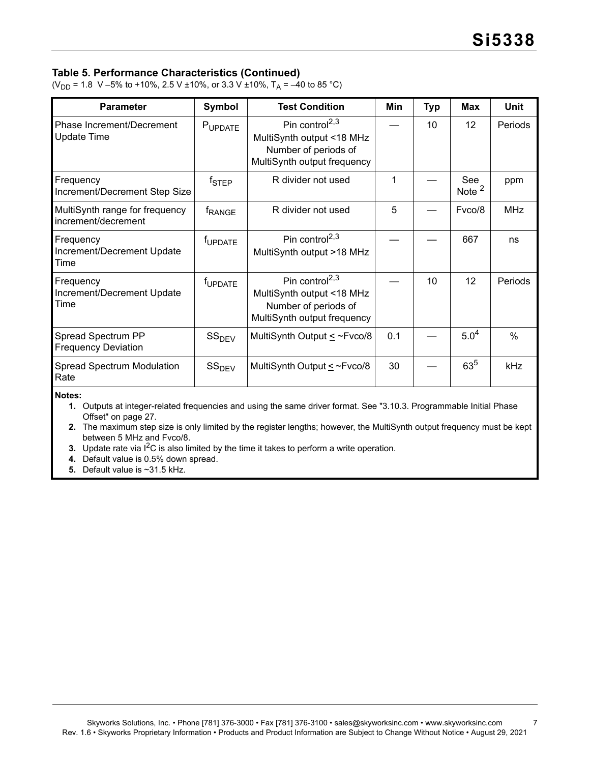### Table 5. Performance Characteristics (Continued)

($V_{DD}$ = 1.8 V –5% to +10%, 2.5 V ±10%, or 3.3 V ±10%, $T_A$ = –40 to 85 °C)

| Parameter | Symbol | Test Condition | Min | Typ | Max | Unit |
|---|---|---|---|---|---|---|
| Phase Increment/Decrement Update Time | $P_{UPDATE}$ | Pin control[2,3] MultiSynth output <18 MHz Number of periods of MultiSynth output frequency | — | 10 | 12 | Periods |
| Frequency Increment/Decrement Step Size | $f_{STEP}$ | R divider not used | 1 | — | See Note [2] | ppm |
| MultiSynth range for frequency increment/decrement | $f_{RANGE}$ | R divider not used | 5 | — | Fvco/8 | MHz |
| Frequency Increment/Decrement Update Time | $f_{UPDATE}$ | Pin control[2,3] MultiSynth output >18 MHz | — | — | 667 | ns |
| Frequency Increment/Decrement Update Time | $f_{UPDATE}$ | Pin control[2,3] MultiSynth output <18 MHz Number of periods of MultiSynth output frequency | — | 10 | 12 | Periods |
| Spread Spectrum PP Frequency Deviation | $SS_{DEV}$ | MultiSynth Output ≤ ~Fvco/8 | 0.1 | — | 5.0[4] | % |
| Spread Spectrum Modulation Rate | $SS_{DEV}$ | MultiSynth Output ≤ ~Fvco/8 | 30 | — | 63[5] | kHz |

**Notes:**

1. Outputs at integer-related frequencies and using the same driver format. See "3.10.3. Programmable Initial Phase Offset" on page 27.
2. The maximum step size is only limited by the register lengths; however, the MultiSynth output frequency must be kept between 5 MHz and Fvco/8.
3. Update rate via $I^2C$ is also limited by the time it takes to perform a write operation.
4. Default value is 0.5% down spread.
5. Default value is ~31.5 kHz.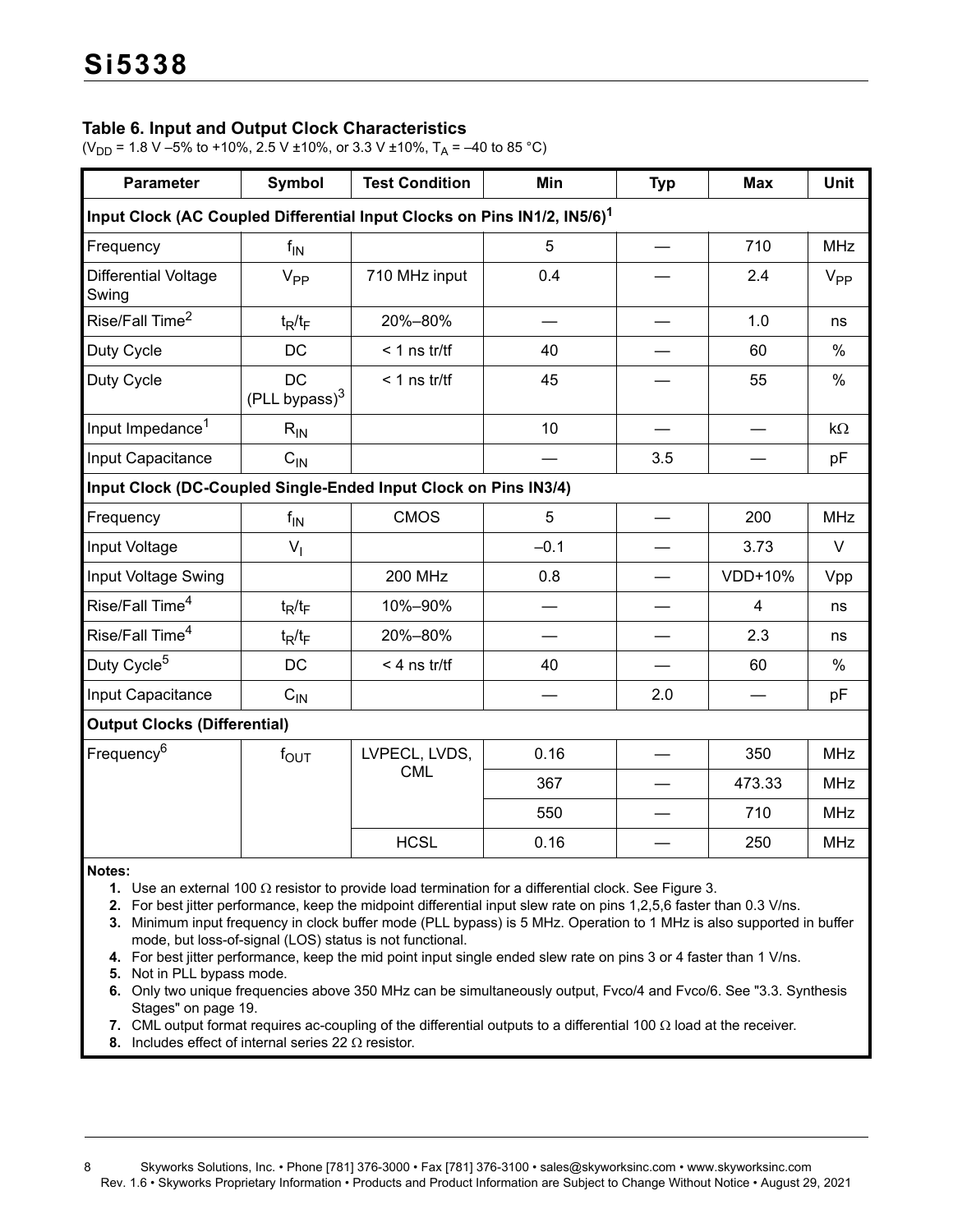## Table 6. Input and Output Clock Characteristics

($V_{DD}$ = 1.8 V –5% to +10%, 2.5 V ±10%, or 3.3 V ±10%, $T_A$ = –40 to 85 °C)

| Parameter | Symbol | Test Condition | Min | Typ | Max | Unit |
|---|---|---|---|---|---|---|
| **Input Clock (AC Coupled Differential Input Clocks on Pins IN1/2, IN5/6)[1]** | | | | | | |
| Frequency | $f_{IN}$ | | 5 | — | 710 | MHz |
| Differential Voltage Swing | $V_{PP}$ | 710 MHz input | 0.4 | — | 2.4 | $V_{PP}$ |
| Rise/Fall Time[2] | $t_R/t_F$ | 20%–80% | — | — | 1.0 | ns |
| Duty Cycle | DC | < 1 ns tr/tf | 40 | — | 60 | % |
| Duty Cycle | DC (PLL bypass)[3] | < 1 ns tr/tf | 45 | — | 55 | % |
| Input Impedance[1] | $R_{IN}$ | | 10 | — | — | kΩ |
| Input Capacitance | $C_{IN}$ | | — | 3.5 | — | pF |
| **Input Clock (DC-Coupled Single-Ended Input Clock on Pins IN3/4)** | | | | | | |
| Frequency | $f_{IN}$ | CMOS | 5 | — | 200 | MHz |
| Input Voltage | $V_I$ | | –0.1 | — | 3.73 | V |
| Input Voltage Swing | | 200 MHz | 0.8 | — | VDD+10% | Vpp |
| Rise/Fall Time[4] | $t_R/t_F$ | 10%–90% | — | — | 4 | ns |
| Rise/Fall Time[4] | $t_R/t_F$ | 20%–80% | — | — | 2.3 | ns |
| Duty Cycle[5] | DC | < 4 ns tr/tf | 40 | — | 60 | % |
| Input Capacitance | $C_{IN}$ | | — | 2.0 | — | pF |
| **Output Clocks (Differential)** | | | | | | |
| Frequency[6] | $f_{OUT}$ | LVPECL, LVDS, CML | 0.16 | — | 350 | MHz |
| | | | 367 | — | 473.33 | MHz |
| | | | 550 | — | 710 | MHz |
| | | HCSL | 0.16 | — | 250 | MHz |

**Notes:**

1. Use an external 100 Ω resistor to provide load termination for a differential clock. See Figure 3.
2. For best jitter performance, keep the midpoint differential input slew rate on pins 1,2,5,6 faster than 0.3 V/ns.
3. Minimum input frequency in clock buffer mode (PLL bypass) is 5 MHz. Operation to 1 MHz is also supported in buffer mode, but loss-of-signal (LOS) status is not functional.
4. For best jitter performance, keep the mid point input single ended slew rate on pins 3 or 4 faster than 1 V/ns.
5. Not in PLL bypass mode.
6. Only two unique frequencies above 350 MHz can be simultaneously output, Fvco/4 and Fvco/6. See "3.3. Synthesis Stages" on page 19.
7. CML output format requires ac-coupling of the differential outputs to a differential 100 Ω load at the receiver.
8. Includes effect of internal series 22 Ω resistor.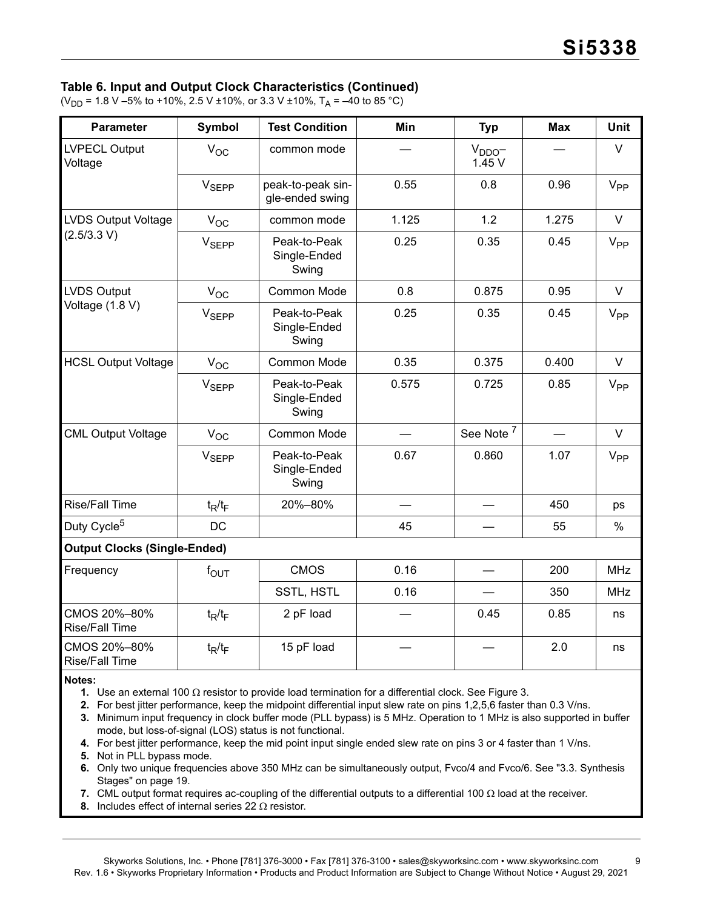### Table 6. Input and Output Clock Characteristics (Continued)

($V_{DD}$ = 1.8 V –5% to +10%, 2.5 V ±10%, or 3.3 V ±10%, $T_A$ = –40 to 85 °C)

| Parameter | Symbol | Test Condition | Min | Typ | Max | Unit |
|---|---|---|---|---|---|---|
| LVPECL Output Voltage | $V_{OC}$ | common mode | — | $V_{DDO}$– 1.45 V | — | V |
| | $V_{SEPP}$ | peak-to-peak single-ended swing | 0.55 | 0.8 | 0.96 | $V_{PP}$ |
| LVDS Output Voltage (2.5/3.3 V) | $V_{OC}$ | common mode | 1.125 | 1.2 | 1.275 | V |
| | $V_{SEPP}$ | Peak-to-Peak Single-Ended Swing | 0.25 | 0.35 | 0.45 | $V_{PP}$ |
| LVDS Output Voltage (1.8 V) | $V_{OC}$ | Common Mode | 0.8 | 0.875 | 0.95 | V |
| | $V_{SEPP}$ | Peak-to-Peak Single-Ended Swing | 0.25 | 0.35 | 0.45 | $V_{PP}$ |
| HCSL Output Voltage | $V_{OC}$ | Common Mode | 0.35 | 0.375 | 0.400 | V |
| | $V_{SEPP}$ | Peak-to-Peak Single-Ended Swing | 0.575 | 0.725 | 0.85 | $V_{PP}$ |
| CML Output Voltage | $V_{OC}$ | Common Mode | — | See Note [7] | — | V |
| | $V_{SEPP}$ | Peak-to-Peak Single-Ended Swing | 0.67 | 0.860 | 1.07 | $V_{PP}$ |
| Rise/Fall Time | $t_R/t_F$ | 20%–80% | — | — | 450 | ps |
| Duty Cycle[5] | DC | | 45 | — | 55 | % |
| **Output Clocks (Single-Ended)** | | | | | | |
| Frequency | $f_{OUT}$ | CMOS | 0.16 | — | 200 | MHz |
| | | SSTL, HSTL | 0.16 | — | 350 | MHz |
| CMOS 20%–80% Rise/Fall Time | $t_R/t_F$ | 2 pF load | — | 0.45 | 0.85 | ns |
| CMOS 20%–80% Rise/Fall Time | $t_R/t_F$ | 15 pF load | — | — | 2.0 | ns |

**Notes:**

1. Use an external 100 Ω resistor to provide load termination for a differential clock. See Figure 3.
2. For best jitter performance, keep the midpoint differential input slew rate on pins 1,2,5,6 faster than 0.3 V/ns.
3. Minimum input frequency in clock buffer mode (PLL bypass) is 5 MHz. Operation to 1 MHz is also supported in buffer mode, but loss-of-signal (LOS) status is not functional.
4. For best jitter performance, keep the mid point input single ended slew rate on pins 3 or 4 faster than 1 V/ns.
5. Not in PLL bypass mode.
6. Only two unique frequencies above 350 MHz can be simultaneously output, Fvco/4 and Fvco/6. See "3.3. Synthesis Stages" on page 19.
7. CML output format requires ac-coupling of the differential outputs to a differential 100 Ω load at the receiver.
8. Includes effect of internal series 22 Ω resistor.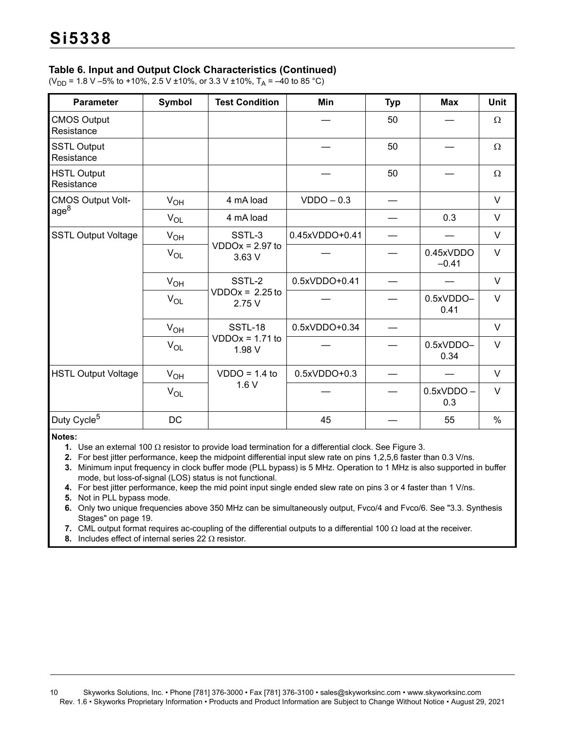### Table 6. Input and Output Clock Characteristics (Continued)

($V_{DD}$ = 1.8 V –5% to +10%, 2.5 V ±10%, or 3.3 V ±10%, $T_A$ = –40 to 85 °C)

| Parameter | Symbol | Test Condition | Min | Typ | Max | Unit |
|---|---|---|---|---|---|---|
| CMOS Output Resistance | | | — | 50 | — | Ω |
| SSTL Output Resistance | | | — | 50 | — | Ω |
| HSTL Output Resistance | | | — | 50 | — | Ω |
| CMOS Output Voltage[8] | $V_{OH}$ | 4 mA load | VDDO – 0.3 | — | | V |
| | $V_{OL}$ | 4 mA load | | — | 0.3 | V |
| SSTL Output Voltage | $V_{OH}$ | SSTL-3 VDDOx = 2.97 to 3.63 V | 0.45xVDDO+0.41 | — | — | V |
| | $V_{OL}$ | | — | — | 0.45xVDDO –0.41 | V |
| | $V_{OH}$ | SSTL-2 VDDOx = 2.25 to 2.75 V | 0.5xVDDO+0.41 | — | — | V |
| | $V_{OL}$ | | — | — | 0.5xVDDO–0.41 | V |
| | $V_{OH}$ | SSTL-18 VDDOx = 1.71 to 1.98 V | 0.5xVDDO+0.34 | — | | V |
| | $V_{OL}$ | | — | — | 0.5xVDDO–0.34 | V |
| HSTL Output Voltage | $V_{OH}$ | VDDO = 1.4 to 1.6 V | 0.5xVDDO+0.3 | — | — | V |
| | $V_{OL}$ | | — | — | 0.5xVDDO – 0.3 | V |
| Duty Cycle[5] | DC | | 45 | — | 55 | % |

**Notes:**

1. Use an external 100 Ω resistor to provide load termination for a differential clock. See Figure 3.
2. For best jitter performance, keep the midpoint differential input slew rate on pins 1,2,5,6 faster than 0.3 V/ns.
3. Minimum input frequency in clock buffer mode (PLL bypass) is 5 MHz. Operation to 1 MHz is also supported in buffer mode, but loss-of-signal (LOS) status is not functional.
4. For best jitter performance, keep the mid point input single ended slew rate on pins 3 or 4 faster than 1 V/ns.
5. Not in PLL bypass mode.
6. Only two unique frequencies above 350 MHz can be simultaneously output, Fvco/4 and Fvco/6. See "3.3. Synthesis Stages" on page 19.
7. CML output format requires ac-coupling of the differential outputs to a differential 100 Ω load at the receiver.
8. Includes effect of internal series 22 Ω resistor.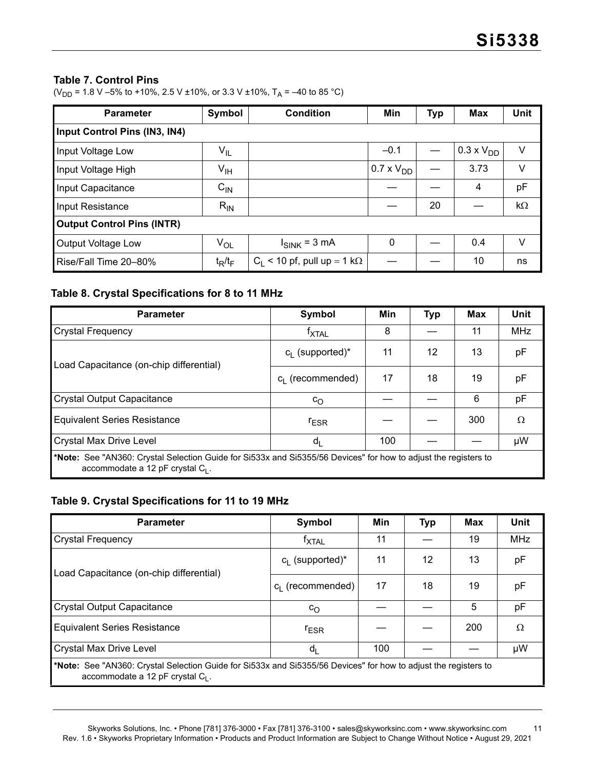### Table 7. Control Pins

($V_{DD}$ = 1.8 V –5% to +10%, 2.5 V ±10%, or 3.3 V ±10%, $T_A$ = –40 to 85 °C)

| Parameter | Symbol | Condition | Min | Typ | Max | Unit |
|---|---|---|---|---|---|---|
| **Input Control Pins (IN3, IN4)** | | | | | | |
| Input Voltage Low | $V_{IL}$ | | –0.1 | — | 0.3 x $V_{DD}$ | V |
| Input Voltage High | $V_{IH}$ | | 0.7 x $V_{DD}$ | — | 3.73 | V |
| Input Capacitance | $C_{IN}$ | | — | — | 4 | pF |
| Input Resistance | $R_{IN}$ | | — | 20 | — | kΩ |
| **Output Control Pins (INTR)** | | | | | | |
| Output Voltage Low | $V_{OL}$ | $I_{SINK}$ = 3 mA | 0 | — | 0.4 | V |
| Rise/Fall Time 20–80% | $t_R/t_F$ | $C_L$ < 10 pf, pull up = 1 kΩ | — | — | 10 | ns |

### Table 8. Crystal Specifications for 8 to 11 MHz

| Parameter | Symbol | Min | Typ | Max | Unit |
|---|---|---|---|---|---|
| Crystal Frequency | $f_{XTAL}$ | 8 | — | 11 | MHz |
| Load Capacitance (on-chip differential) | $c_L$ (supported)* | 11 | 12 | 13 | pF |
| | $c_L$ (recommended) | 17 | 18 | 19 | pF |
| Crystal Output Capacitance | $c_O$ | — | — | 6 | pF |
| Equivalent Series Resistance | $r_{ESR}$ | — | — | 300 | Ω |
| Crystal Max Drive Level | $d_L$ | 100 | — | — | μW |

***Note:** See "AN360: Crystal Selection Guide for Si533x and Si5355/56 Devices" for how to adjust the registers to accommodate a 12 pF crystal $C_L$.

### Table 9. Crystal Specifications for 11 to 19 MHz

| Parameter | Symbol | Min | Typ | Max | Unit |
|---|---|---|---|---|---|
| Crystal Frequency | $f_{XTAL}$ | 11 | — | 19 | MHz |
| Load Capacitance (on-chip differential) | $c_L$ (supported)* | 11 | 12 | 13 | pF |
| | $c_L$ (recommended) | 17 | 18 | 19 | pF |
| Crystal Output Capacitance | $c_O$ | — | — | 5 | pF |
| Equivalent Series Resistance | $r_{ESR}$ | — | — | 200 | Ω |
| Crystal Max Drive Level | $d_L$ | 100 | — | — | μW |

***Note:** See "AN360: Crystal Selection Guide for Si533x and Si5355/56 Devices" for how to adjust the registers to accommodate a 12 pF crystal $C_L$.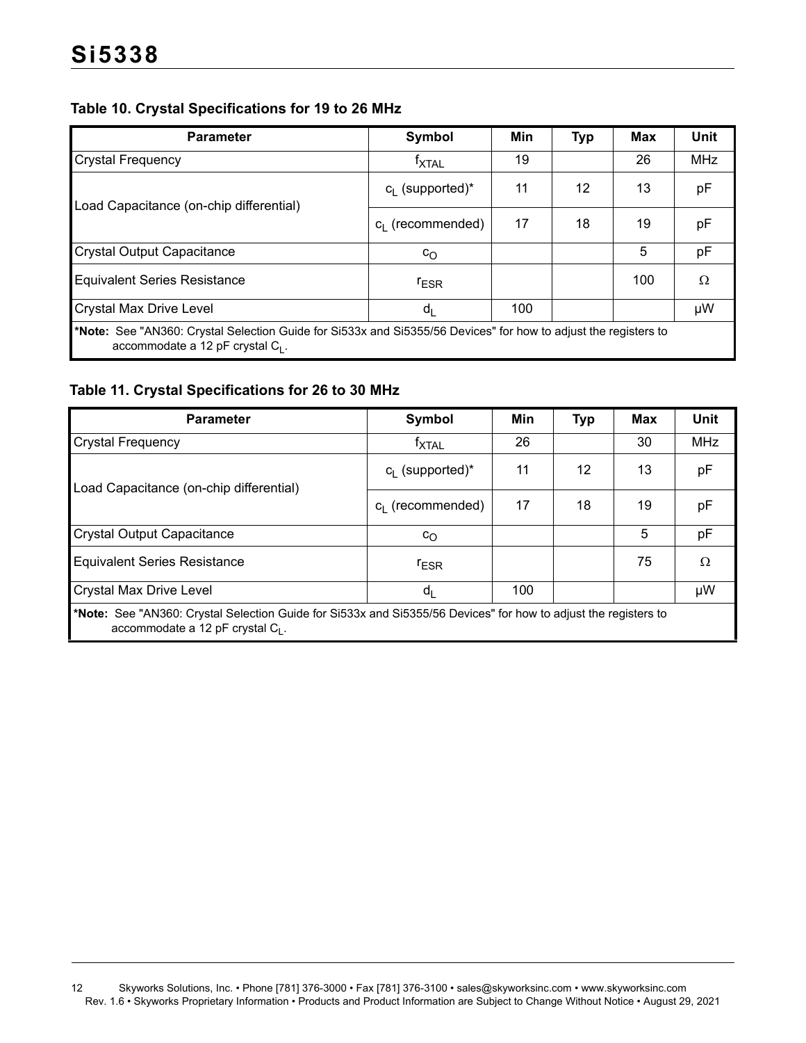### Table 10. Crystal Specifications for 19 to 26 MHz

| Parameter | Symbol | Min | Typ | Max | Unit |
|---|---|---|---|---|---|
| Crystal Frequency | $f_{XTAL}$ | 19 | | 26 | MHz |
| Load Capacitance (on-chip differential) | $c_L$ (supported)* | 11 | 12 | 13 | pF |
| | $c_L$ (recommended) | 17 | 18 | 19 | pF |
| Crystal Output Capacitance | $c_O$ | | | 5 | pF |
| Equivalent Series Resistance | $r_{ESR}$ | | | 100 | Ω |
| Crystal Max Drive Level | $d_L$ | 100 | | | μW |

***Note:** See "AN360: Crystal Selection Guide for Si533x and Si5355/56 Devices" for how to adjust the registers to accommodate a 12 pF crystal $C_L$.

### Table 11. Crystal Specifications for 26 to 30 MHz

| Parameter | Symbol | Min | Typ | Max | Unit |
|---|---|---|---|---|---|
| Crystal Frequency | $f_{XTAL}$ | 26 | | 30 | MHz |
| Load Capacitance (on-chip differential) | $c_L$ (supported)* | 11 | 12 | 13 | pF |
| | $c_L$ (recommended) | 17 | 18 | 19 | pF |
| Crystal Output Capacitance | $c_O$ | | | 5 | pF |
| Equivalent Series Resistance | $r_{ESR}$ | | | 75 | Ω |
| Crystal Max Drive Level | $d_L$ | 100 | | | μW |

***Note:** See "AN360: Crystal Selection Guide for Si533x and Si5355/56 Devices" for how to adjust the registers to accommodate a 12 pF crystal $C_L$.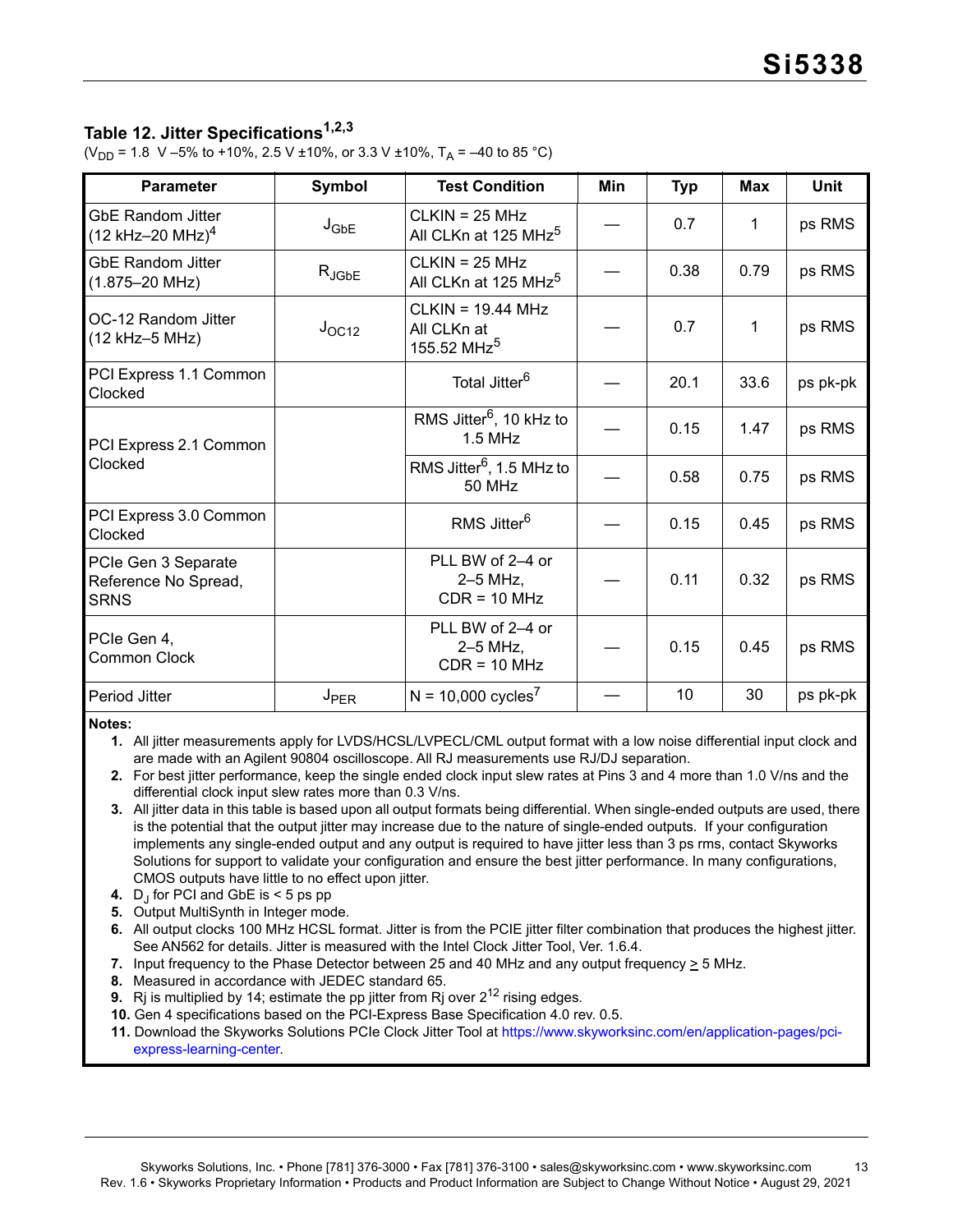## Table 12. Jitter Specifications[1,2,3]

($V_{DD}$ = 1.8 V –5% to +10%, 2.5 V ±10%, or 3.3 V ±10%, $T_A$ = –40 to 85 °C)

| Parameter | Symbol | Test Condition | Min | Typ | Max | Unit |
|---|---|---|---|---|---|---|
| GbE Random Jitter (12 kHz–20 MHz)[4] | $J_{GbE}$ | CLKIN = 25 MHz All CLKn at 125 MHz[5] | — | 0.7 | 1 | ps RMS |
| GbE Random Jitter (1.875–20 MHz) | $R_{JGbE}$ | CLKIN = 25 MHz All CLKn at 125 MHz[5] | — | 0.38 | 0.79 | ps RMS |
| OC-12 Random Jitter (12 kHz–5 MHz) | $J_{OC12}$ | CLKIN = 19.44 MHz All CLKn at 155.52 MHz[5] | — | 0.7 | 1 | ps RMS |
| PCI Express 1.1 Common Clocked | | Total Jitter[6] | — | 20.1 | 33.6 | ps pk-pk |
| PCI Express 2.1 Common Clocked | | RMS Jitter[6], 10 kHz to 1.5 MHz | — | 0.15 | 1.47 | ps RMS |
| | | RMS Jitter[6], 1.5 MHz to 50 MHz | — | 0.58 | 0.75 | ps RMS |
| PCI Express 3.0 Common Clocked | | RMS Jitter[6] | — | 0.15 | 0.45 | ps RMS |
| PCIe Gen 3 Separate Reference No Spread, SRNS | | PLL BW of 2–4 or 2–5 MHz, CDR = 10 MHz | — | 0.11 | 0.32 | ps RMS |
| PCIe Gen 4, Common Clock | | PLL BW of 2–4 or 2–5 MHz, CDR = 10 MHz | — | 0.15 | 0.45 | ps RMS |
| Period Jitter | $J_{PER}$ | N = 10,000 cycles[7] | — | 10 | 30 | ps pk-pk |

**Notes:**

1. All jitter measurements apply for LVDS/HCSL/LVPECL/CML output format with a low noise differential input clock and are made with an Agilent 90804 oscilloscope. All RJ measurements use RJ/DJ separation.
2. For best jitter performance, keep the single ended clock input slew rates at Pins 3 and 4 more than 1.0 V/ns and the differential clock input slew rates more than 0.3 V/ns.
3. All jitter data in this table is based upon all output formats being differential. When single-ended outputs are used, there is the potential that the output jitter may increase due to the nature of single-ended outputs. If your configuration implements any single-ended output and any output is required to have jitter less than 3 ps rms, contact Skyworks Solutions for support to validate your configuration and ensure the best jitter performance. In many configurations, CMOS outputs have little to no effect upon jitter.
4. $D_J$ for PCI and GbE is < 5 ps pp
5. Output MultiSynth in Integer mode.
6. All output clocks 100 MHz HCSL format. Jitter is from the PCIE jitter filter combination that produces the highest jitter. See AN562 for details. Jitter is measured with the Intel Clock Jitter Tool, Ver. 1.6.4.
7. Input frequency to the Phase Detector between 25 and 40 MHz and any output frequency ≥ 5 MHz.
8. Measured in accordance with JEDEC standard 65.
9. Rj is multiplied by 14; estimate the pp jitter from Rj over $2^{12}$ rising edges.
10. Gen 4 specifications based on the PCI-Express Base Specification 4.0 rev. 0.5.
11. Download the Skyworks Solutions PCIe Clock Jitter Tool at https://www.skyworksinc.com/en/application-pages/pci-express-learning-center.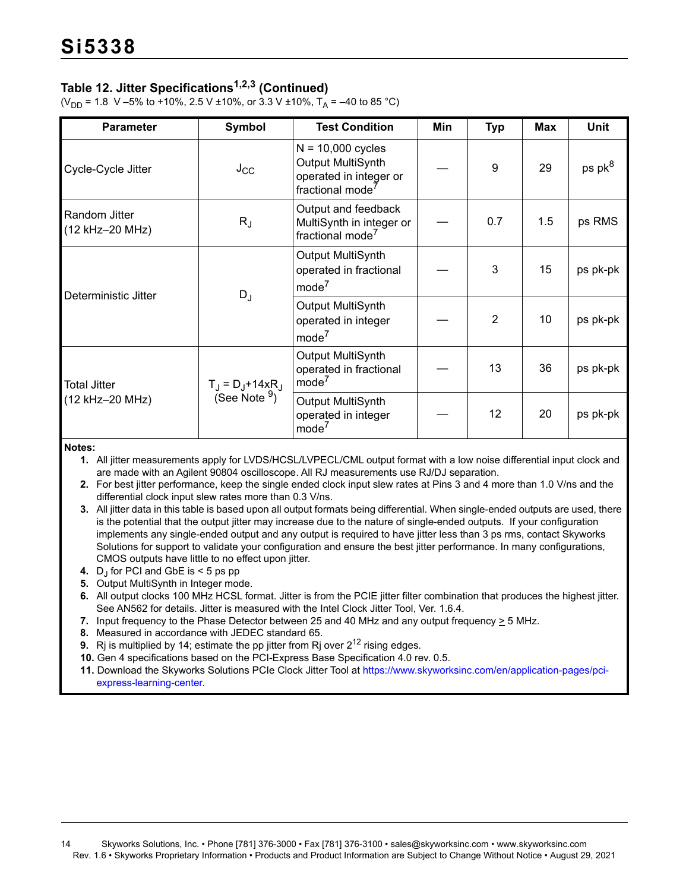### Table 12. Jitter Specifications[1,2,3] (Continued)

($V_{DD}$ = 1.8 V –5% to +10%, 2.5 V ±10%, or 3.3 V ±10%, $T_A$ = –40 to 85 °C)

| Parameter | Symbol | Test Condition | Min | Typ | Max | Unit |
|---|---|---|---|---|---|---|
| Cycle-Cycle Jitter | $J_{CC}$ | N = 10,000 cycles Output MultiSynth operated in integer or fractional mode[7] | — | 9 | 29 | ps pk[8] |
| Random Jitter (12 kHz–20 MHz) | $R_J$ | Output and feedback MultiSynth in integer or fractional mode[7] | — | 0.7 | 1.5 | ps RMS |
| Deterministic Jitter | $D_J$ | Output MultiSynth operated in fractional mode[7] | — | 3 | 15 | ps pk-pk |
| | | Output MultiSynth operated in integer mode[7] | — | 2 | 10 | ps pk-pk |
| Total Jitter (12 kHz–20 MHz) | $T_J = D_J + 14xR_J$ (See Note [9]) | Output MultiSynth operated in fractional mode[7] | — | 13 | 36 | ps pk-pk |
| | | Output MultiSynth operated in integer mode[7] | — | 12 | 20 | ps pk-pk |

**Notes:**

1. All jitter measurements apply for LVDS/HCSL/LVPECL/CML output format with a low noise differential input clock and are made with an Agilent 90804 oscilloscope. All RJ measurements use RJ/DJ separation.
2. For best jitter performance, keep the single ended clock input slew rates at Pins 3 and 4 more than 1.0 V/ns and the differential clock input slew rates more than 0.3 V/ns.
3. All jitter data in this table is based upon all output formats being differential. When single-ended outputs are used, there is the potential that the output jitter may increase due to the nature of single-ended outputs. If your configuration implements any single-ended output and any output is required to have jitter less than 3 ps rms, contact Skyworks Solutions for support to validate your configuration and ensure the best jitter performance. In many configurations, CMOS outputs have little to no effect upon jitter.
4. $D_J$ for PCI and GbE is < 5 ps pp
5. Output MultiSynth in Integer mode.
6. All output clocks 100 MHz HCSL format. Jitter is from the PCIE jitter filter combination that produces the highest jitter. See AN562 for details. Jitter is measured with the Intel Clock Jitter Tool, Ver. 1.6.4.
7. Input frequency to the Phase Detector between 25 and 40 MHz and any output frequency ≥ 5 MHz.
8. Measured in accordance with JEDEC standard 65.
9. Rj is multiplied by 14; estimate the pp jitter from Rj over $2^{12}$ rising edges.
10. Gen 4 specifications based on the PCI-Express Base Specification 4.0 rev. 0.5.
11. Download the Skyworks Solutions PCIe Clock Jitter Tool at https://www.skyworksinc.com/en/application-pages/pci-express-learning-center.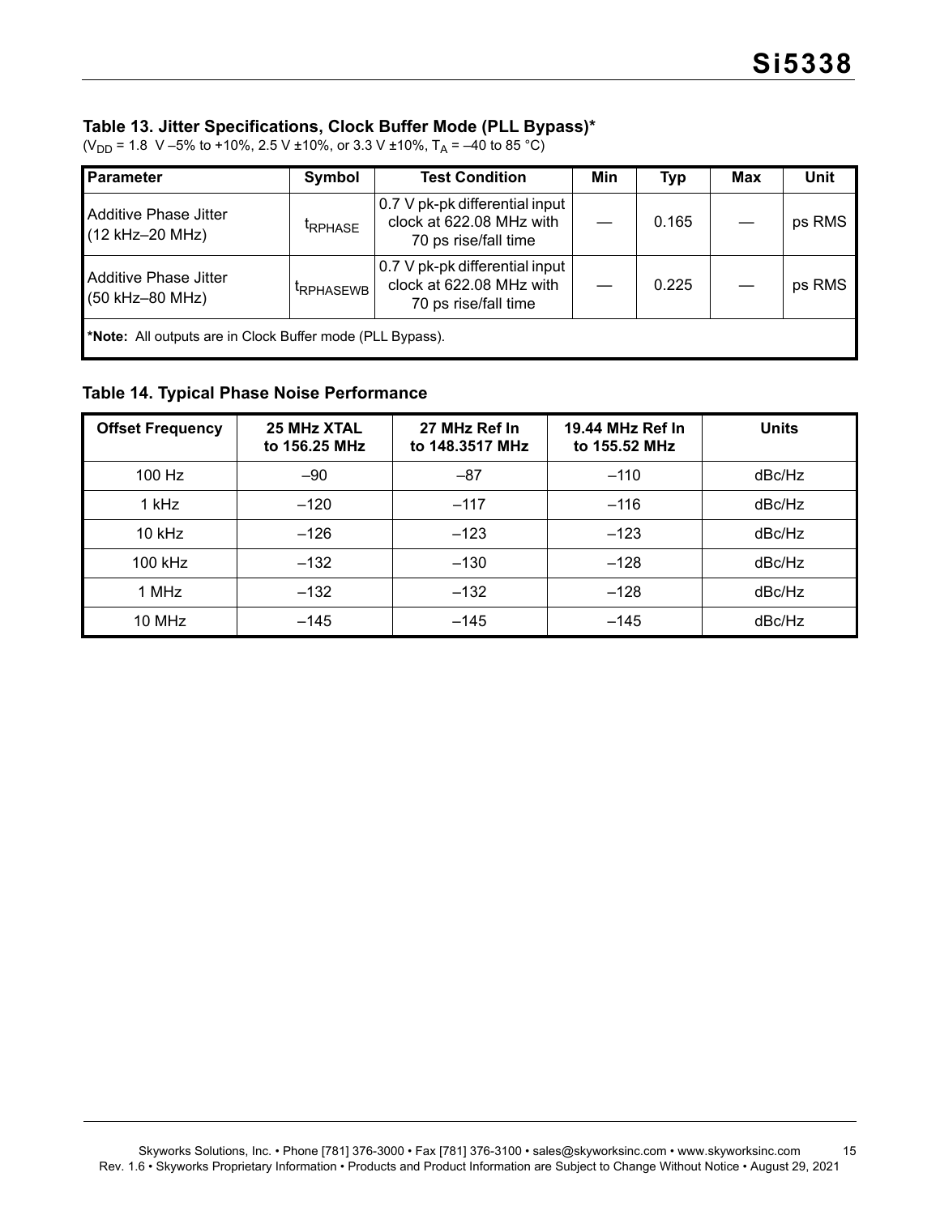### Table 13. Jitter Specifications, Clock Buffer Mode (PLL Bypass)*

($V_{DD}$ = 1.8 V –5% to +10%, 2.5 V ±10%, or 3.3 V ±10%, $T_A$ = –40 to 85 °C)

| Parameter | Symbol | Test Condition | Min | Typ | Max | Unit |
|---|---|---|---|---|---|---|
| Additive Phase Jitter (12 kHz–20 MHz) | $t_{RPHASE}$ | 0.7 V pk-pk differential input clock at 622.08 MHz with 70 ps rise/fall time | — | 0.165 | — | ps RMS |
| Additive Phase Jitter (50 kHz–80 MHz) | $t_{RPHASEWB}$ | 0.7 V pk-pk differential input clock at 622.08 MHz with 70 ps rise/fall time | — | 0.225 | — | ps RMS |

***Note:** All outputs are in Clock Buffer mode (PLL Bypass).

### Table 14. Typical Phase Noise Performance

| Offset Frequency | 25 MHz XTAL to 156.25 MHz | 27 MHz Ref In to 148.3517 MHz | 19.44 MHz Ref In to 155.52 MHz | Units |
|---|---|---|---|---|
| 100 Hz | –90 | –87 | –110 | dBc/Hz |
| 1 kHz | –120 | –117 | –116 | dBc/Hz |
| 10 kHz | –126 | –123 | –123 | dBc/Hz |
| 100 kHz | –132 | –130 | –128 | dBc/Hz |
| 1 MHz | –132 | –132 | –128 | dBc/Hz |
| 10 MHz | –145 | –145 | –145 | dBc/Hz |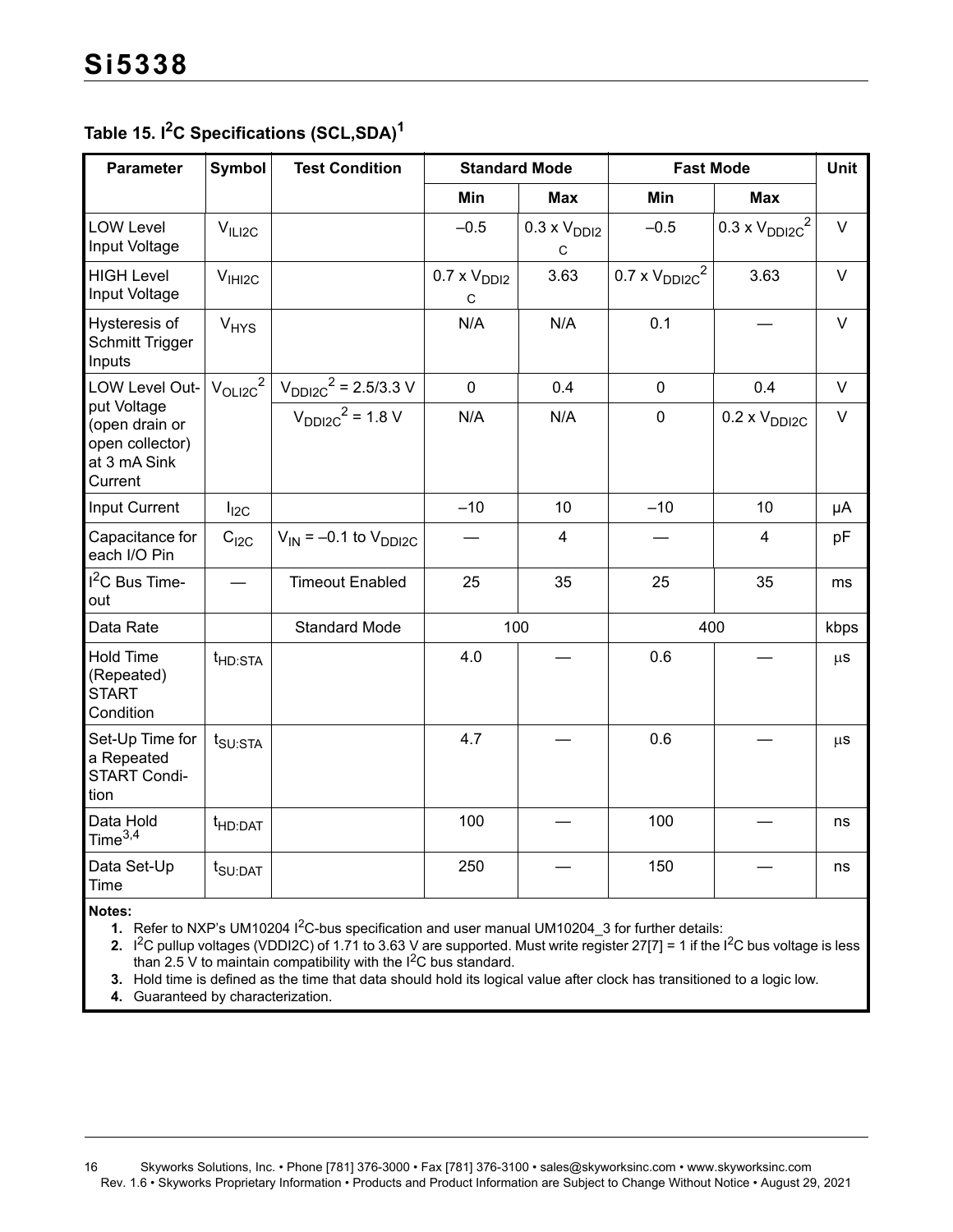### Table 15. I²C Specifications (SCL,SDA)[1]

| Parameter | Symbol | Test Condition | Standard Mode | | Fast Mode | | Unit |
|---|---|---|---|---|---|---|---|
| | | | Min | Max | Min | Max | |
| LOW Level Input Voltage | $V_{ILI2C}$ | | –0.5 | 0.3 x $V_{DDI2C}$ | –0.5 | 0.3 x $V_{DDI2C}$[2] | V |
| HIGH Level Input Voltage | $V_{IHI2C}$ | | 0.7 x $V_{DDI2C}$ | 3.63 | 0.7 x $V_{DDI2C}$[2] | 3.63 | V |
| Hysteresis of Schmitt Trigger Inputs | $V_{HYS}$ | | N/A | N/A | 0.1 | — | V |
| LOW Level Output Voltage (open drain or open collector) at 3 mA Sink Current | $V_{OLI2C}$[2] | $V_{DDI2C}$[2] = 2.5/3.3 V | 0 | 0.4 | 0 | 0.4 | V |
| | | $V_{DDI2C}$[2] = 1.8 V | N/A | N/A | 0 | 0.2 x $V_{DDI2C}$ | V |
| Input Current | $I_{I2C}$ | | –10 | 10 | –10 | 10 | μA |
| Capacitance for each I/O Pin | $C_{I2C}$ | $V_{IN}$ = –0.1 to $V_{DDI2C}$ | — | 4 | — | 4 | pF |
| I²C Bus Timeout | — | Timeout Enabled | 25 | 35 | 25 | 35 | ms |
| Data Rate | | Standard Mode | 100 | | 400 | | kbps |
| Hold Time (Repeated) START Condition | $t_{HD:STA}$ | | 4.0 | — | 0.6 | — | µs |
| Set-Up Time for a Repeated START Condition | $t_{SU:STA}$ | | 4.7 | — | 0.6 | — | µs |
| Data Hold Time[3,4] | $t_{HD:DAT}$ | | 100 | — | 100 | — | ns |
| Data Set-Up Time | $t_{SU:DAT}$ | | 250 | — | 150 | — | ns |

**Notes:**

1. Refer to NXP's UM10204 I²C-bus specification and user manual UM10204_3 for further details:
2. I²C pullup voltages (VDDI2C) of 1.71 to 3.63 V are supported. Must write register 27[7] = 1 if the I²C bus voltage is less than 2.5 V to maintain compatibility with the I²C bus standard.
3. Hold time is defined as the time that data should hold its logical value after clock has transitioned to a logic low.
4. Guaranteed by characterization.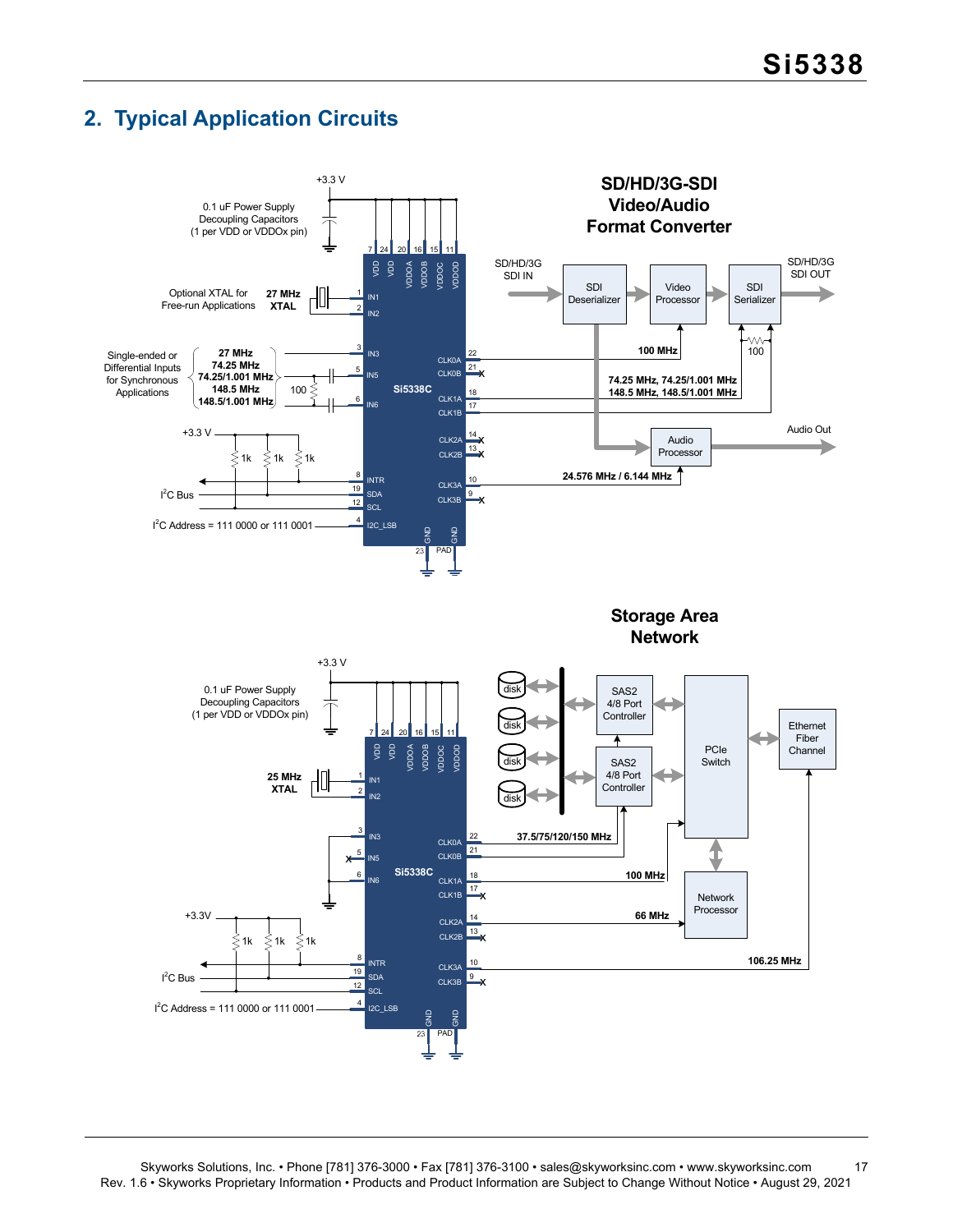## 2. Typical Application Circuits

+3.3 V

0.1 uF Power Supply Decoupling Capacitors (1 per VDD or VDDOx pin)

7 24 20 16 15 11

VDD VDD VDDOA VDDOB VDDOC VDDOD

Optional XTAL for Free-run Applications

27 MHz XTAL

1 IN1
2 IN2

Single-ended or Differential Inputs for Synchronous Applications

27 MHz
74.25 MHz
74.25/1.001 MHz
148.5 MHz
148.5/1.001 MHz

100

3 IN3
5 IN5
6 IN6

Si5338C

CLK0A 22
CLK0B 21
CLK1A 18
CLK1B 17
CLK2A 14
CLK2B 13
CLK3A 10
CLK3B 9

+3.3 V

1k 1k 1k

8 INTR
19 SDA
12 SCL

I²C Bus

I²C Address = 111 0000 or 111 0001

4 I2C_LSB

GND GND
23 PAD

**SD/HD/3G-SDI Video/Audio Format Converter**

SD/HD/3G SDI IN

SDI Deserializer

Video Processor

SDI Serializer

SD/HD/3G SDI OUT

100 MHz

100

74.25 MHz, 74.25/1.001 MHz
148.5 MHz, 148.5/1.001 MHz

Audio Processor

Audio Out

24.576 MHz / 6.144 MHz

+3.3 V

0.1 uF Power Supply Decoupling Capacitors (1 per VDD or VDDOx pin)

7 24 20 16 15 11

VDD VDD VDDOA VDDOB VDDOC VDDOD

25 MHz XTAL

1 IN1
2 IN2

3 IN3
5 IN5
6 IN6

Si5338C

CLK0A 22
CLK0B 21
CLK1A 18
CLK1B 17
CLK2A 14
CLK2B 13
CLK3A 10
CLK3B 9

+3.3V

1k 1k 1k

8 INTR
19 SDA
12 SCL

I²C Bus

I²C Address = 111 0000 or 111 0001

4 I2C_LSB

GND GND
23 PAD

**Storage Area Network**

disk
disk
disk
disk

SAS2 4/8 Port Controller

SAS2 4/8 Port Controller

PCIe Switch

Ethernet Fiber Channel

Network Processor

37.5/75/120/150 MHz

100 MHz

66 MHz

106.25 MHz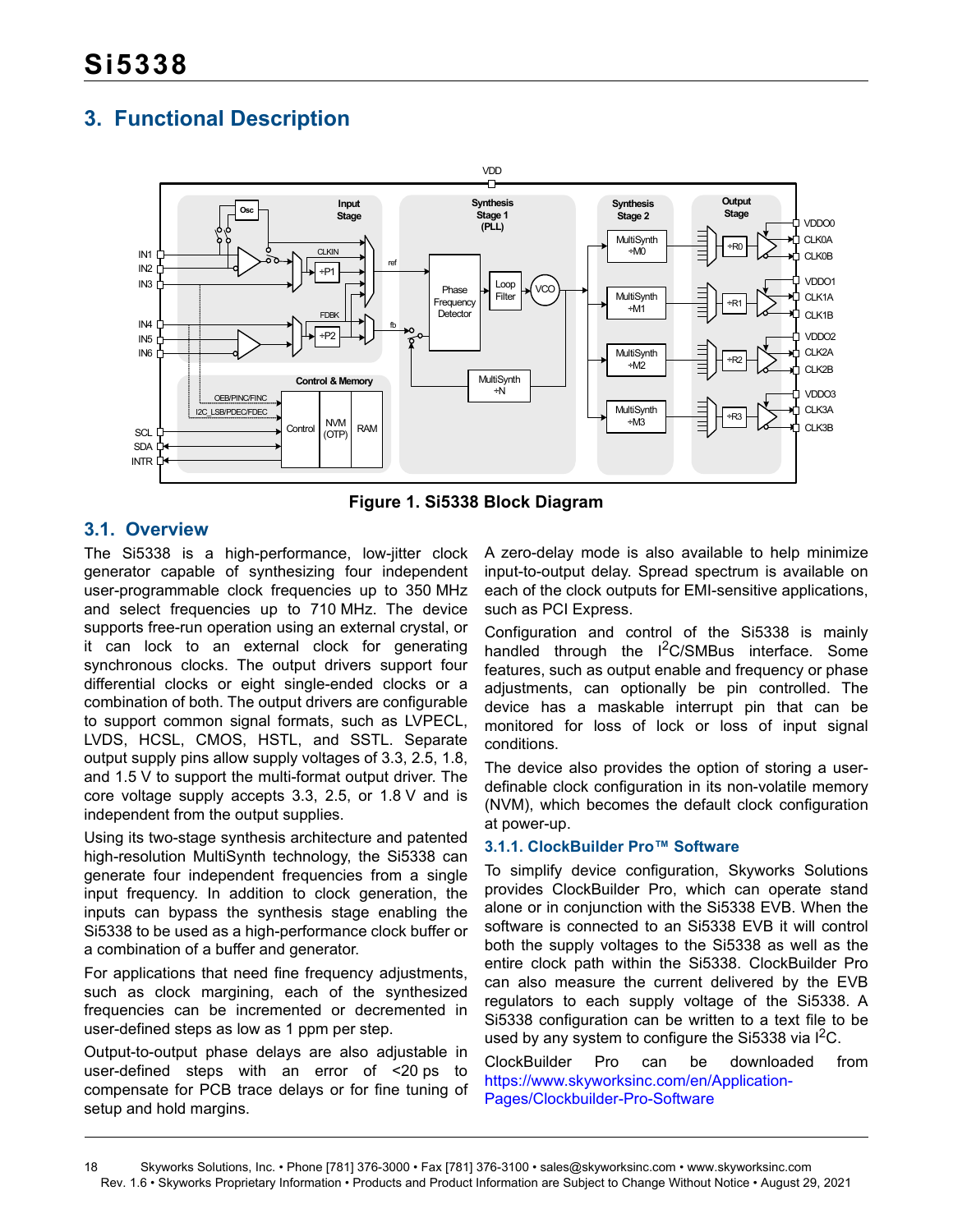# 3. Functional Description

Figure 1. Si5338 Block Diagram

## 3.1. Overview

The Si5338 is a high-performance, low-jitter clock generator capable of synthesizing four independent user-programmable clock frequencies up to 350 MHz and select frequencies up to 710 MHz. The device supports free-run operation using an external crystal, or it can lock to an external clock for generating synchronous clocks. The output drivers support four differential clocks or eight single-ended clocks or a combination of both. The output drivers are configurable to support common signal formats, such as LVPECL, LVDS, HCSL, CMOS, HSTL, and SSTL. Separate output supply pins allow supply voltages of 3.3, 2.5, 1.8, and 1.5 V to support the multi-format output driver. The core voltage supply accepts 3.3, 2.5, or 1.8 V and is independent from the output supplies.

Using its two-stage synthesis architecture and patented high-resolution MultiSynth technology, the Si5338 can generate four independent frequencies from a single input frequency. In addition to clock generation, the inputs can bypass the synthesis stage enabling the Si5338 to be used as a high-performance clock buffer or a combination of a buffer and generator.

For applications that need fine frequency adjustments, such as clock margining, each of the synthesized frequencies can be incremented or decremented in user-defined steps as low as 1 ppm per step.

Output-to-output phase delays are also adjustable in user-defined steps with an error of <20 ps to compensate for PCB trace delays or for fine tuning of setup and hold margins.

A zero-delay mode is also available to help minimize input-to-output delay. Spread spectrum is available on each of the clock outputs for EMI-sensitive applications, such as PCI Express.

Configuration and control of the Si5338 is mainly handled through the I$^2$C/SMBus interface. Some features, such as output enable and frequency or phase adjustments, can optionally be pin controlled. The device has a maskable interrupt pin that can be monitored for loss of lock or loss of input signal conditions.

The device also provides the option of storing a user-definable clock configuration in its non-volatile memory (NVM), which becomes the default clock configuration at power-up.

### 3.1.1. ClockBuilder Pro™ Software

To simplify device configuration, Skyworks Solutions provides ClockBuilder Pro, which can operate stand alone or in conjunction with the Si5338 EVB. When the software is connected to an Si5338 EVB it will control both the supply voltages to the Si5338 as well as the entire clock path within the Si5338. ClockBuilder Pro can also measure the current delivered by the EVB regulators to each supply voltage of the Si5338. A Si5338 configuration can be written to a text file to be used by any system to configure the Si5338 via I$^2$C.

ClockBuilder Pro can be downloaded from https://www.skyworksinc.com/en/Application-Pages/Clockbuilder-Pro-Software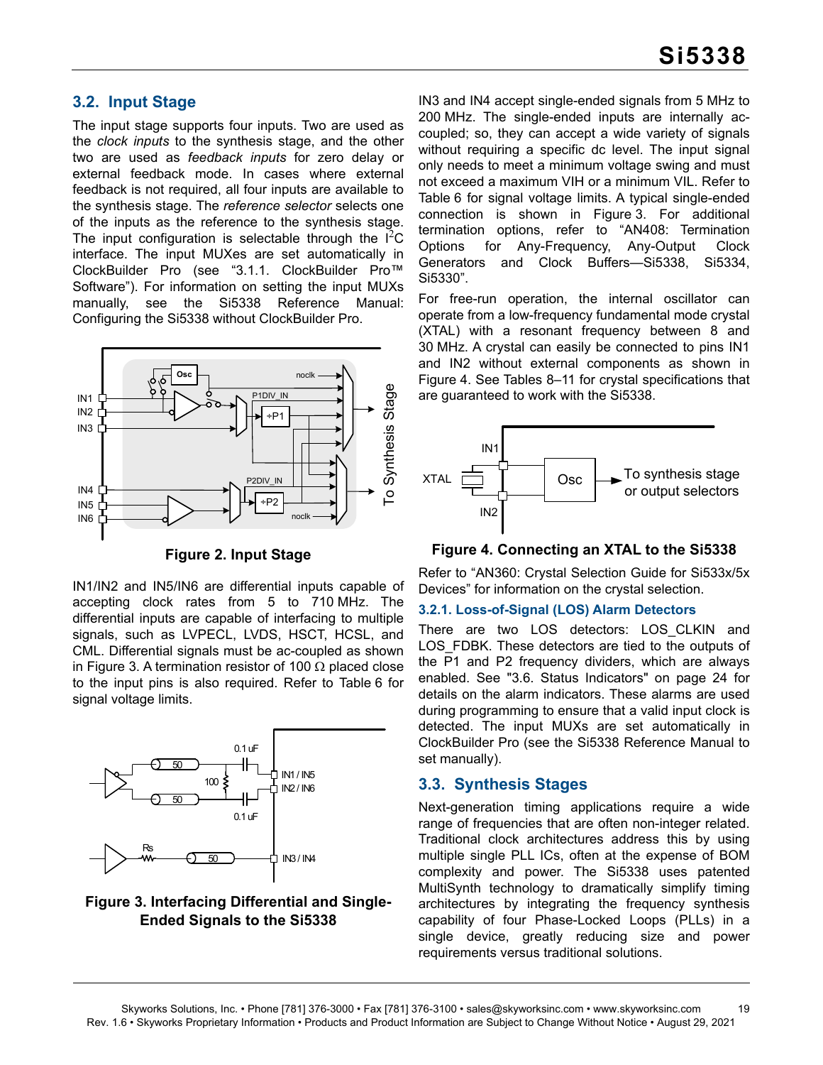## 3.2. Input Stage

The input stage supports four inputs. Two are used as the *clock inputs* to the synthesis stage, and the other two are used as *feedback inputs* for zero delay or external feedback mode. In cases where external feedback is not required, all four inputs are available to the synthesis stage. The *reference selector* selects one of the inputs as the reference to the synthesis stage. The input configuration is selectable through the $I^2C$ interface. The input MUXes are set automatically in ClockBuilder Pro (see "3.1.1. ClockBuilder Pro™ Software"). For information on setting the input MUXs manually, see the Si5338 Reference Manual: Configuring the Si5338 without ClockBuilder Pro.

**Figure 2. Input Stage**

IN1/IN2 and IN5/IN6 are differential inputs capable of accepting clock rates from 5 to 710 MHz. The differential inputs are capable of interfacing to multiple signals, such as LVPECL, LVDS, HSCT, HCSL, and CML. Differential signals must be ac-coupled as shown in Figure 3. A termination resistor of 100 Ω placed close to the input pins is also required. Refer to Table 6 for signal voltage limits.

**Figure 3. Interfacing Differential and Single-Ended Signals to the Si5338**

IN3 and IN4 accept single-ended signals from 5 MHz to 200 MHz. The single-ended inputs are internally ac-coupled; so, they can accept a wide variety of signals without requiring a specific dc level. The input signal only needs to meet a minimum voltage swing and must not exceed a maximum VIH or a minimum VIL. Refer to Table 6 for signal voltage limits. A typical single-ended connection is shown in Figure 3. For additional termination options, refer to "AN408: Termination Options for Any-Frequency, Any-Output Clock Generators and Clock Buffers—Si5338, Si5334, Si5330".

For free-run operation, the internal oscillator can operate from a low-frequency fundamental mode crystal (XTAL) with a resonant frequency between 8 and 30 MHz. A crystal can easily be connected to pins IN1 and IN2 without external components as shown in Figure 4. See Tables 8–11 for crystal specifications that are guaranteed to work with the Si5338.

**Figure 4. Connecting an XTAL to the Si5338**

Refer to "AN360: Crystal Selection Guide for Si533x/5x Devices" for information on the crystal selection.

### 3.2.1. Loss-of-Signal (LOS) Alarm Detectors

There are two LOS detectors: LOS_CLKIN and LOS_FDBK. These detectors are tied to the outputs of the P1 and P2 frequency dividers, which are always enabled. See "3.6. Status Indicators" on page 24 for details on the alarm indicators. These alarms are used during programming to ensure that a valid input clock is detected. The input MUXes are set automatically in ClockBuilder Pro (see the Si5338 Reference Manual to set manually).

## 3.3. Synthesis Stages

Next-generation timing applications require a wide range of frequencies that are often non-integer related. Traditional clock architectures address this by using multiple single PLL ICs, often at the expense of BOM complexity and power. The Si5338 uses patented MultiSynth technology to dramatically simplify timing architectures by integrating the frequency synthesis capability of four Phase-Locked Loops (PLLs) in a single device, greatly reducing size and power requirements versus traditional solutions.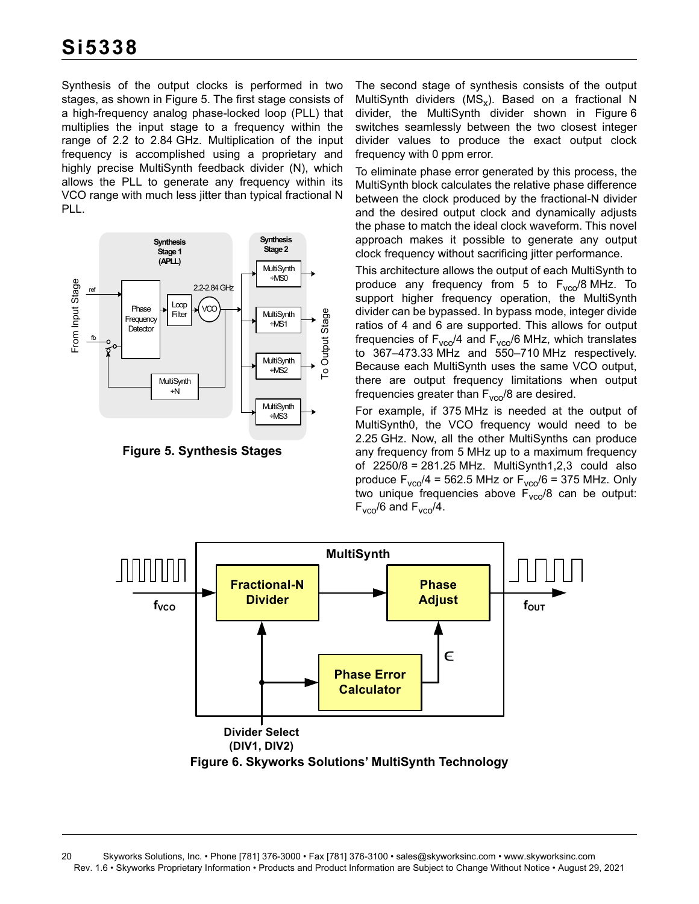Synthesis of the output clocks is performed in two stages, as shown in Figure 5. The first stage consists of a high-frequency analog phase-locked loop (PLL) that multiplies the input stage to a frequency within the range of 2.2 to 2.84 GHz. Multiplication of the input frequency is accomplished using a proprietary and highly precise MultiSynth feedback divider (N), which allows the PLL to generate any frequency within its VCO range with much less jitter than typical fractional N PLL.

**Figure 5. Synthesis Stages**

The second stage of synthesis consists of the output MultiSynth dividers ($MS_x$). Based on a fractional N divider, the MultiSynth divider shown in Figure 6 switches seamlessly between the two closest integer divider values to produce the exact output clock frequency with 0 ppm error.

To eliminate phase error generated by this process, the MultiSynth block calculates the relative phase difference between the clock produced by the fractional-N divider and the desired output clock and dynamically adjusts the phase to match the ideal clock waveform. This novel approach makes it possible to generate any output clock frequency without sacrificing jitter performance.

This architecture allows the output of each MultiSynth to produce any frequency from 5 to $F_{vco}/8$ MHz. To support higher frequency operation, the MultiSynth divider can be bypassed. In bypass mode, integer divide ratios of 4 and 6 are supported. This allows for output frequencies of $F_{vco}/4$ and $F_{vco}/6$ MHz, which translates to 367–473.33 MHz and 550–710 MHz respectively. Because each MultiSynth uses the same VCO output, there are output frequency limitations when output frequencies greater than $F_{vco}/8$ are desired.

For example, if 375 MHz is needed at the output of MultiSynth0, the VCO frequency would need to be 2.25 GHz. Now, all the other MultiSynths can produce any frequency from 5 MHz up to a maximum frequency of 2250/8 = 281.25 MHz. MultiSynth1,2,3 could also produce $F_{vco}/4$ = 562.5 MHz or $F_{vco}/6$ = 375 MHz. Only two unique frequencies above $F_{vco}/8$ can be output: $F_{vco}/6$ and $F_{vco}/4$.

**Figure 6. Skyworks Solutions' MultiSynth Technology**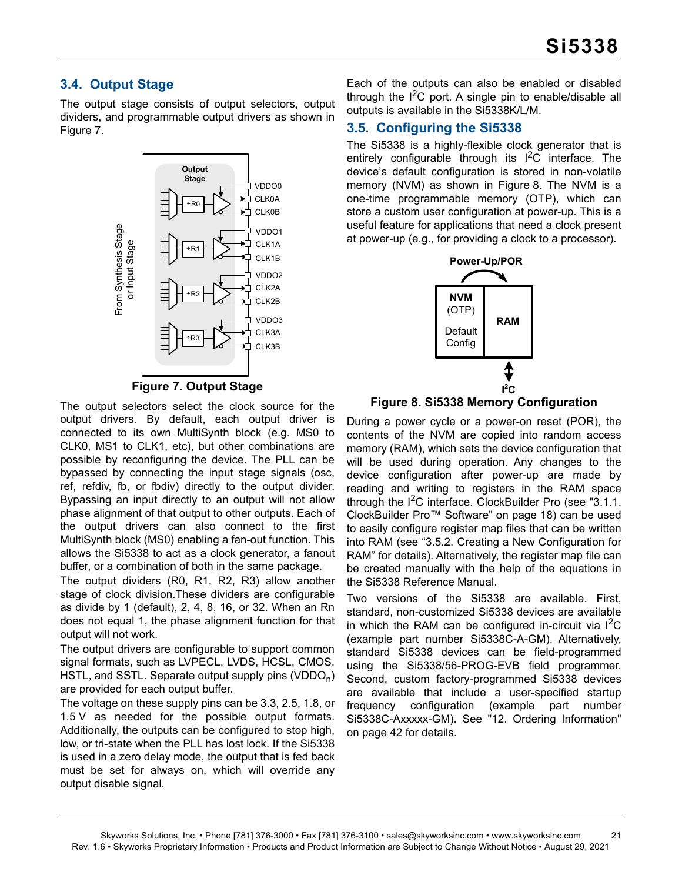### 3.4. Output Stage

The output stage consists of output selectors, output dividers, and programmable output drivers as shown in Figure 7.

**Figure 7. Output Stage**

The output selectors select the clock source for the output drivers. By default, each output driver is connected to its own MultiSynth block (e.g. MS0 to CLK0, MS1 to CLK1, etc), but other combinations are possible by reconfiguring the device. The PLL can be bypassed by connecting the input stage signals (osc, ref, refdiv, fb, or fbdiv) directly to the output divider. Bypassing an input directly to an output will not allow phase alignment of that output to other outputs. Each of the output drivers can also connect to the first MultiSynth block (MS0) enabling a fan-out function. This allows the Si5338 to act as a clock generator, a fanout buffer, or a combination of both in the same package.

The output dividers (R0, R1, R2, R3) allow another stage of clock division.These dividers are configurable as divide by 1 (default), 2, 4, 8, 16, or 32. When an Rn does not equal 1, the phase alignment function for that output will not work.

The output drivers are configurable to support common signal formats, such as LVPECL, LVDS, HCSL, CMOS, HSTL, and SSTL. Separate output supply pins ($VDDO_n$) are provided for each output buffer.

The voltage on these supply pins can be 3.3, 2.5, 1.8, or 1.5 V as needed for the possible output formats. Additionally, the outputs can be configured to stop high, low, or tri-state when the PLL has lost lock. If the Si5338 is used in a zero delay mode, the output that is fed back must be set for always on, which will override any output disable signal.

Each of the outputs can also be enabled or disabled through the I$^2$C port. A single pin to enable/disable all outputs is available in the Si5338K/L/M.

### 3.5. Configuring the Si5338

The Si5338 is a highly-flexible clock generator that is entirely configurable through its I$^2$C interface. The device's default configuration is stored in non-volatile memory (NVM) as shown in Figure 8. The NVM is a one-time programmable memory (OTP), which can store a custom user configuration at power-up. This is a useful feature for applications that need a clock present at power-up (e.g., for providing a clock to a processor).

**Figure 8. Si5338 Memory Configuration**

During a power cycle or a power-on reset (POR), the contents of the NVM are copied into random access memory (RAM), which sets the device configuration that will be used during operation. Any changes to the device configuration after power-up are made by reading and writing to registers in the RAM space through the I$^2$C interface. ClockBuilder Pro (see "3.1.1. ClockBuilder Pro™ Software" on page 18) can be used to easily configure register map files that can be written into RAM (see "3.5.2. Creating a New Configuration for RAM" for details). Alternatively, the register map file can be created manually with the help of the equations in the Si5338 Reference Manual.

Two versions of the Si5338 are available. First, standard, non-customized Si5338 devices are available in which the RAM can be configured in-circuit via I$^2$C (example part number Si5338C-A-GM). Alternatively, standard Si5338 devices can be field-programmed using the Si5338/56-PROG-EVB field programmer. Second, custom factory-programmed Si5338 devices are available that include a user-specified startup frequency configuration (example part number Si5338C-Axxxxx-GM). See "12. Ordering Information" on page 42 for details.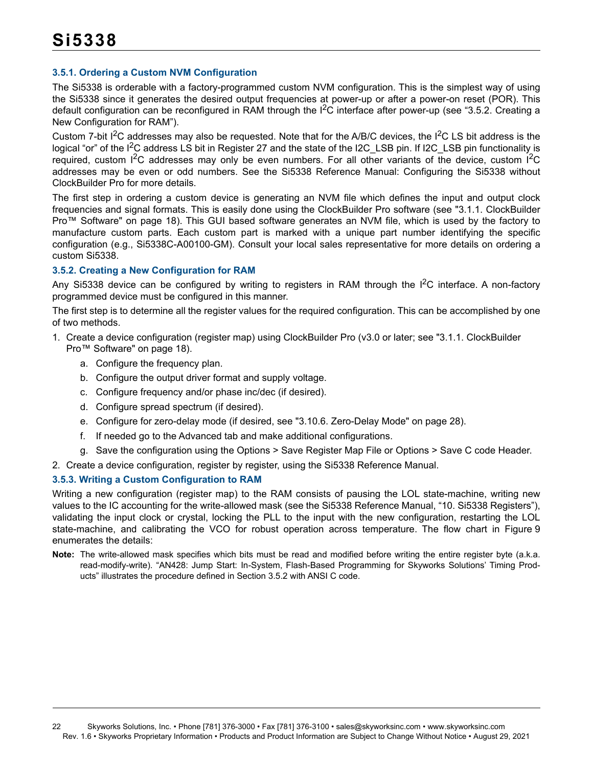### 3.5.1. Ordering a Custom NVM Configuration

The Si5338 is orderable with a factory-programmed custom NVM configuration. This is the simplest way of using the Si5338 since it generates the desired output frequencies at power-up or after a power-on reset (POR). This default configuration can be reconfigured in RAM through the $I^2C$ interface after power-up (see "3.5.2. Creating a New Configuration for RAM").

Custom 7-bit $I^2C$ addresses may also be requested. Note that for the A/B/C devices, the $I^2C$ LS bit address is the logical "or" of the $I^2C$ address LS bit in Register 27 and the state of the I2C_LSB pin. If I2C_LSB pin functionality is required, custom $I^2C$ addresses may only be even numbers. For all other variants of the device, custom $I^2C$ addresses may be even or odd numbers. See the Si5338 Reference Manual: Configuring the Si5338 without ClockBuilder Pro for more details.

The first step in ordering a custom device is generating an NVM file which defines the input and output clock frequencies and signal formats. This is easily done using the ClockBuilder Pro software (see "3.1.1. ClockBuilder Pro™ Software" on page 18). This GUI based software generates an NVM file, which is used by the factory to manufacture custom parts. Each custom part is marked with a unique part number identifying the specific configuration (e.g., Si5338C-A00100-GM). Consult your local sales representative for more details on ordering a custom Si5338.

### 3.5.2. Creating a New Configuration for RAM

Any Si5338 device can be configured by writing to registers in RAM through the $I^2C$ interface. A non-factory programmed device must be configured in this manner.

The first step is to determine all the register values for the required configuration. This can be accomplished by one of two methods.

1. Create a device configuration (register map) using ClockBuilder Pro (v3.0 or later; see "3.1.1. ClockBuilder Pro™ Software" on page 18).
   a. Configure the frequency plan.
   b. Configure the output driver format and supply voltage.
   c. Configure frequency and/or phase inc/dec (if desired).
   d. Configure spread spectrum (if desired).
   e. Configure for zero-delay mode (if desired, see "3.10.6. Zero-Delay Mode" on page 28).
   f. If needed go to the Advanced tab and make additional configurations.
   g. Save the configuration using the Options > Save Register Map File or Options > Save C code Header.
2. Create a device configuration, register by register, using the Si5338 Reference Manual.

### 3.5.3. Writing a Custom Configuration to RAM

Writing a new configuration (register map) to the RAM consists of pausing the LOL state-machine, writing new values to the IC accounting for the write-allowed mask (see the Si5338 Reference Manual, "10. Si5338 Registers"), validating the input clock or crystal, locking the PLL to the input with the new configuration, restarting the LOL state-machine, and calibrating the VCO for robust operation across temperature. The flow chart in Figure 9 enumerates the details:

**Note:** The write-allowed mask specifies which bits must be read and modified before writing the entire register byte (a.k.a. read-modify-write). "AN428: Jump Start: In-System, Flash-Based Programming for Skyworks Solutions' Timing Products" illustrates the procedure defined in Section 3.5.2 with ANSI C code.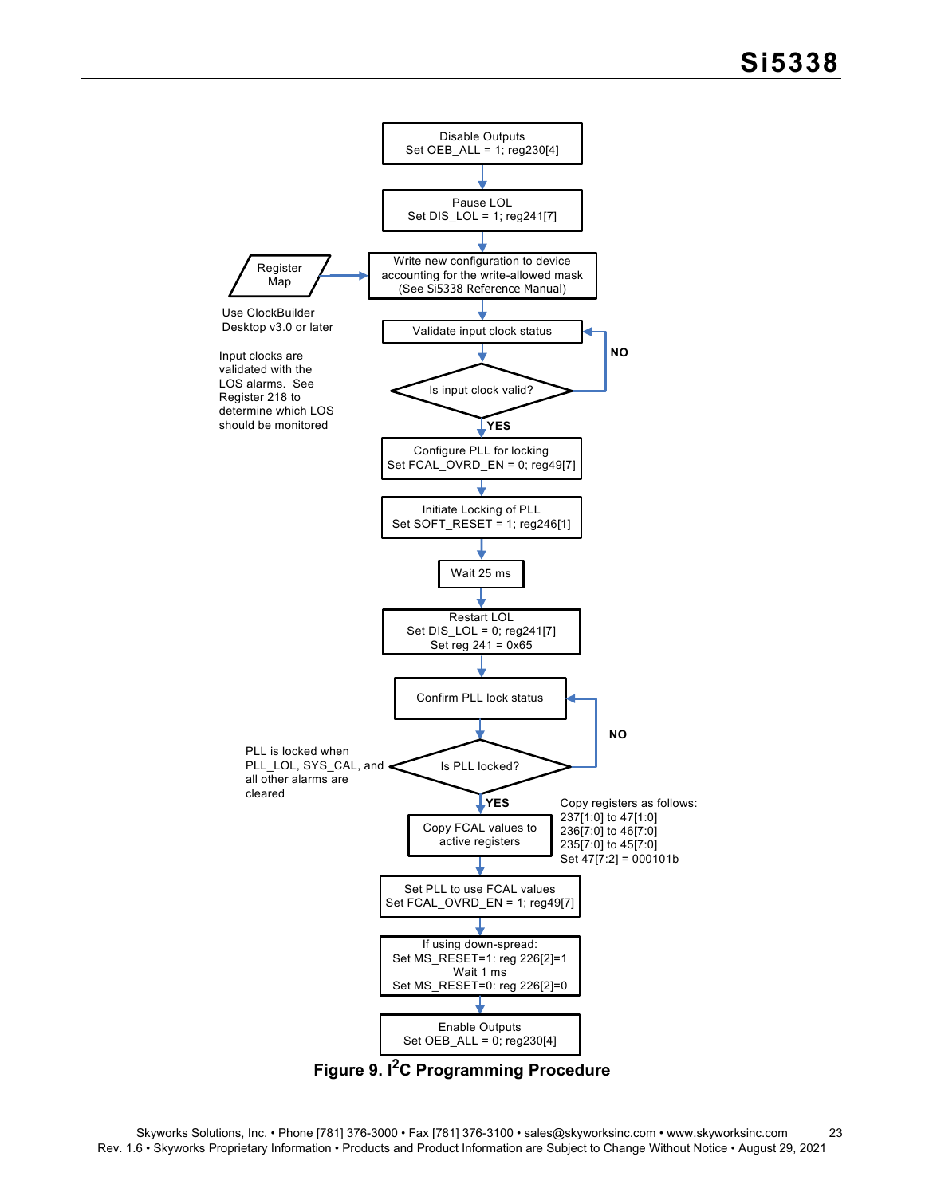Disable Outputs
Set OEB_ALL = 1; reg230[4]

Pause LOL
Set DIS_LOL = 1; reg241[7]

Register Map

Use ClockBuilder Desktop v3.0 or later

Write new configuration to device accounting for the write-allowed mask (See Si5338 Reference Manual)

Validate input clock status

Input clocks are validated with the LOS alarms. See Register 218 to determine which LOS should be monitored

Is input clock valid?

NO

YES

Configure PLL for locking
Set FCAL_OVRD_EN = 0; reg49[7]

Initiate Locking of PLL
Set SOFT_RESET = 1; reg246[1]

Wait 25 ms

Restart LOL
Set DIS_LOL = 0; reg241[7]
Set reg 241 = 0x65

Confirm PLL lock status

PLL is locked when PLL_LOL, SYS_CAL, and all other alarms are cleared

Is PLL locked?

NO

YES

Copy FCAL values to active registers

Copy registers as follows:
237[1:0] to 47[1:0]
236[7:0] to 46[7:0]
235[7:0] to 45[7:0]
Set 47[7:2] = 000101b

Set PLL to use FCAL values
Set FCAL_OVRD_EN = 1; reg49[7]

If using down-spread:
Set MS_RESET=1: reg 226[2]=1
Wait 1 ms
Set MS_RESET=0: reg 226[2]=0

Enable Outputs
Set OEB_ALL = 0; reg230[4]

**Figure 9. I²C Programming Procedure**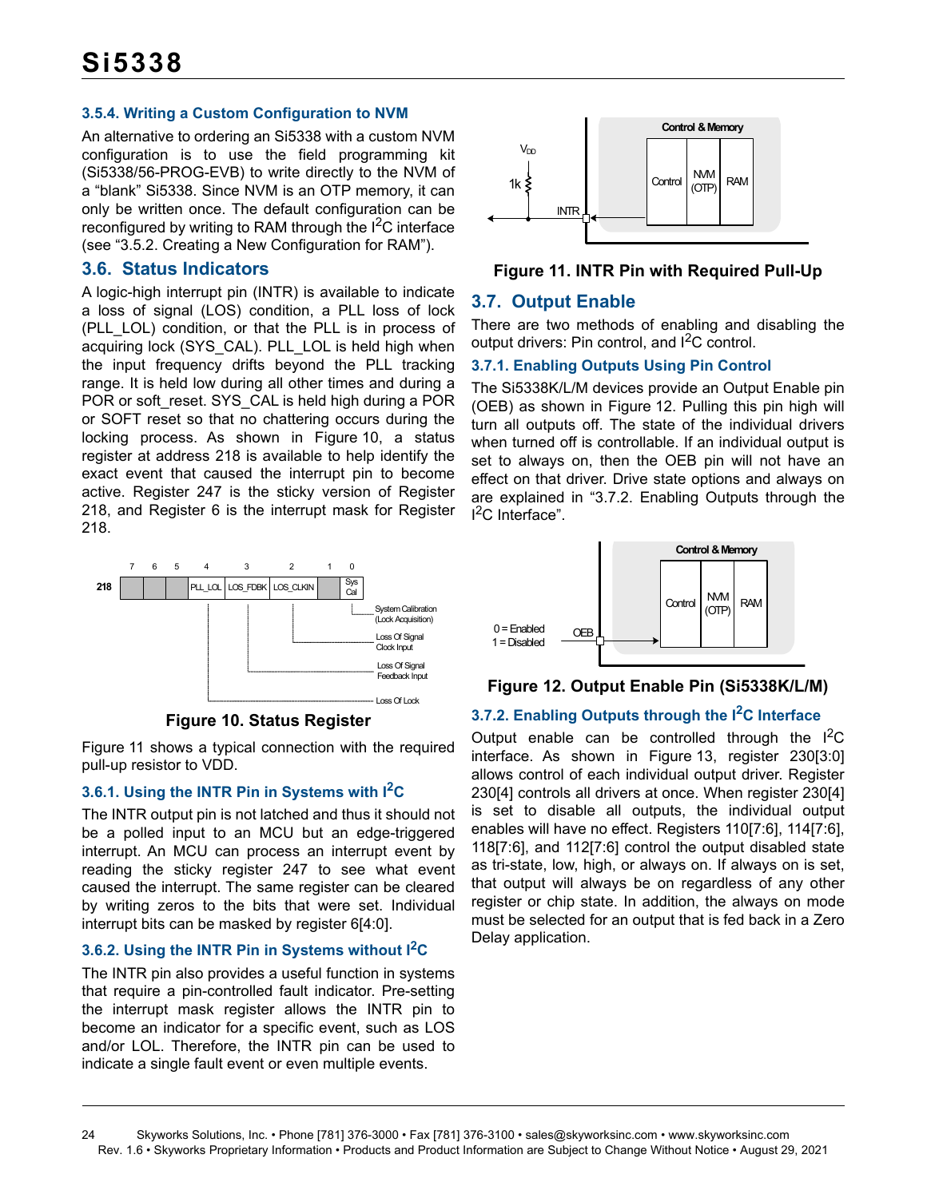### 3.5.4. Writing a Custom Configuration to NVM

An alternative to ordering an Si5338 with a custom NVM configuration is to use the field programming kit (Si5338/56-PROG-EVB) to write directly to the NVM of a "blank" Si5338. Since NVM is an OTP memory, it can only be written once. The default configuration can be reconfigured by writing to RAM through the I$^2$C interface (see "3.5.2. Creating a New Configuration for RAM").

## 3.6. Status Indicators

A logic-high interrupt pin (INTR) is available to indicate a loss of signal (LOS) condition, a PLL loss of lock (PLL_LOL) condition, or that the PLL is in process of acquiring lock (SYS_CAL). PLL_LOL is held high when the input frequency drifts beyond the PLL tracking range. It is held low during all other times and during a POR or soft_reset. SYS_CAL is held high during a POR or SOFT reset so that no chattering occurs during the locking process. As shown in Figure 10, a status register at address 218 is available to help identify the exact event that caused the interrupt pin to become active. Register 247 is the sticky version of Register 218, and Register 6 is the interrupt mask for Register 218.

| | 7 | 6 | 5 | 4 | 3 | 2 | 1 | 0 |
|---|---|---|---|---|---|---|---|---|
| 218 | | | | PLL_LOL | LOS_FDBK | LOS_CLKIN | | Sys Cal |

- Bit 0: System Calibration (Lock Acquisition)
- Bit 2: Loss Of Signal Clock Input
- Bit 3: Loss Of Signal Feedback Input
- Bit 4: Loss Of Lock

**Figure 10. Status Register**

Figure 11 shows a typical connection with the required pull-up resistor to VDD.

**Figure 11. INTR Pin with Required Pull-Up**

### 3.6.1. Using the INTR Pin in Systems with I$^2$C

The INTR output pin is not latched and thus it should not be a polled input to an MCU but an edge-triggered interrupt. An MCU can process an interrupt event by reading the sticky register 247 to see what event caused the interrupt. The same register can be cleared by writing zeros to the bits that were set. Individual interrupt bits can be masked by register 6[4:0].

### 3.6.2. Using the INTR Pin in Systems without I$^2$C

The INTR pin also provides a useful function in systems that require a pin-controlled fault indicator. Pre-setting the interrupt mask register allows the INTR pin to become an indicator for a specific event, such as LOS and/or LOL. Therefore, the INTR pin can be used to indicate a single fault event or even multiple events.

## 3.7. Output Enable

There are two methods of enabling and disabling the output drivers: Pin control, and I$^2$C control.

### 3.7.1. Enabling Outputs Using Pin Control

The Si5338K/L/M devices provide an Output Enable pin (OEB) as shown in Figure 12. Pulling this pin high will turn all outputs off. The state of the individual drivers when turned off is controllable. If an individual output is set to always on, then the OEB pin will not have an effect on that driver. Drive state options and always on are explained in "3.7.2. Enabling Outputs through the I$^2$C Interface".

**Figure 12. Output Enable Pin (Si5338K/L/M)**

### 3.7.2. Enabling Outputs through the I$^2$C Interface

Output enable can be controlled through the I$^2$C interface. As shown in Figure 13, register 230[3:0] allows control of each individual output driver. Register 230[4] controls all drivers at once. When register 230[4] is set to disable all outputs, the individual output enables will have no effect. Registers 110[7:6], 114[7:6], 118[7:6], and 112[7:6] control the output disabled state as tri-state, low, high, or always on. If always on is set, that output will always be on regardless of any other register or chip state. In addition, the always on mode must be selected for an output that is fed back in a Zero Delay application.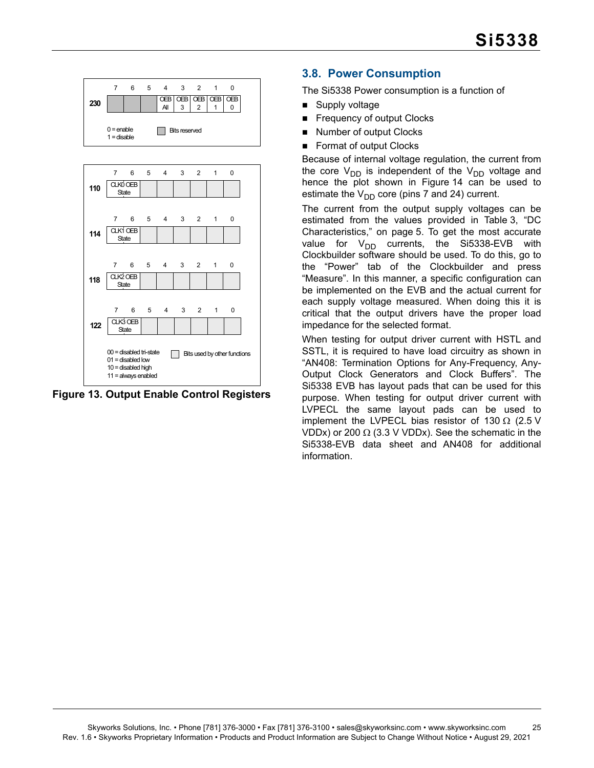| | 7 | 6 | 5 | 4 | 3 | 2 | 1 | 0 |
|---|---|---|---|---|---|---|---|---|
| 230 | | | | OEB All | OEB 3 | OEB 2 | OEB 1 | OEB 0 |

0 = enable
1 = disable

Bits reserved

| | 7 | 6 | 5 | 4 | 3 | 2 | 1 | 0 |
|---|---|---|---|---|---|---|---|---|
| 110 | CLK0 OEB State | | | | | | | |
| 114 | CLK1 OEB State | | | | | | | |
| 118 | CLK2 OEB State | | | | | | | |
| 122 | CLK3 OEB State | | | | | | | |

00 = disabled tri-state
01 = disabled low
10 = disabled high
11 = always enabled

Bits used by other functions

**Figure 13. Output Enable Control Registers**

## 3.8. Power Consumption

The Si5338 Power consumption is a function of

- Supply voltage
- Frequency of output Clocks
- Number of output Clocks
- Format of output Clocks

Because of internal voltage regulation, the current from the core $V_{DD}$ is independent of the $V_{DD}$ voltage and hence the plot shown in Figure 14 can be used to estimate the $V_{DD}$ core (pins 7 and 24) current.

The current from the output supply voltages can be estimated from the values provided in Table 3, "DC Characteristics," on page 5. To get the most accurate value for $V_{DD}$ currents, the Si5338-EVB with Clockbuilder software should be used. To do this, go to the "Power" tab of the Clockbuilder and press "Measure". In this manner, a specific configuration can be implemented on the EVB and the actual current for each supply voltage measured. When doing this it is critical that the output drivers have the proper load impedance for the selected format.

When testing for output driver current with HSTL and SSTL, it is required to have load circuitry as shown in "AN408: Termination Options for Any-Frequency, Any-Output Clock Generators and Clock Buffers". The Si5338 EVB has layout pads that can be used for this purpose. When testing for output driver current with LVPECL the same layout pads can be used to implement the LVPECL bias resistor of 130 Ω (2.5 V VDDx) or 200 Ω (3.3 V VDDx). See the schematic in the Si5338-EVB data sheet and AN408 for additional information.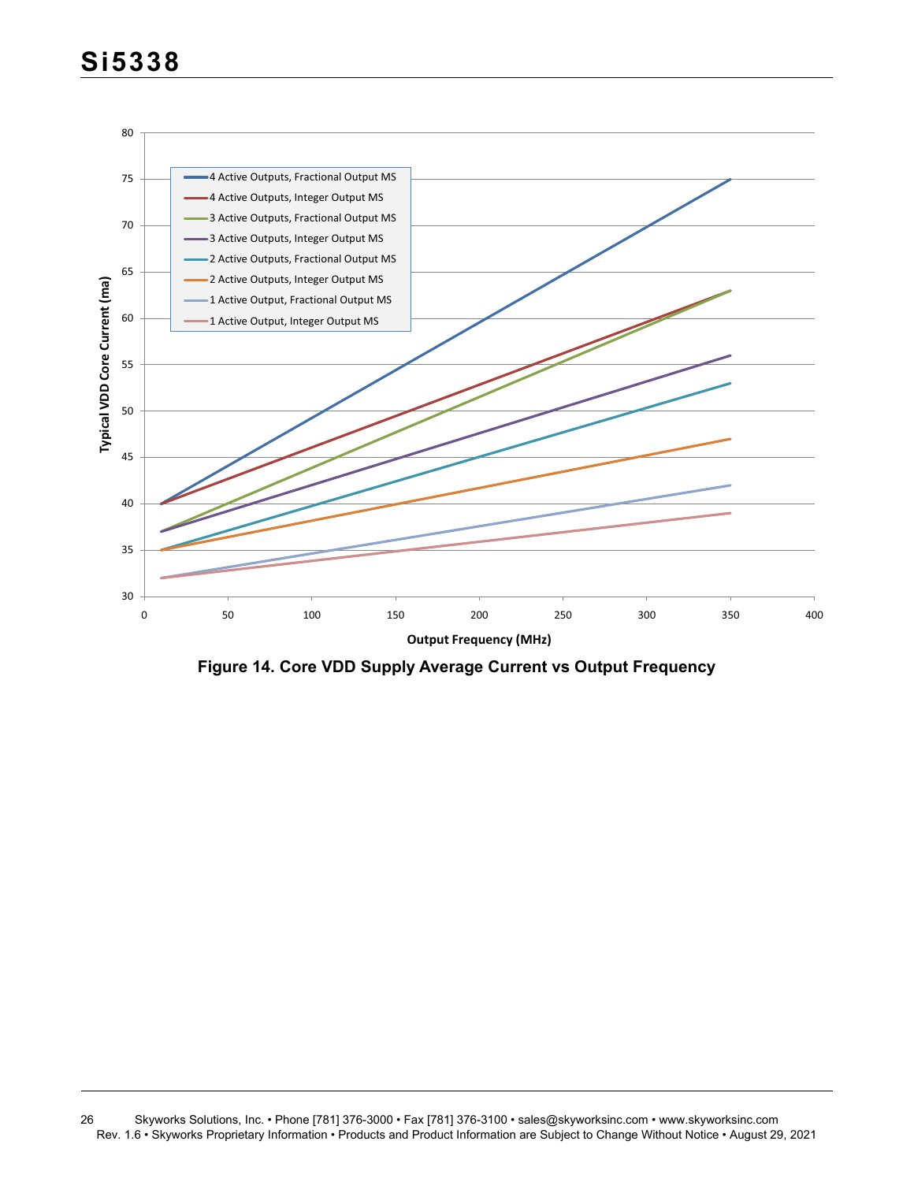Figure 14. Core VDD Supply Average Current vs Output Frequency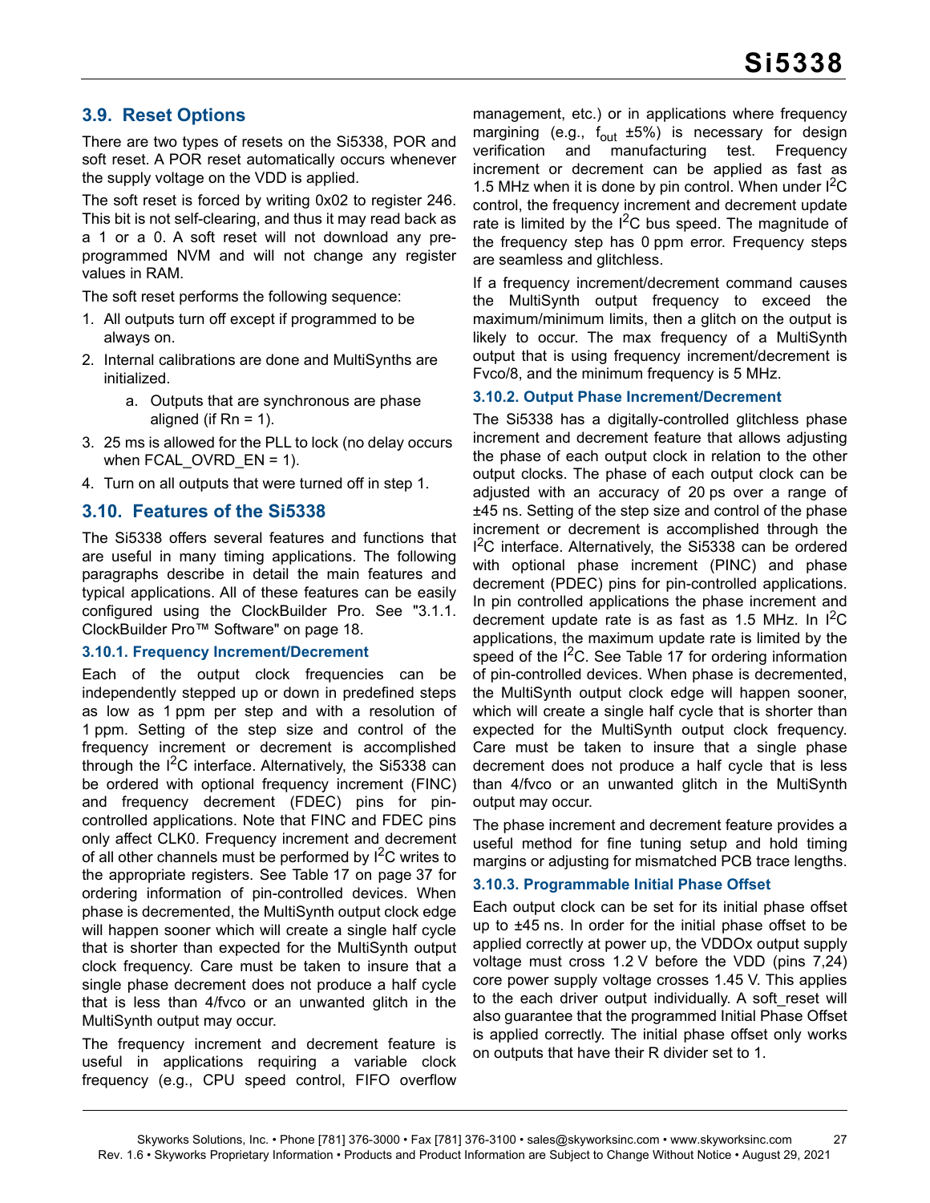## 3.9. Reset Options

There are two types of resets on the Si5338, POR and soft reset. A POR reset automatically occurs whenever the supply voltage on the VDD is applied.

The soft reset is forced by writing 0x02 to register 246. This bit is not self-clearing, and thus it may read back as a 1 or a 0. A soft reset will not download any pre-programmed NVM and will not change any register values in RAM.

The soft reset performs the following sequence:

1. All outputs turn off except if programmed to be always on.
2. Internal calibrations are done and MultiSynths are initialized.
   a. Outputs that are synchronous are phase aligned (if Rn = 1).
3. 25 ms is allowed for the PLL to lock (no delay occurs when FCAL_OVRD_EN = 1).
4. Turn on all outputs that were turned off in step 1.

## 3.10. Features of the Si5338

The Si5338 offers several features and functions that are useful in many timing applications. The following paragraphs describe in detail the main features and typical applications. All of these features can be easily configured using the ClockBuilder Pro. See "3.1.1. ClockBuilder Pro™ Software" on page 18.

### 3.10.1. Frequency Increment/Decrement

Each of the output clock frequencies can be independently stepped up or down in predefined steps as low as 1 ppm per step and with a resolution of 1 ppm. Setting of the step size and control of the frequency increment or decrement is accomplished through the $I^2C$ interface. Alternatively, the Si5338 can be ordered with optional frequency increment (FINC) and frequency decrement (FDEC) pins for pin-controlled applications. Note that FINC and FDEC pins only affect CLK0. Frequency increment and decrement of all other channels must be performed by $I^2C$ writes to the appropriate registers. See Table 17 on page 37 for ordering information of pin-controlled devices. When phase is decremented, the MultiSynth output clock edge will happen sooner which will create a single half cycle that is shorter than expected for the MultiSynth output clock frequency. Care must be taken to insure that a single phase decrement does not produce a half cycle that is less than 4/fvco or an unwanted glitch in the MultiSynth output may occur.

The frequency increment and decrement feature is useful in applications requiring a variable clock frequency (e.g., CPU speed control, FIFO overflow management, etc.) or in applications where frequency margining (e.g., $f_{out}$ ±5%) is necessary for design verification and manufacturing test. Frequency increment or decrement can be applied as fast as 1.5 MHz when it is done by pin control. When under $I^2C$ control, the frequency increment and decrement update rate is limited by the $I^2C$ bus speed. The magnitude of the frequency step has 0 ppm error. Frequency steps are seamless and glitchless.

If a frequency increment/decrement command causes the MultiSynth output frequency to exceed the maximum/minimum limits, then a glitch on the output is likely to occur. The max frequency of a MultiSynth output that is using frequency increment/decrement is Fvco/8, and the minimum frequency is 5 MHz.

### 3.10.2. Output Phase Increment/Decrement

The Si5338 has a digitally-controlled glitchless phase increment and decrement feature that allows adjusting the phase of each output clock in relation to the other output clocks. The phase of each output clock can be adjusted with an accuracy of 20 ps over a range of ±45 ns. Setting of the step size and control of the phase increment or decrement is accomplished through the $I^2C$ interface. Alternatively, the Si5338 can be ordered with optional phase increment (PINC) and phase decrement (PDEC) pins for pin-controlled applications. In pin controlled applications the phase increment and decrement update rate is as fast as 1.5 MHz. In $I^2C$ applications, the maximum update rate is limited by the speed of the $I^2C$. See Table 17 for ordering information of pin-controlled devices. When phase is decremented, the MultiSynth output clock edge will happen sooner, which will create a single half cycle that is shorter than expected for the MultiSynth output clock frequency. Care must be taken to insure that a single phase decrement does not produce a half cycle that is less than 4/fvco or an unwanted glitch in the MultiSynth output may occur.

The phase increment and decrement feature provides a useful method for fine tuning setup and hold timing margins or adjusting for mismatched PCB trace lengths.

### 3.10.3. Programmable Initial Phase Offset

Each output clock can be set for its initial phase offset up to ±45 ns. In order for the initial phase offset to be applied correctly at power up, the VDDOx output supply voltage must cross 1.2 V before the VDD (pins 7,24) core power supply voltage crosses 1.45 V. This applies to the each driver output individually. A soft_reset will also guarantee that the programmed Initial Phase Offset is applied correctly. The initial phase offset only works on outputs that have their R divider set to 1.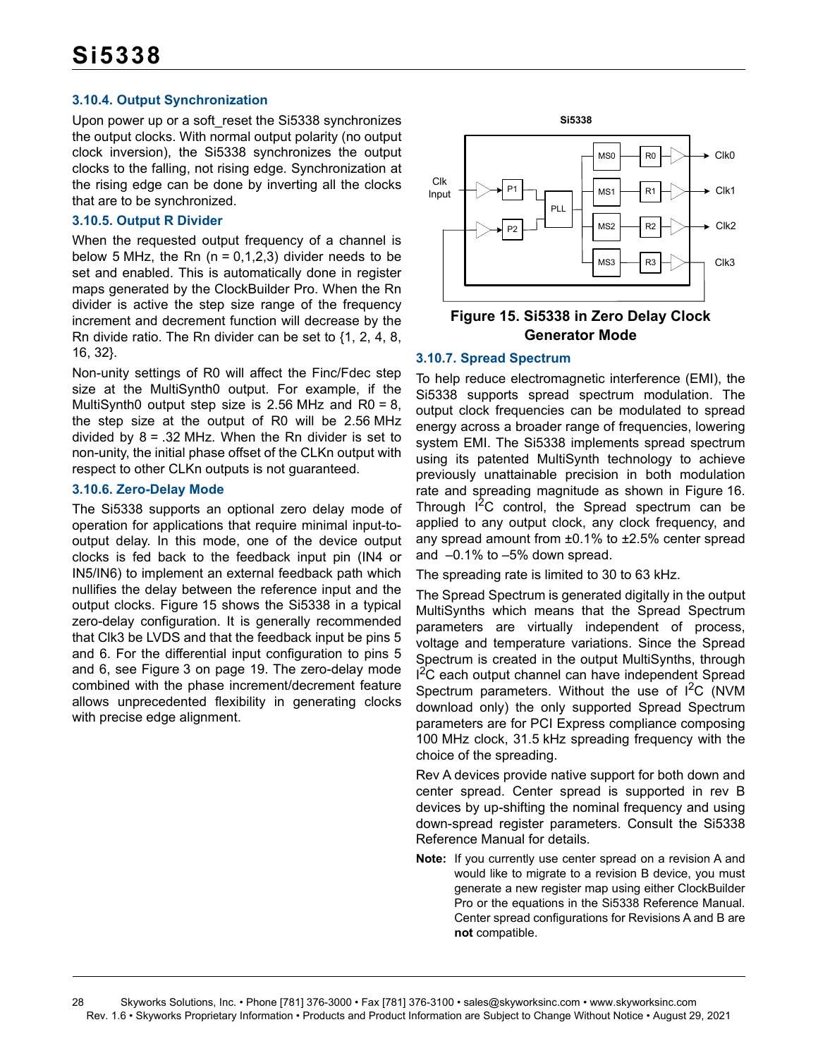### 3.10.4. Output Synchronization

Upon power up or a soft_reset the Si5338 synchronizes the output clocks. With normal output polarity (no output clock inversion), the Si5338 synchronizes the output clocks to the falling, not rising edge. Synchronization at the rising edge can be done by inverting all the clocks that are to be synchronized.

### 3.10.5. Output R Divider

When the requested output frequency of a channel is below 5 MHz, the Rn (n = 0,1,2,3) divider needs to be set and enabled. This is automatically done in register maps generated by the ClockBuilder Pro. When the Rn divider is active the step size range of the frequency increment and decrement function will decrease by the Rn divide ratio. The Rn divider can be set to {1, 2, 4, 8, 16, 32}.

Non-unity settings of R0 will affect the Finc/Fdec step size at the MultiSynth0 output. For example, if the MultiSynth0 output step size is 2.56 MHz and R0 = 8, the step size at the output of R0 will be 2.56 MHz divided by 8 = .32 MHz. When the Rn divider is set to non-unity, the initial phase offset of the CLKn output with respect to other CLKn outputs is not guaranteed.

### 3.10.6. Zero-Delay Mode

The Si5338 supports an optional zero delay mode of operation for applications that require minimal input-to-output delay. In this mode, one of the device output clocks is fed back to the feedback input pin (IN4 or IN5/IN6) to implement an external feedback path which nullifies the delay between the reference input and the output clocks. Figure 15 shows the Si5338 in a typical zero-delay configuration. It is generally recommended that Clk3 be LVDS and that the feedback input be pins 5 and 6. For the differential input configuration to pins 5 and 6, see Figure 3 on page 19. The zero-delay mode combined with the phase increment/decrement feature allows unprecedented flexibility in generating clocks with precise edge alignment.

**Figure 15. Si5338 in Zero Delay Clock Generator Mode**

### 3.10.7. Spread Spectrum

To help reduce electromagnetic interference (EMI), the Si5338 supports spread spectrum modulation. The output clock frequencies can be modulated to spread energy across a broader range of frequencies, lowering system EMI. The Si5338 implements spread spectrum using its patented MultiSynth technology to achieve previously unattainable precision in both modulation rate and spreading magnitude as shown in Figure 16. Through I$^2$C control, the Spread spectrum can be applied to any output clock, any clock frequency, and any spread amount from ±0.1% to ±2.5% center spread and –0.1% to –5% down spread.

The spreading rate is limited to 30 to 63 kHz.

The Spread Spectrum is generated digitally in the output MultiSynths which means that the Spread Spectrum parameters are virtually independent of process, voltage and temperature variations. Since the Spread Spectrum is created in the output MultiSynths, through I$^2$C each output channel can have independent Spread Spectrum parameters. Without the use of I$^2$C (NVM download only) the only supported Spread Spectrum parameters are for PCI Express compliance composing 100 MHz clock, 31.5 kHz spreading frequency with the choice of the spreading.

Rev A devices provide native support for both down and center spread. Center spread is supported in rev B devices by up-shifting the nominal frequency and using down-spread register parameters. Consult the Si5338 Reference Manual for details.

**Note:** If you currently use center spread on a revision A and would like to migrate to a revision B device, you must generate a new register map using either ClockBuilder Pro or the equations in the Si5338 Reference Manual. Center spread configurations for Revisions A and B are **not** compatible.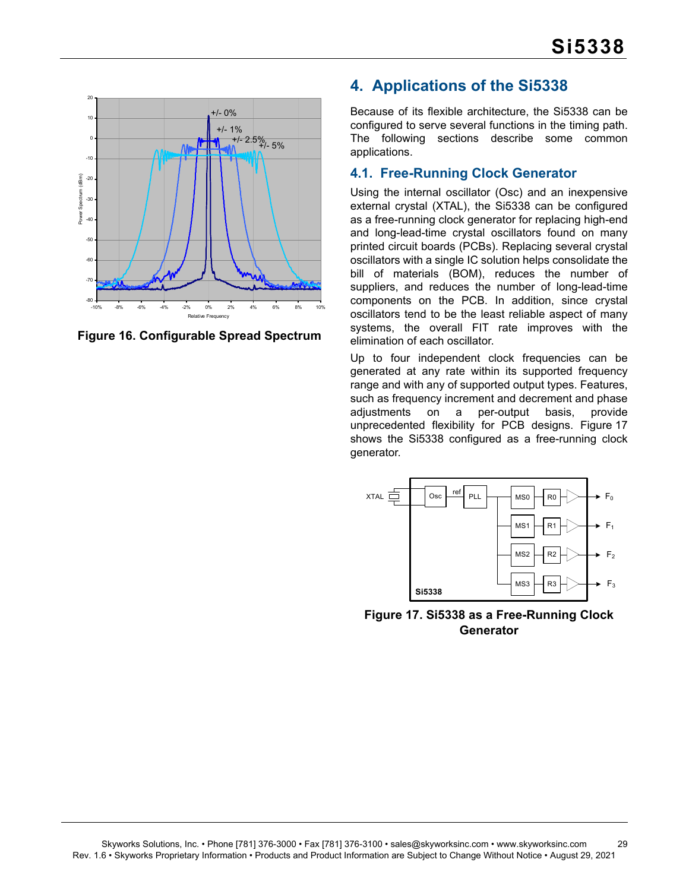Figure 16. Configurable Spread Spectrum

# 4. Applications of the Si5338

Because of its flexible architecture, the Si5338 can be configured to serve several functions in the timing path. The following sections describe some common applications.

## 4.1. Free-Running Clock Generator

Using the internal oscillator (Osc) and an inexpensive external crystal (XTAL), the Si5338 can be configured as a free-running clock generator for replacing high-end and long-lead-time crystal oscillators found on many printed circuit boards (PCBs). Replacing several crystal oscillators with a single IC solution helps consolidate the bill of materials (BOM), reduces the number of suppliers, and reduces the number of long-lead-time components on the PCB. In addition, since crystal oscillators tend to be the least reliable aspect of many systems, the overall FIT rate improves with the elimination of each oscillator.

Up to four independent clock frequencies can be generated at any rate within its supported frequency range and with any of supported output types. Features, such as frequency increment and decrement and phase adjustments on a per-output basis, provide unprecedented flexibility for PCB designs. Figure 17 shows the Si5338 configured as a free-running clock generator.

Figure 17. Si5338 as a Free-Running Clock Generator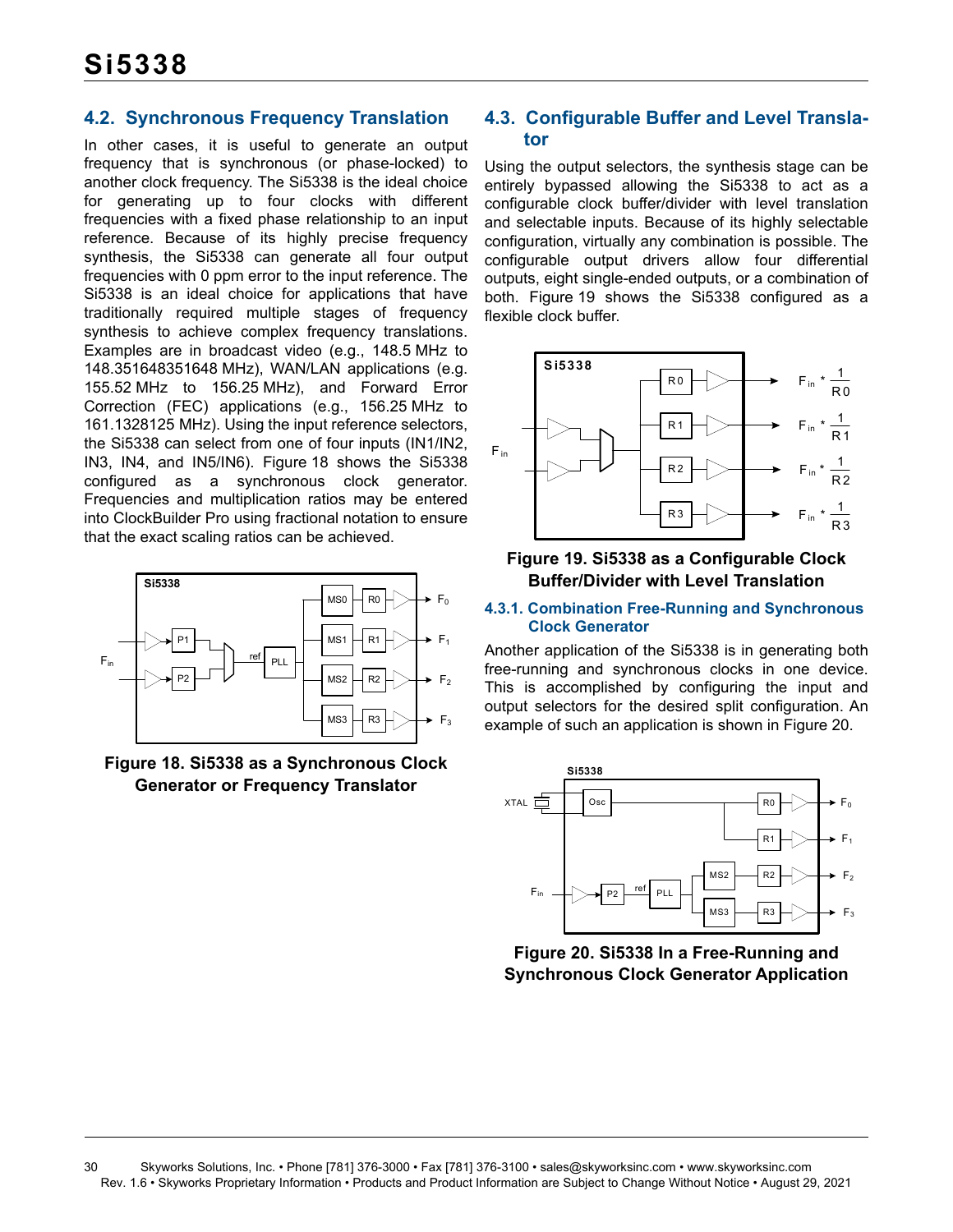### 4.2. Synchronous Frequency Translation

In other cases, it is useful to generate an output frequency that is synchronous (or phase-locked) to another clock frequency. The Si5338 is the ideal choice for generating up to four clocks with different frequencies with a fixed phase relationship to an input reference. Because of its highly precise frequency synthesis, the Si5338 can generate all four output frequencies with 0 ppm error to the input reference. The Si5338 is an ideal choice for applications that have traditionally required multiple stages of frequency synthesis to achieve complex frequency translations. Examples are in broadcast video (e.g., 148.5 MHz to 148.351648351648 MHz), WAN/LAN applications (e.g. 155.52 MHz to 156.25 MHz), and Forward Error Correction (FEC) applications (e.g., 156.25 MHz to 161.1328125 MHz). Using the input reference selectors, the Si5338 can select from one of four inputs (IN1/IN2, IN3, IN4, and IN5/IN6). Figure 18 shows the Si5338 configured as a synchronous clock generator. Frequencies and multiplication ratios may be entered into ClockBuilder Pro using fractional notation to ensure that the exact scaling ratios can be achieved.

**Figure 18. Si5338 as a Synchronous Clock Generator or Frequency Translator**

### 4.3. Configurable Buffer and Level Translator

Using the output selectors, the synthesis stage can be entirely bypassed allowing the Si5338 to act as a configurable clock buffer/divider with level translation and selectable inputs. Because of its highly selectable configuration, virtually any combination is possible. The configurable output drivers allow four differential outputs, eight single-ended outputs, or a combination of both. Figure 19 shows the Si5338 configured as a flexible clock buffer.

**Figure 19. Si5338 as a Configurable Clock Buffer/Divider with Level Translation**

#### 4.3.1. Combination Free-Running and Synchronous Clock Generator

Another application of the Si5338 is in generating both free-running and synchronous clocks in one device. This is accomplished by configuring the input and output selectors for the desired split configuration. An example of such an application is shown in Figure 20.

**Figure 20. Si5338 In a Free-Running and Synchronous Clock Generator Application**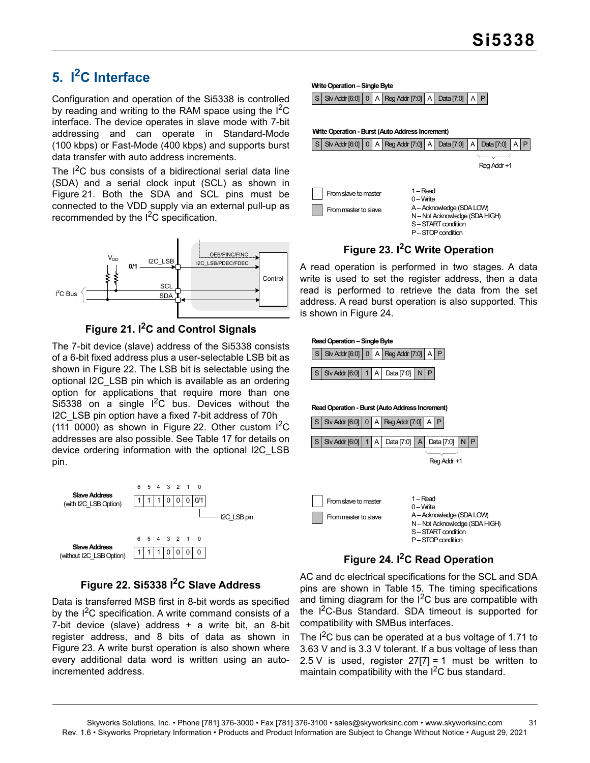# 5. I²C Interface

Configuration and operation of the Si5338 is controlled by reading and writing to the RAM space using the I²C interface. The device operates in slave mode with 7-bit addressing and can operate in Standard-Mode (100 kbps) or Fast-Mode (400 kbps) and supports burst data transfer with auto address increments.

The I²C bus consists of a bidirectional serial data line (SDA) and a serial clock input (SCL) as shown in Figure 21. Both the SDA and SCL pins must be connected to the VDD supply via an external pull-up as recommended by the I²C specification.

**Figure 21. I²C and Control Signals**

The 7-bit device (slave) address of the Si5338 consists of a 6-bit fixed address plus a user-selectable LSB bit as shown in Figure 22. The LSB bit is selectable using the optional I2C_LSB pin which is available as an ordering option for applications that require more than one Si5338 on a single I²C bus. Devices without the I2C_LSB pin option have a fixed 7-bit address of 70h (111 0000) as shown in Figure 22. Other custom I²C addresses are also possible. See Table 17 for details on device ordering information with the optional I2C_LSB pin.

| Slave Address | 6 | 5 | 4 | 3 | 2 | 1 | 0 |
|---|---|---|---|---|---|---|---|
| (with I2C_LSB Option) | 1 | 1 | 1 | 0 | 0 | 0 | 0/1 (I2C_LSB pin) |
| (without I2C_LSB Option) | 1 | 1 | 1 | 0 | 0 | 0 | 0 |

**Figure 22. Si5338 I²C Slave Address**

Data is transferred MSB first in 8-bit words as specified by the I²C specification. A write command consists of a 7-bit device (slave) address + a write bit, an 8-bit register address, and 8 bits of data as shown in Figure 23. A write burst operation is also shown where every additional data word is written using an auto-incremented address.

**Write Operation – Single Byte**

| S | Slv Addr [6:0] | 0 | A | Reg Addr [7:0] | A | Data [7:0] | A | P |
|---|---|---|---|---|---|---|---|---|

**Write Operation - Burst (Auto Address Increment)**

| S | Slv Addr [6:0] | 0 | A | Reg Addr [7:0] | A | Data [7:0] | A | Data [7:0] (Reg Addr +1) | A | P |
|---|---|---|---|---|---|---|---|---|---|---|

From slave to master / From master to slave

1 – Read
0 – Write
A – Acknowledge (SDA LOW)
N – Not Acknowledge (SDA HIGH)
S – START condition
P – STOP condition

**Figure 23. I²C Write Operation**

A read operation is performed in two stages. A data write is used to set the register address, then a data read is performed to retrieve the data from the set address. A read burst operation is also supported. This is shown in Figure 24.

**Read Operation – Single Byte**

| S | Slv Addr [6:0] | 0 | A | Reg Addr [7:0] | A | P |
|---|---|---|---|---|---|---|

| S | Slv Addr [6:0] | 1 | A | Data [7:0] | N | P |
|---|---|---|---|---|---|---|

**Read Operation - Burst (Auto Address Increment)**

| S | Slv Addr [6:0] | 0 | A | Reg Addr [7:0] | A | P |
|---|---|---|---|---|---|---|

| S | Slv Addr [6:0] | 1 | A | Data [7:0] | A | Data [7:0] (Reg Addr +1) | N | P |
|---|---|---|---|---|---|---|---|---|

From slave to master / From master to slave

1 – Read
0 – Write
A – Acknowledge (SDA LOW)
N – Not Acknowledge (SDA HIGH)
S – START condition
P – STOP condition

**Figure 24. I²C Read Operation**

AC and dc electrical specifications for the SCL and SDA pins are shown in Table 15. The timing specifications and timing diagram for the I²C bus are compatible with the I²C-Bus Standard. SDA timeout is supported for compatibility with SMBus interfaces.

The I²C bus can be operated at a bus voltage of 1.71 to 3.63 V and is 3.3 V tolerant. If a bus voltage of less than 2.5 V is used, register 27[7] = 1 must be written to maintain compatibility with the I²C bus standard.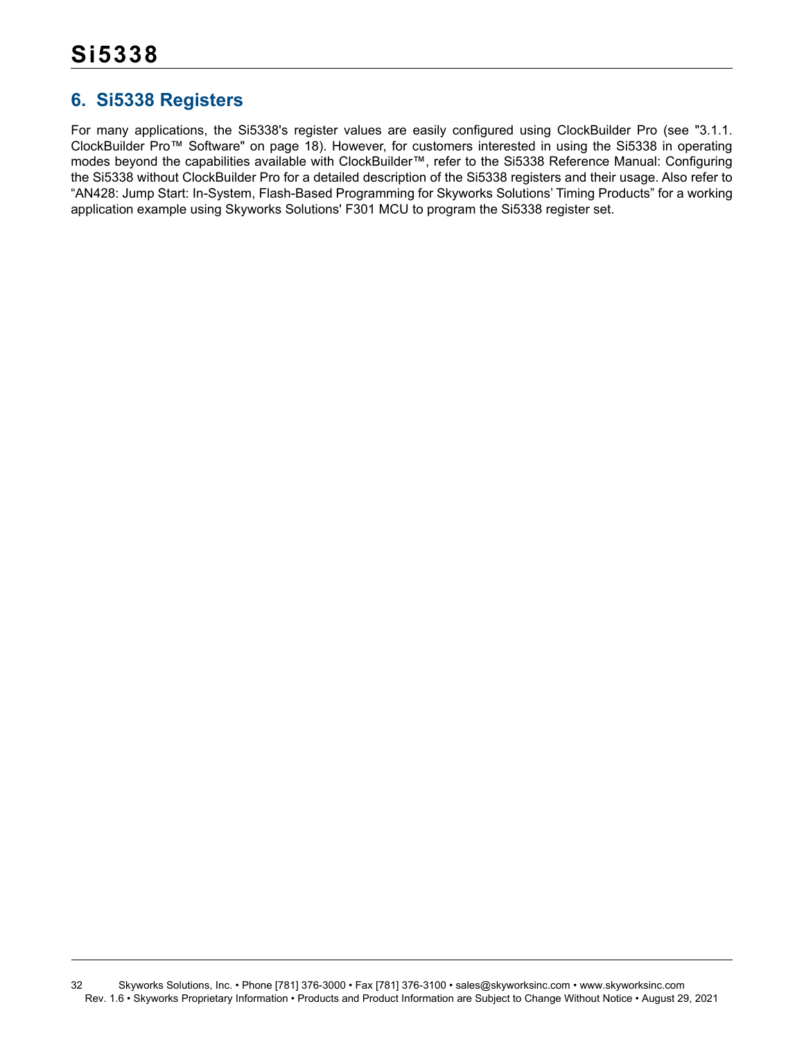## 6. Si5338 Registers

For many applications, the Si5338's register values are easily configured using ClockBuilder Pro (see "3.1.1. ClockBuilder Pro™ Software" on page 18). However, for customers interested in using the Si5338 in operating modes beyond the capabilities available with ClockBuilder™, refer to the Si5338 Reference Manual: Configuring the Si5338 without ClockBuilder Pro for a detailed description of the Si5338 registers and their usage. Also refer to "AN428: Jump Start: In-System, Flash-Based Programming for Skyworks Solutions' Timing Products" for a working application example using Skyworks Solutions' F301 MCU to program the Si5338 register set.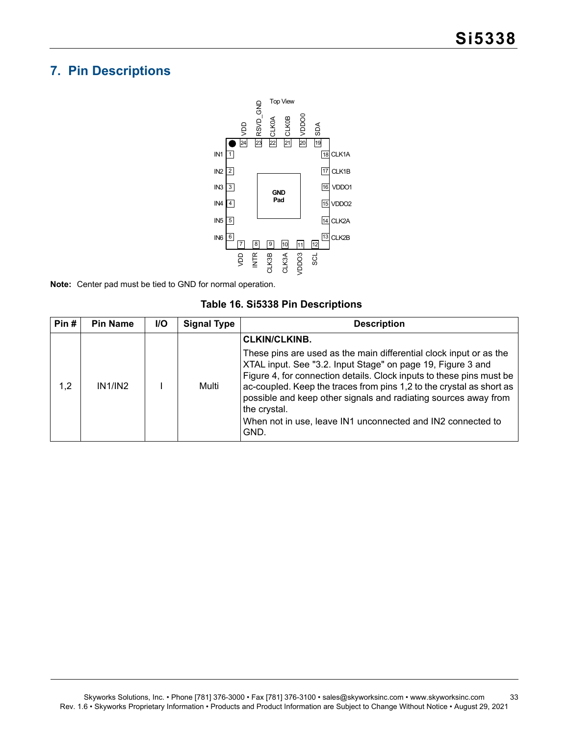## 7. Pin Descriptions

Top View

| Pin | Name |
|---|---|
| 1 | IN1 |
| 2 | IN2 |
| 3 | IN3 |
| 4 | IN4 |
| 5 | IN5 |
| 6 | IN6 |
| 7 | VDD |
| 8 | INTR |
| 9 | CLK3B |
| 10 | CLK3A |
| 11 | VDDO3 |
| 12 | SCL |
| 13 | CLK2B |
| 14 | CLK2A |
| 15 | VDDO2 |
| 16 | VDDO1 |
| 17 | CLK1B |
| 18 | CLK1A |
| 19 | SDA |
| 20 | VDDO0 |
| 21 | CLK0B |
| 22 | CLK0A |
| 23 | RSVD_GND |
| 24 | VDD |
| Center | GND Pad |

**Note:** Center pad must be tied to GND for normal operation.

**Table 16. Si5338 Pin Descriptions**

| Pin # | Pin Name | I/O | Signal Type | Description |
|---|---|---|---|---|
| 1,2 | IN1/IN2 | I | Multi | **CLKIN/CLKINB.** These pins are used as the main differential clock input or as the XTAL input. See "3.2. Input Stage" on page 19, Figure 3 and Figure 4, for connection details. Clock inputs to these pins must be ac-coupled. Keep the traces from pins 1,2 to the crystal as short as possible and keep other signals and radiating sources away from the crystal. When not in use, leave IN1 unconnected and IN2 connected to GND. |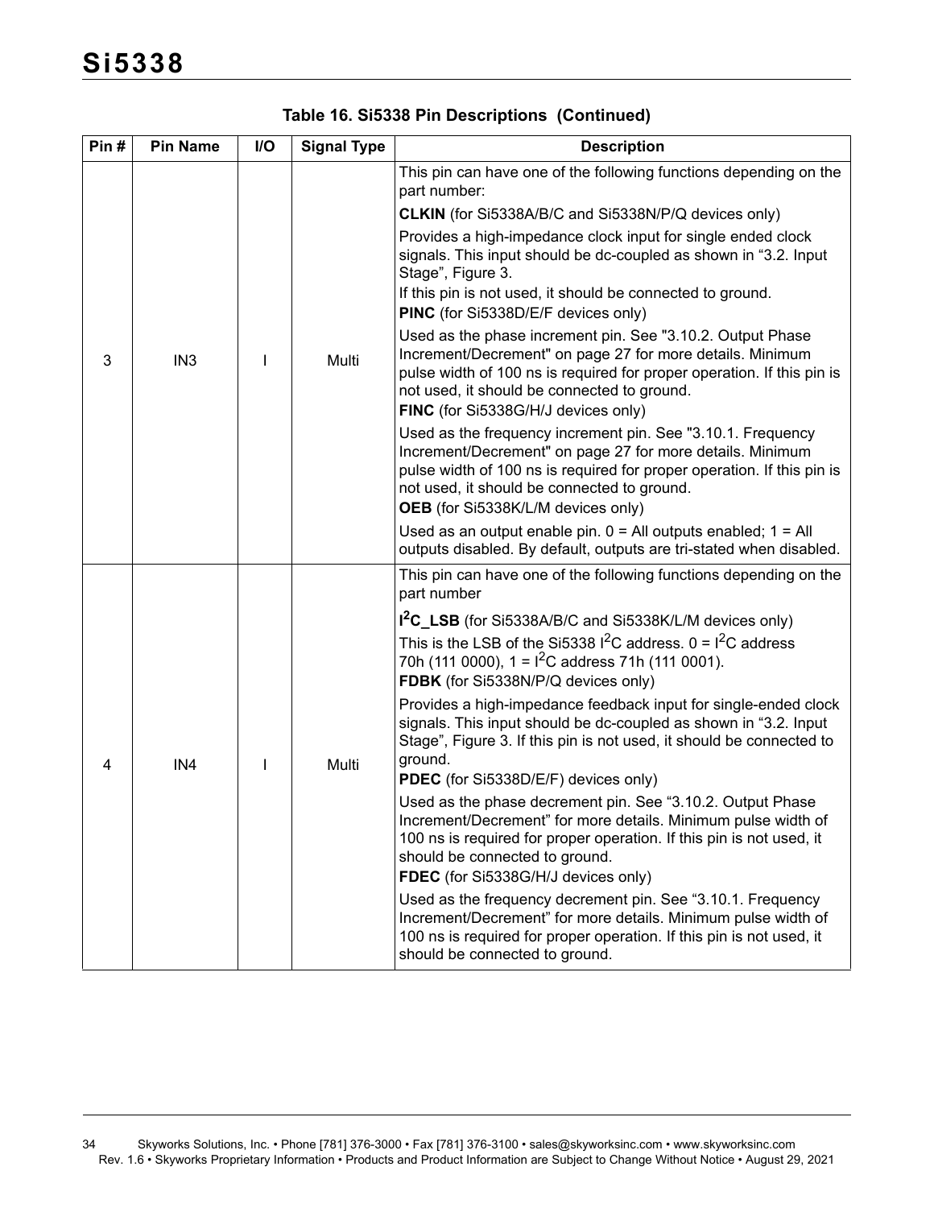**Table 16. Si5338 Pin Descriptions (Continued)**

| Pin # | Pin Name | I/O | Signal Type | Description |
|---|---|---|---|---|
| 3 | IN3 | I | Multi | This pin can have one of the following functions depending on the part number:<br>**CLKIN** (for Si5338A/B/C and Si5338N/P/Q devices only)<br>Provides a high-impedance clock input for single ended clock signals. This input should be dc-coupled as shown in "3.2. Input Stage", Figure 3.<br>If this pin is not used, it should be connected to ground.<br>**PINC** (for Si5338D/E/F devices only)<br>Used as the phase increment pin. See "3.10.2. Output Phase Increment/Decrement" on page 27 for more details. Minimum pulse width of 100 ns is required for proper operation. If this pin is not used, it should be connected to ground.<br>**FINC** (for Si5338G/H/J devices only)<br>Used as the frequency increment pin. See "3.10.1. Frequency Increment/Decrement" on page 27 for more details. Minimum pulse width of 100 ns is required for proper operation. If this pin is not used, it should be connected to ground.<br>**OEB** (for Si5338K/L/M devices only)<br>Used as an output enable pin. 0 = All outputs enabled; 1 = All outputs disabled. By default, outputs are tri-stated when disabled. |
| 4 | IN4 | I | Multi | This pin can have one of the following functions depending on the part number<br>**I$^2$C_LSB** (for Si5338A/B/C and Si5338K/L/M devices only)<br>This is the LSB of the Si5338 I$^2$C address. 0 = I$^2$C address 70h (111 0000), 1 = I$^2$C address 71h (111 0001).<br>**FDBK** (for Si5338N/P/Q devices only)<br>Provides a high-impedance feedback input for single-ended clock signals. This input should be dc-coupled as shown in "3.2. Input Stage", Figure 3. If this pin is not used, it should be connected to ground.<br>**PDEC** (for Si5338D/E/F) devices only)<br>Used as the phase decrement pin. See "3.10.2. Output Phase Increment/Decrement" for more details. Minimum pulse width of 100 ns is required for proper operation. If this pin is not used, it should be connected to ground.<br>**FDEC** (for Si5338G/H/J devices only)<br>Used as the frequency decrement pin. See "3.10.1. Frequency Increment/Decrement" for more details. Minimum pulse width of 100 ns is required for proper operation. If this pin is not used, it should be connected to ground. |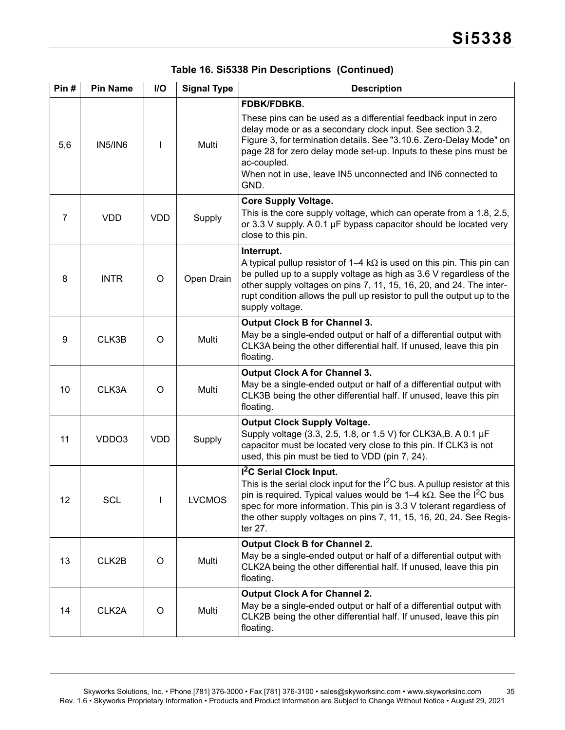**Table 16. Si5338 Pin Descriptions (Continued)**

| Pin # | Pin Name | I/O | Signal Type | Description |
|---|---|---|---|---|
| 5,6 | IN5/IN6 | I | Multi | **FDBK/FDBKB.**<br>These pins can be used as a differential feedback input in zero delay mode or as a secondary clock input. See section 3.2, Figure 3, for termination details. See "3.10.6. Zero-Delay Mode" on page 28 for zero delay mode set-up. Inputs to these pins must be ac-coupled.<br>When not in use, leave IN5 unconnected and IN6 connected to GND. |
| 7 | VDD | VDD | Supply | **Core Supply Voltage.**<br>This is the core supply voltage, which can operate from a 1.8, 2.5, or 3.3 V supply. A 0.1 µF bypass capacitor should be located very close to this pin. |
| 8 | INTR | O | Open Drain | **Interrupt.**<br>A typical pullup resistor of 1–4 kΩ is used on this pin. This pin can be pulled up to a supply voltage as high as 3.6 V regardless of the other supply voltages on pins 7, 11, 15, 16, 20, and 24. The interrupt condition allows the pull up resistor to pull the output up to the supply voltage. |
| 9 | CLK3B | O | Multi | **Output Clock B for Channel 3.**<br>May be a single-ended output or half of a differential output with CLK3A being the other differential half. If unused, leave this pin floating. |
| 10 | CLK3A | O | Multi | **Output Clock A for Channel 3.**<br>May be a single-ended output or half of a differential output with CLK3B being the other differential half. If unused, leave this pin floating. |
| 11 | VDDO3 | VDD | Supply | **Output Clock Supply Voltage.**<br>Supply voltage (3.3, 2.5, 1.8, or 1.5 V) for CLK3A,B. A 0.1 µF capacitor must be located very close to this pin. If CLK3 is not used, this pin must be tied to VDD (pin 7, 24). |
| 12 | SCL | I | LVCMOS | **$I^2C$ Serial Clock Input.**<br>This is the serial clock input for the $I^2C$ bus. A pullup resistor at this pin is required. Typical values would be 1–4 kΩ. See the $I^2C$ bus spec for more information. This pin is 3.3 V tolerant regardless of the other supply voltages on pins 7, 11, 15, 16, 20, 24. See Register 27. |
| 13 | CLK2B | O | Multi | **Output Clock B for Channel 2.**<br>May be a single-ended output or half of a differential output with CLK2A being the other differential half. If unused, leave this pin floating. |
| 14 | CLK2A | O | Multi | **Output Clock A for Channel 2.**<br>May be a single-ended output or half of a differential output with CLK2B being the other differential half. If unused, leave this pin floating. |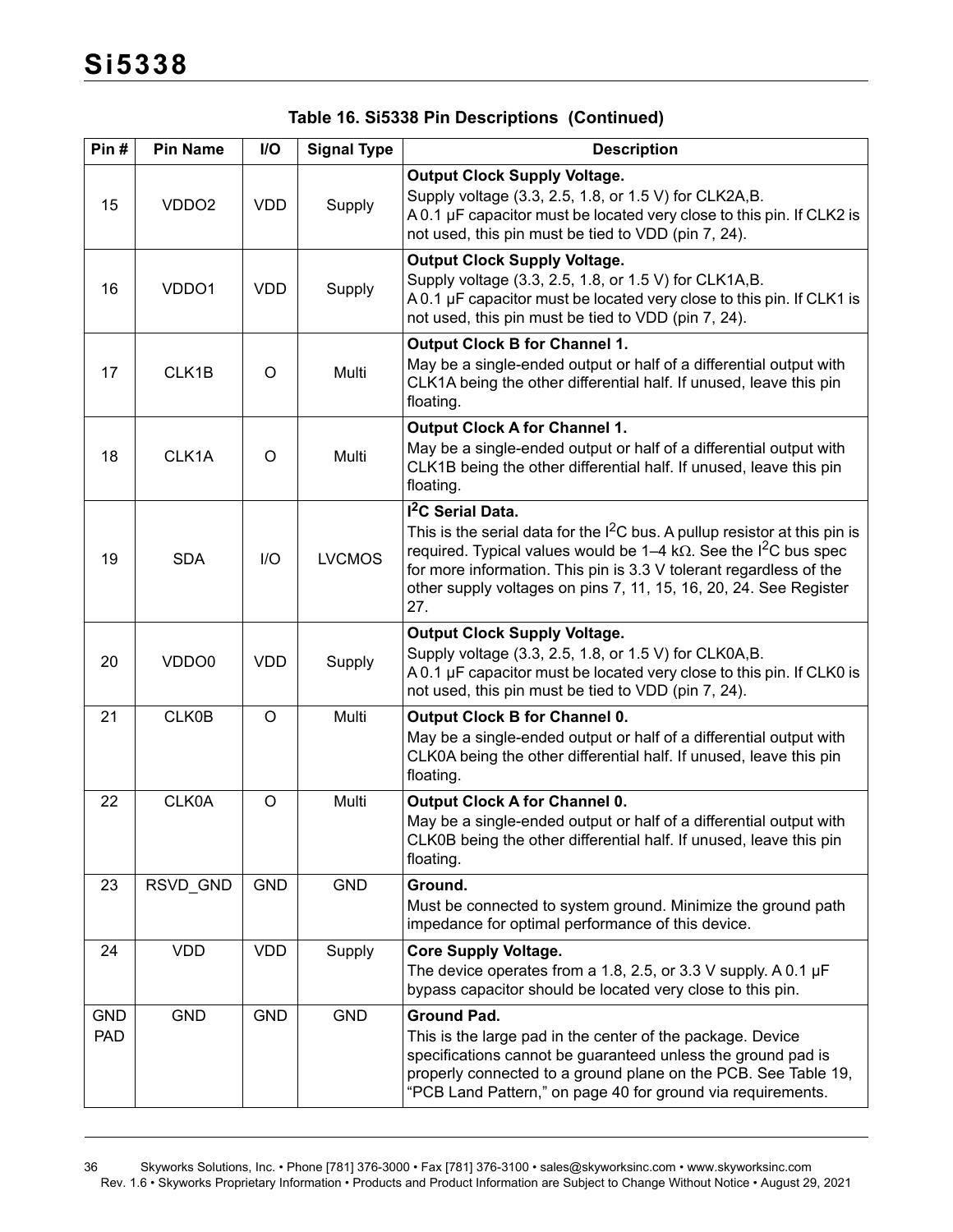**Table 16. Si5338 Pin Descriptions (Continued)**

| Pin # | Pin Name | I/O | Signal Type | Description |
|---|---|---|---|---|
| 15 | VDDO2 | VDD | Supply | **Output Clock Supply Voltage.**<br>Supply voltage (3.3, 2.5, 1.8, or 1.5 V) for CLK2A,B.<br>A 0.1 µF capacitor must be located very close to this pin. If CLK2 is not used, this pin must be tied to VDD (pin 7, 24). |
| 16 | VDDO1 | VDD | Supply | **Output Clock Supply Voltage.**<br>Supply voltage (3.3, 2.5, 1.8, or 1.5 V) for CLK1A,B.<br>A 0.1 µF capacitor must be located very close to this pin. If CLK1 is not used, this pin must be tied to VDD (pin 7, 24). |
| 17 | CLK1B | O | Multi | **Output Clock B for Channel 1.**<br>May be a single-ended output or half of a differential output with CLK1A being the other differential half. If unused, leave this pin floating. |
| 18 | CLK1A | O | Multi | **Output Clock A for Channel 1.**<br>May be a single-ended output or half of a differential output with CLK1B being the other differential half. If unused, leave this pin floating. |
| 19 | SDA | I/O | LVCMOS | **$I^2C$ Serial Data.**<br>This is the serial data for the $I^2C$ bus. A pullup resistor at this pin is required. Typical values would be 1–4 kΩ. See the $I^2C$ bus spec for more information. This pin is 3.3 V tolerant regardless of the other supply voltages on pins 7, 11, 15, 16, 20, 24. See Register 27. |
| 20 | VDDO0 | VDD | Supply | **Output Clock Supply Voltage.**<br>Supply voltage (3.3, 2.5, 1.8, or 1.5 V) for CLK0A,B.<br>A 0.1 µF capacitor must be located very close to this pin. If CLK0 is not used, this pin must be tied to VDD (pin 7, 24). |
| 21 | CLK0B | O | Multi | **Output Clock B for Channel 0.**<br>May be a single-ended output or half of a differential output with CLK0A being the other differential half. If unused, leave this pin floating. |
| 22 | CLK0A | O | Multi | **Output Clock A for Channel 0.**<br>May be a single-ended output or half of a differential output with CLK0B being the other differential half. If unused, leave this pin floating. |
| 23 | RSVD_GND | GND | GND | **Ground.**<br>Must be connected to system ground. Minimize the ground path impedance for optimal performance of this device. |
| 24 | VDD | VDD | Supply | **Core Supply Voltage.**<br>The device operates from a 1.8, 2.5, or 3.3 V supply. A 0.1 µF bypass capacitor should be located very close to this pin. |
| GND PAD | GND | GND | GND | **Ground Pad.**<br>This is the large pad in the center of the package. Device specifications cannot be guaranteed unless the ground pad is properly connected to a ground plane on the PCB. See Table 19, "PCB Land Pattern," on page 40 for ground via requirements. |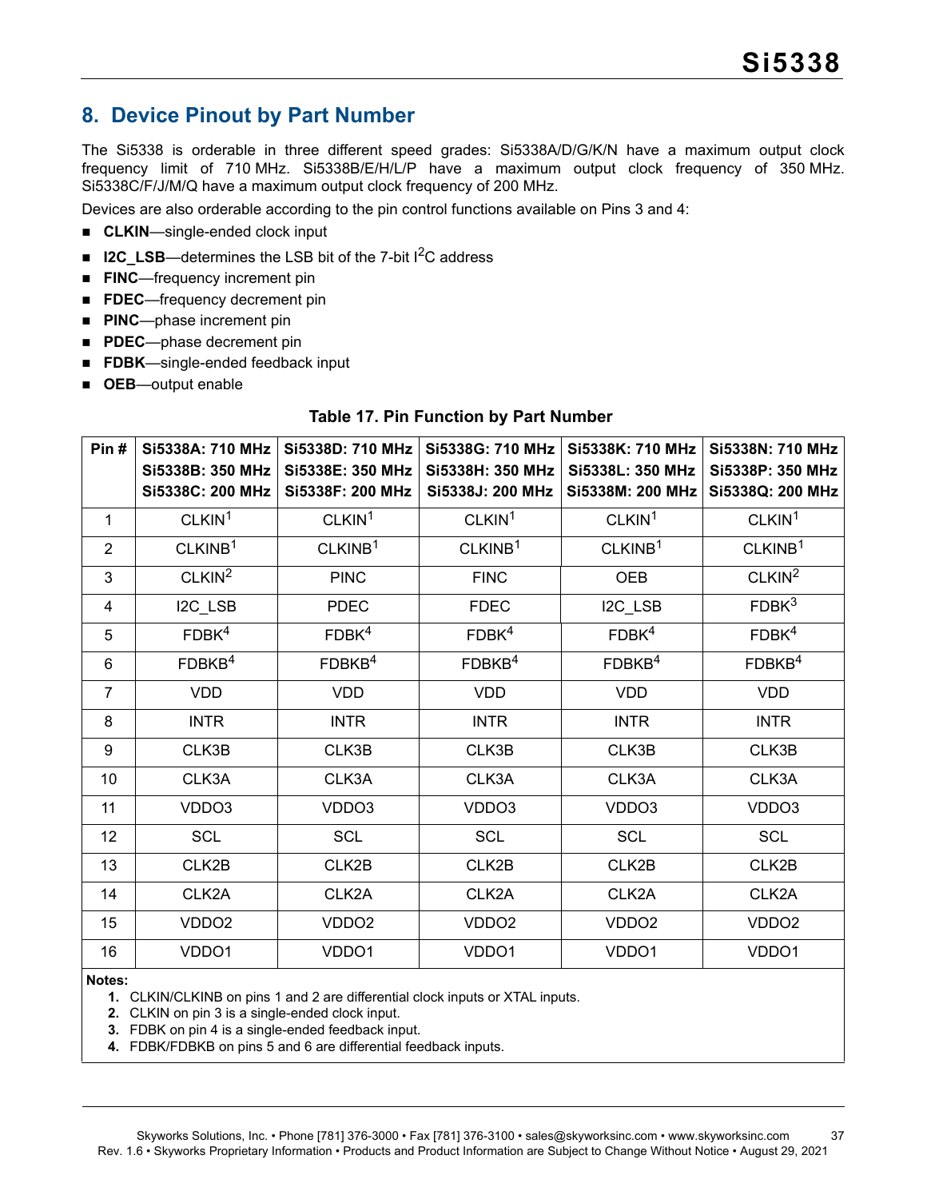## 8. Device Pinout by Part Number

The Si5338 is orderable in three different speed grades: Si5338A/D/G/K/N have a maximum output clock frequency limit of 710 MHz. Si5338B/E/H/L/P have a maximum output clock frequency of 350 MHz. Si5338C/F/J/M/Q have a maximum output clock frequency of 200 MHz.

Devices are also orderable according to the pin control functions available on Pins 3 and 4:

- **CLKIN**—single-ended clock input
- **I2C_LSB**—determines the LSB bit of the 7-bit $I^2C$ address
- **FINC**—frequency increment pin
- **FDEC**—frequency decrement pin
- **PINC**—phase increment pin
- **PDEC**—phase decrement pin
- **FDBK**—single-ended feedback input
- **OEB**—output enable

**Table 17. Pin Function by Part Number**

| Pin # | Si5338A: 710 MHz Si5338B: 350 MHz Si5338C: 200 MHz | Si5338D: 710 MHz Si5338E: 350 MHz Si5338F: 200 MHz | Si5338G: 710 MHz Si5338H: 350 MHz Si5338J: 200 MHz | Si5338K: 710 MHz Si5338L: 350 MHz Si5338M: 200 MHz | Si5338N: 710 MHz Si5338P: 350 MHz Si5338Q: 200 MHz |
|---|---|---|---|---|---|
| 1 | CLKIN[1] | CLKIN[1] | CLKIN[1] | CLKIN[1] | CLKIN[1] |
| 2 | CLKINB[1] | CLKINB[1] | CLKINB[1] | CLKINB[1] | CLKINB[1] |
| 3 | CLKIN[2] | PINC | FINC | OEB | CLKIN[2] |
| 4 | I2C_LSB | PDEC | FDEC | I2C_LSB | FDBK[3] |
| 5 | FDBK[4] | FDBK[4] | FDBK[4] | FDBK[4] | FDBK[4] |
| 6 | FDBKB[4] | FDBKB[4] | FDBKB[4] | FDBKB[4] | FDBKB[4] |
| 7 | VDD | VDD | VDD | VDD | VDD |
| 8 | INTR | INTR | INTR | INTR | INTR |
| 9 | CLK3B | CLK3B | CLK3B | CLK3B | CLK3B |
| 10 | CLK3A | CLK3A | CLK3A | CLK3A | CLK3A |
| 11 | VDDO3 | VDDO3 | VDDO3 | VDDO3 | VDDO3 |
| 12 | SCL | SCL | SCL | SCL | SCL |
| 13 | CLK2B | CLK2B | CLK2B | CLK2B | CLK2B |
| 14 | CLK2A | CLK2A | CLK2A | CLK2A | CLK2A |
| 15 | VDDO2 | VDDO2 | VDDO2 | VDDO2 | VDDO2 |
| 16 | VDDO1 | VDDO1 | VDDO1 | VDDO1 | VDDO1 |

**Notes:**

1. CLKIN/CLKINB on pins 1 and 2 are differential clock inputs or XTAL inputs.
2. CLKIN on pin 3 is a single-ended clock input.
3. FDBK on pin 4 is a single-ended feedback input.
4. FDBK/FDBKB on pins 5 and 6 are differential feedback inputs.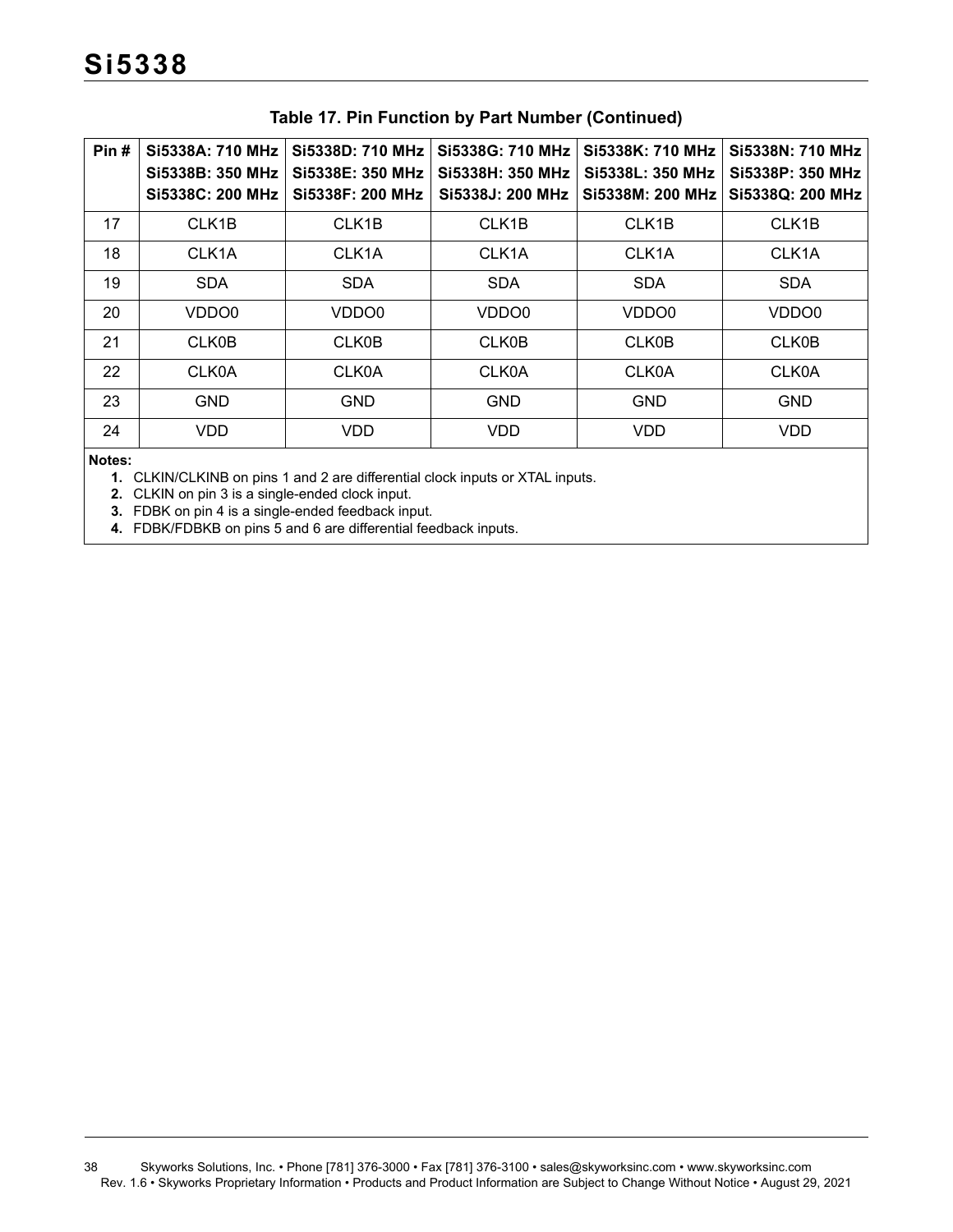**Table 17. Pin Function by Part Number (Continued)**

| Pin # | Si5338A: 710 MHz<br>Si5338B: 350 MHz<br>Si5338C: 200 MHz | Si5338D: 710 MHz<br>Si5338E: 350 MHz<br>Si5338F: 200 MHz | Si5338G: 710 MHz<br>Si5338H: 350 MHz<br>Si5338J: 200 MHz | Si5338K: 710 MHz<br>Si5338L: 350 MHz<br>Si5338M: 200 MHz | Si5338N: 710 MHz<br>Si5338P: 350 MHz<br>Si5338Q: 200 MHz |
|---|---|---|---|---|---|
| 17 | CLK1B | CLK1B | CLK1B | CLK1B | CLK1B |
| 18 | CLK1A | CLK1A | CLK1A | CLK1A | CLK1A |
| 19 | SDA | SDA | SDA | SDA | SDA |
| 20 | VDDO0 | VDDO0 | VDDO0 | VDDO0 | VDDO0 |
| 21 | CLK0B | CLK0B | CLK0B | CLK0B | CLK0B |
| 22 | CLK0A | CLK0A | CLK0A | CLK0A | CLK0A |
| 23 | GND | GND | GND | GND | GND |
| 24 | VDD | VDD | VDD | VDD | VDD |

**Notes:**

1. CLKIN/CLKINB on pins 1 and 2 are differential clock inputs or XTAL inputs.
2. CLKIN on pin 3 is a single-ended clock input.
3. FDBK on pin 4 is a single-ended feedback input.
4. FDBK/FDBKB on pins 5 and 6 are differential feedback inputs.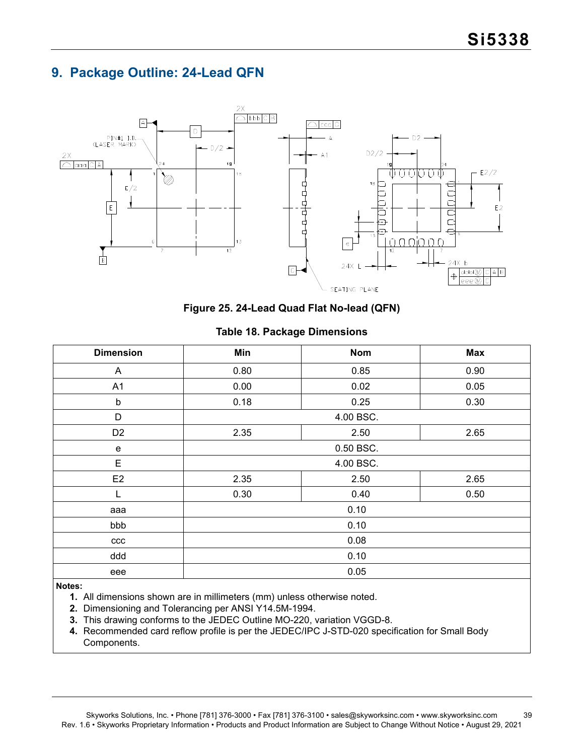# 9. Package Outline: 24-Lead QFN

**Figure 25. 24-Lead Quad Flat No-lead (QFN)**

**Table 18. Package Dimensions**

| Dimension | Min | Nom | Max |
|---|---|---|---|
| A | 0.80 | 0.85 | 0.90 |
| A1 | 0.00 | 0.02 | 0.05 |
| b | 0.18 | 0.25 | 0.30 |
| D | | 4.00 BSC. | |
| D2 | 2.35 | 2.50 | 2.65 |
| e | | 0.50 BSC. | |
| E | | 4.00 BSC. | |
| E2 | 2.35 | 2.50 | 2.65 |
| L | 0.30 | 0.40 | 0.50 |
| aaa | | 0.10 | |
| bbb | | 0.10 | |
| ccc | | 0.08 | |
| ddd | | 0.10 | |
| eee | | 0.05 | |

**Notes:**

1. All dimensions shown are in millimeters (mm) unless otherwise noted.
2. Dimensioning and Tolerancing per ANSI Y14.5M-1994.
3. This drawing conforms to the JEDEC Outline MO-220, variation VGGD-8.
4. Recommended card reflow profile is per the JEDEC/IPC J-STD-020 specification for Small Body Components.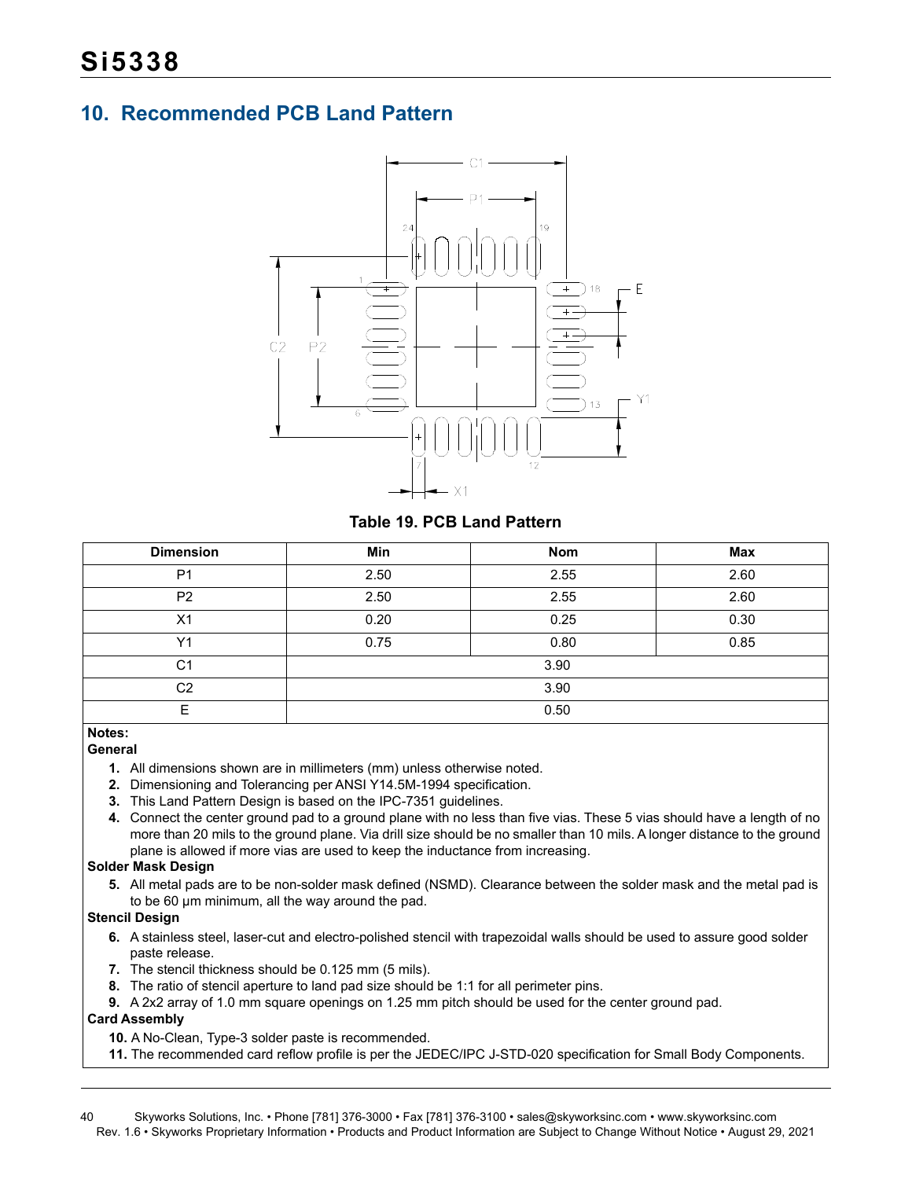## 10. Recommended PCB Land Pattern

**Table 19. PCB Land Pattern**

| Dimension | Min | Nom | Max |
|---|---|---|---|
| P1 | 2.50 | 2.55 | 2.60 |
| P2 | 2.50 | 2.55 | 2.60 |
| X1 | 0.20 | 0.25 | 0.30 |
| Y1 | 0.75 | 0.80 | 0.85 |
| C1 | | 3.90 | |
| C2 | | 3.90 | |
| E | | 0.50 | |

**Notes:**

**General**

1. All dimensions shown are in millimeters (mm) unless otherwise noted.
2. Dimensioning and Tolerancing per ANSI Y14.5M-1994 specification.
3. This Land Pattern Design is based on the IPC-7351 guidelines.
4. Connect the center ground pad to a ground plane with no less than five vias. These 5 vias should have a length of no more than 20 mils to the ground plane. Via drill size should be no smaller than 10 mils. A longer distance to the ground plane is allowed if more vias are used to keep the inductance from increasing.

**Solder Mask Design**

5. All metal pads are to be non-solder mask defined (NSMD). Clearance between the solder mask and the metal pad is to be 60 µm minimum, all the way around the pad.

**Stencil Design**

6. A stainless steel, laser-cut and electro-polished stencil with trapezoidal walls should be used to assure good solder paste release.
7. The stencil thickness should be 0.125 mm (5 mils).
8. The ratio of stencil aperture to land pad size should be 1:1 for all perimeter pins.
9. A 2x2 array of 1.0 mm square openings on 1.25 mm pitch should be used for the center ground pad.

**Card Assembly**

10. A No-Clean, Type-3 solder paste is recommended.
11. The recommended card reflow profile is per the JEDEC/IPC J-STD-020 specification for Small Body Components.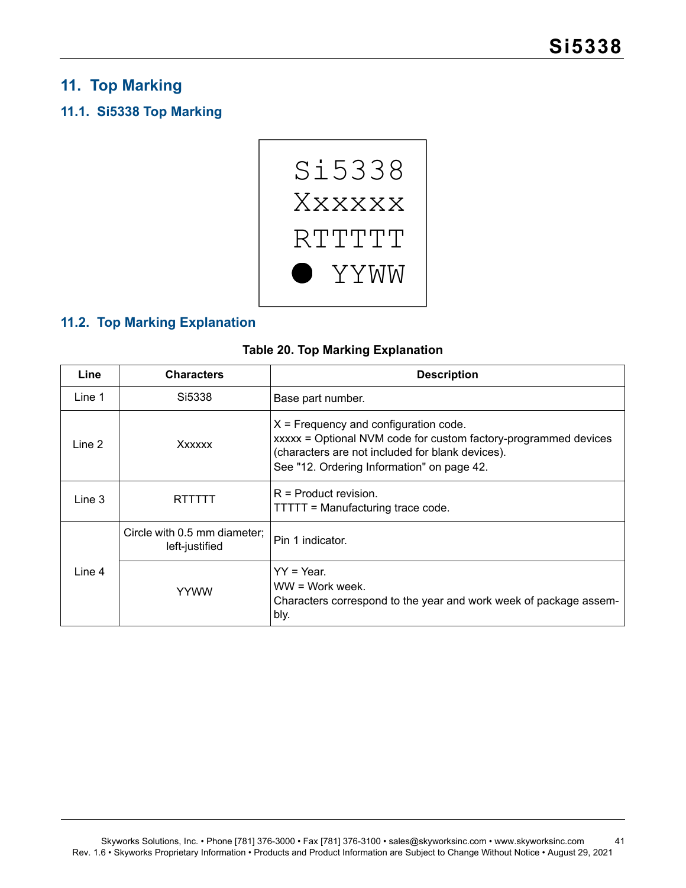## 11. Top Marking

### 11.1. Si5338 Top Marking

```
Si5338
Xxxxxx
RTTTTT
● YYWW
```

### 11.2. Top Marking Explanation

**Table 20. Top Marking Explanation**

| Line | Characters | Description |
|---|---|---|
| Line 1 | Si5338 | Base part number. |
| Line 2 | Xxxxxx | X = Frequency and configuration code.<br>xxxxx = Optional NVM code for custom factory-programmed devices (characters are not included for blank devices).<br>See "12. Ordering Information" on page 42. |
| Line 3 | RTTTTT | R = Product revision.<br>TTTTT = Manufacturing trace code. |
| Line 4 | Circle with 0.5 mm diameter; left-justified | Pin 1 indicator. |
| | YYWW | YY = Year.<br>WW = Work week.<br>Characters correspond to the year and work week of package assembly. |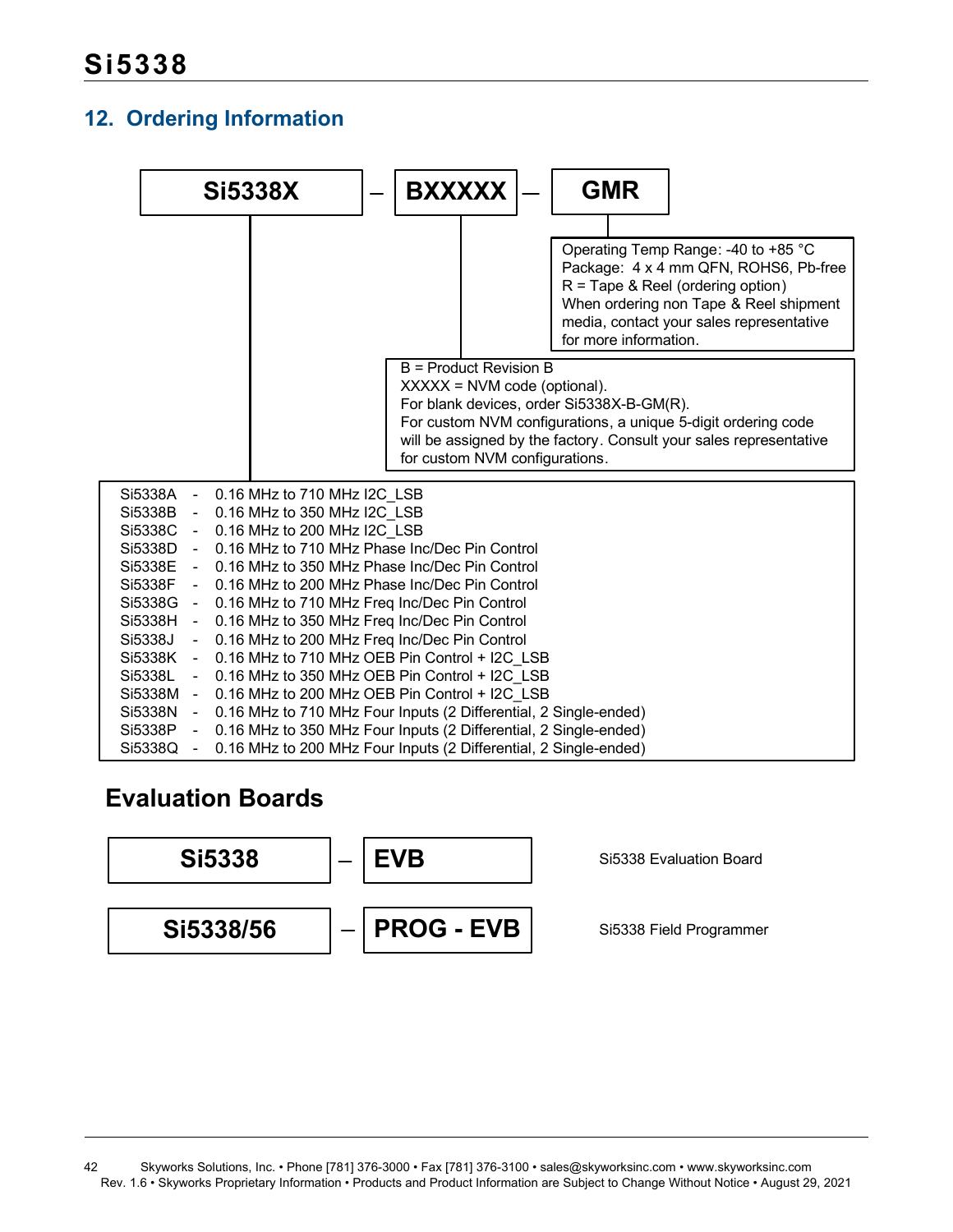## 12. Ordering Information

**Si5338X** – **BXXXXX** – **GMR**

**GMR:**
Operating Temp Range: -40 to +85 °C
Package: 4 x 4 mm QFN, ROHS6, Pb-free
R = Tape & Reel (ordering option)
When ordering non Tape & Reel shipment media, contact your sales representative for more information.

**BXXXXX:**
B = Product Revision B
XXXXX = NVM code (optional).
For blank devices, order Si5338X-B-GM(R).
For custom NVM configurations, a unique 5-digit ordering code will be assigned by the factory. Consult your sales representative for custom NVM configurations.

**Si5338X:**

- Si5338A - 0.16 MHz to 710 MHz I2C_LSB
- Si5338B - 0.16 MHz to 350 MHz I2C_LSB
- Si5338C - 0.16 MHz to 200 MHz I2C_LSB
- Si5338D - 0.16 MHz to 710 MHz Phase Inc/Dec Pin Control
- Si5338E - 0.16 MHz to 350 MHz Phase Inc/Dec Pin Control
- Si5338F - 0.16 MHz to 200 MHz Phase Inc/Dec Pin Control
- Si5338G - 0.16 MHz to 710 MHz Freq Inc/Dec Pin Control
- Si5338H - 0.16 MHz to 350 MHz Freq Inc/Dec Pin Control
- Si5338J - 0.16 MHz to 200 MHz Freq Inc/Dec Pin Control
- Si5338K - 0.16 MHz to 710 MHz OEB Pin Control + I2C_LSB
- Si5338L - 0.16 MHz to 350 MHz OEB Pin Control + I2C_LSB
- Si5338M - 0.16 MHz to 200 MHz OEB Pin Control + I2C_LSB
- Si5338N - 0.16 MHz to 710 MHz Four Inputs (2 Differential, 2 Single-ended)
- Si5338P - 0.16 MHz to 350 MHz Four Inputs (2 Differential, 2 Single-ended)
- Si5338Q - 0.16 MHz to 200 MHz Four Inputs (2 Differential, 2 Single-ended)

### Evaluation Boards

| Part Number | Description |
|---|---|
| **Si5338 – EVB** | Si5338 Evaluation Board |
| **Si5338/56 – PROG - EVB** | Si5338 Field Programmer |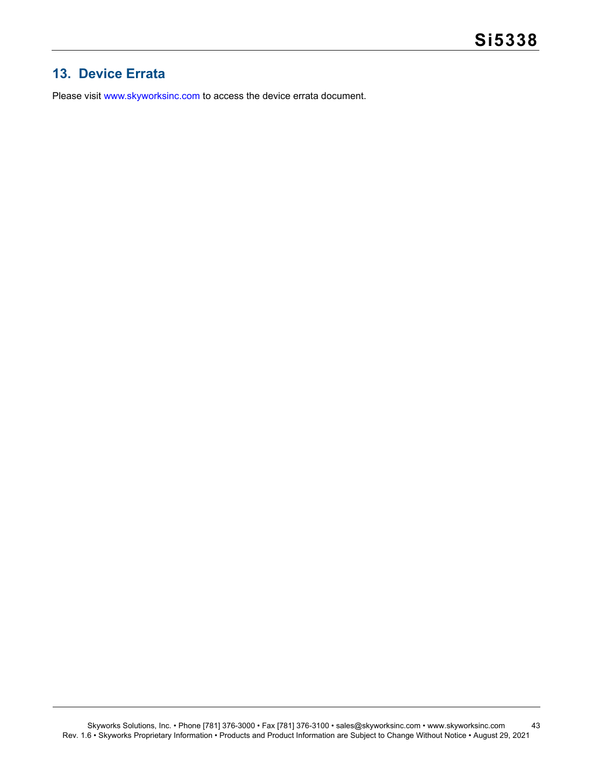## 13. Device Errata

Please visit www.skyworksinc.com to access the device errata document.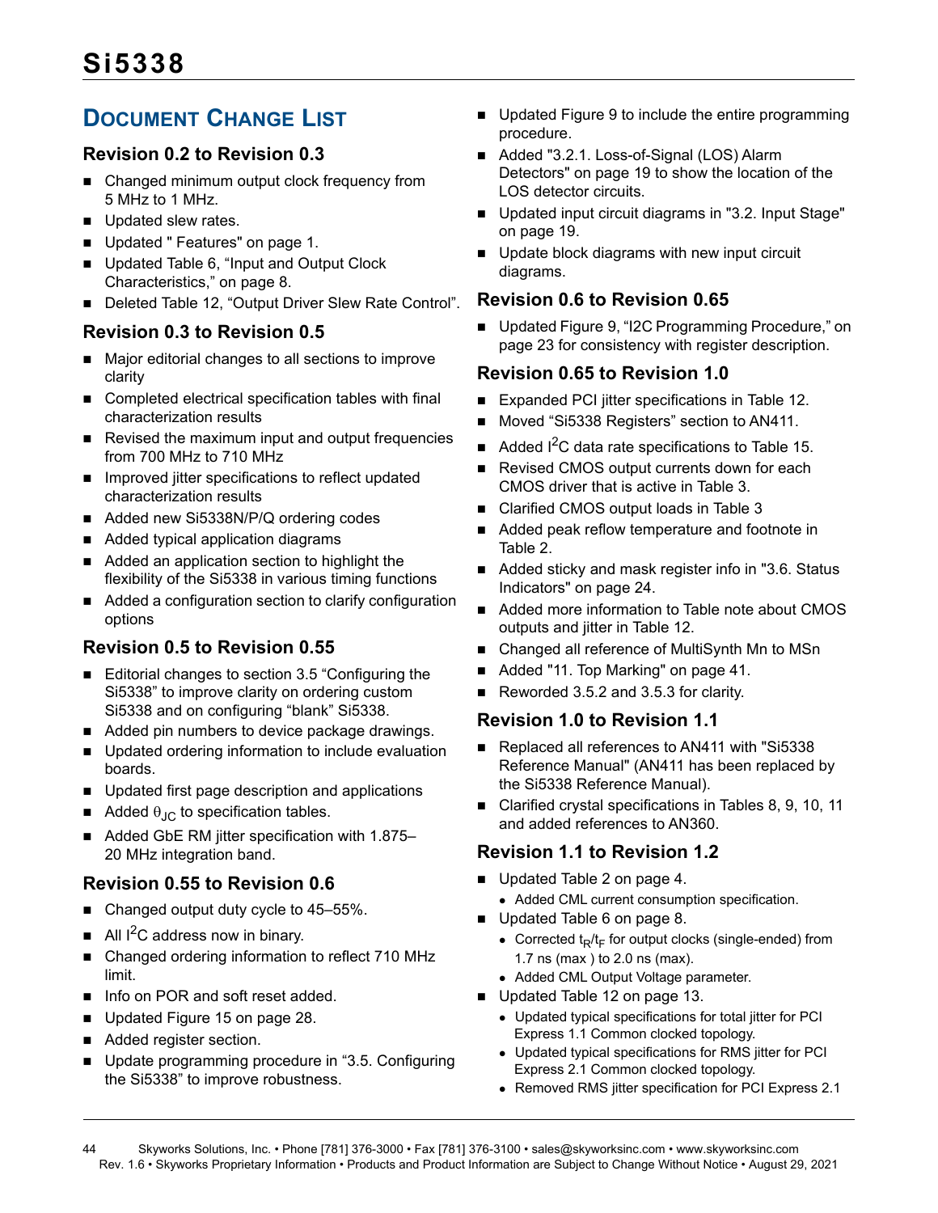## Document Change List

### Revision 0.2 to Revision 0.3

- Changed minimum output clock frequency from 5 MHz to 1 MHz.
- Updated slew rates.
- Updated " Features" on page 1.
- Updated Table 6, “Input and Output Clock Characteristics,” on page 8.
- Deleted Table 12, “Output Driver Slew Rate Control”.

### Revision 0.3 to Revision 0.5

- Major editorial changes to all sections to improve clarity
- Completed electrical specification tables with final characterization results
- Revised the maximum input and output frequencies from 700 MHz to 710 MHz
- Improved jitter specifications to reflect updated characterization results
- Added new Si5338N/P/Q ordering codes
- Added typical application diagrams
- Added an application section to highlight the flexibility of the Si5338 in various timing functions
- Added a configuration section to clarify configuration options

### Revision 0.5 to Revision 0.55

- Editorial changes to section 3.5 “Configuring the Si5338” to improve clarity on ordering custom Si5338 and on configuring “blank” Si5338.
- Added pin numbers to device package drawings.
- Updated ordering information to include evaluation boards.
- Updated first page description and applications
- Added $\theta_{JC}$ to specification tables.
- Added GbE RM jitter specification with 1.875–20 MHz integration band.

### Revision 0.55 to Revision 0.6

- Changed output duty cycle to 45–55%.
- All $I^2C$ address now in binary.
- Changed ordering information to reflect 710 MHz limit.
- Info on POR and soft reset added.
- Updated Figure 15 on page 28.
- Added register section.
- Update programming procedure in “3.5. Configuring the Si5338” to improve robustness.
- Updated Figure 9 to include the entire programming procedure.
- Added "3.2.1. Loss-of-Signal (LOS) Alarm Detectors" on page 19 to show the location of the LOS detector circuits.
- Updated input circuit diagrams in "3.2. Input Stage" on page 19.
- Update block diagrams with new input circuit diagrams.

### Revision 0.6 to Revision 0.65

- Updated Figure 9, “I2C Programming Procedure,” on page 23 for consistency with register description.

### Revision 0.65 to Revision 1.0

- Expanded PCI jitter specifications in Table 12.
- Moved “Si5338 Registers” section to AN411.
- Added $I^2C$ data rate specifications to Table 15.
- Revised CMOS output currents down for each CMOS driver that is active in Table 3.
- Clarified CMOS output loads in Table 3
- Added peak reflow temperature and footnote in Table 2.
- Added sticky and mask register info in "3.6. Status Indicators" on page 24.
- Added more information to Table note about CMOS outputs and jitter in Table 12.
- Changed all reference of MultiSynth Mn to MSn
- Added "11. Top Marking" on page 41.
- Reworded 3.5.2 and 3.5.3 for clarity.

### Revision 1.0 to Revision 1.1

- Replaced all references to AN411 with "Si5338 Reference Manual" (AN411 has been replaced by the Si5338 Reference Manual).
- Clarified crystal specifications in Tables 8, 9, 10, 11 and added references to AN360.

### Revision 1.1 to Revision 1.2

- Updated Table 2 on page 4.
  - Added CML current consumption specification.
- Updated Table 6 on page 8.
  - Corrected $t_R/t_F$ for output clocks (single-ended) from 1.7 ns (max ) to 2.0 ns (max).
  - Added CML Output Voltage parameter.
- Updated Table 12 on page 13.
  - Updated typical specifications for total jitter for PCI Express 1.1 Common clocked topology.
  - Updated typical specifications for RMS jitter for PCI Express 2.1 Common clocked topology.
  - Removed RMS jitter specification for PCI Express 2.1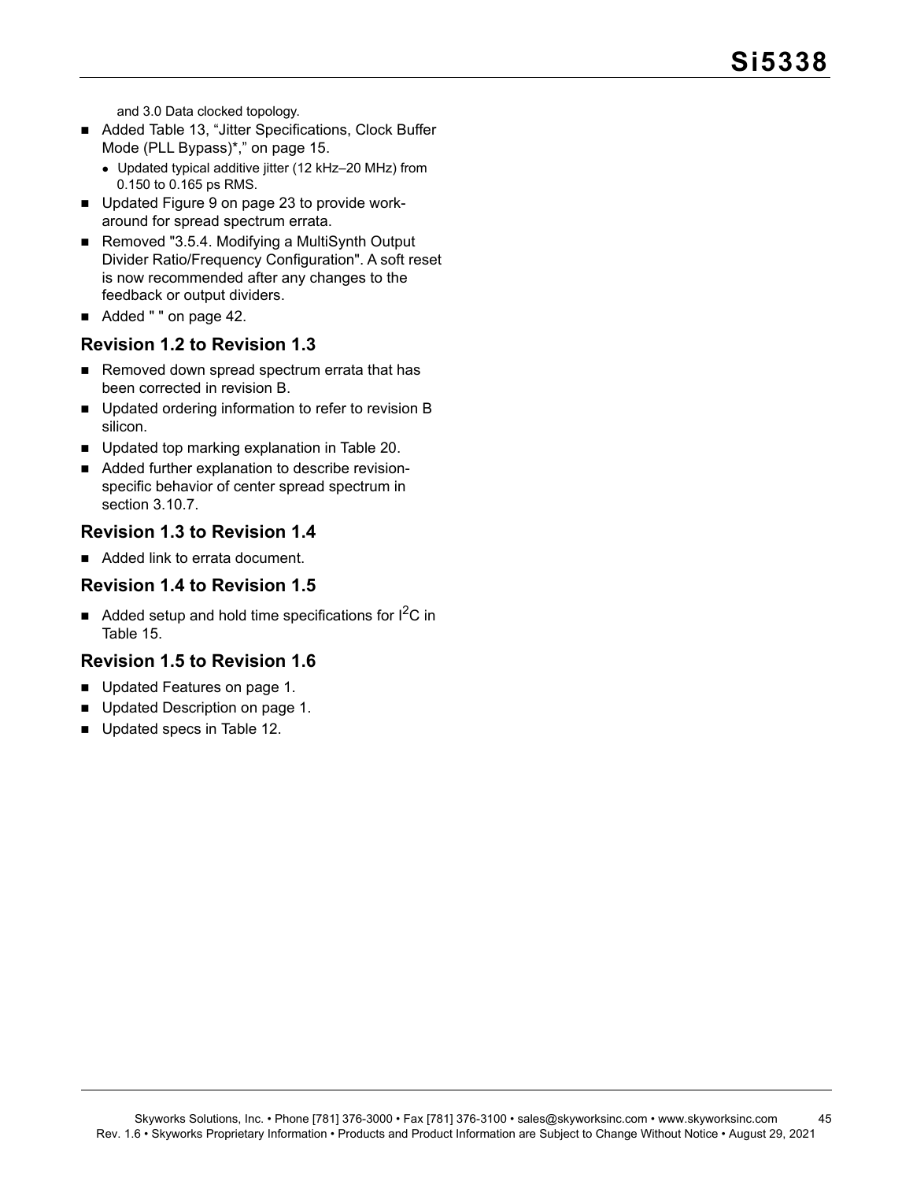and 3.0 Data clocked topology.

- Added Table 13, “Jitter Specifications, Clock Buffer Mode (PLL Bypass)*,” on page 15.
  - Updated typical additive jitter (12 kHz–20 MHz) from 0.150 to 0.165 ps RMS.
- Updated Figure 9 on page 23 to provide work-around for spread spectrum errata.
- Removed "3.5.4. Modifying a MultiSynth Output Divider Ratio/Frequency Configuration". A soft reset is now recommended after any changes to the feedback or output dividers.
- Added " " on page 42.

## Revision 1.2 to Revision 1.3

- Removed down spread spectrum errata that has been corrected in revision B.
- Updated ordering information to refer to revision B silicon.
- Updated top marking explanation in Table 20.
- Added further explanation to describe revision-specific behavior of center spread spectrum in section 3.10.7.

## Revision 1.3 to Revision 1.4

- Added link to errata document.

## Revision 1.4 to Revision 1.5

- Added setup and hold time specifications for $I^2C$ in Table 15.

## Revision 1.5 to Revision 1.6

- Updated Features on page 1.
- Updated Description on page 1.
- Updated specs in Table 12.